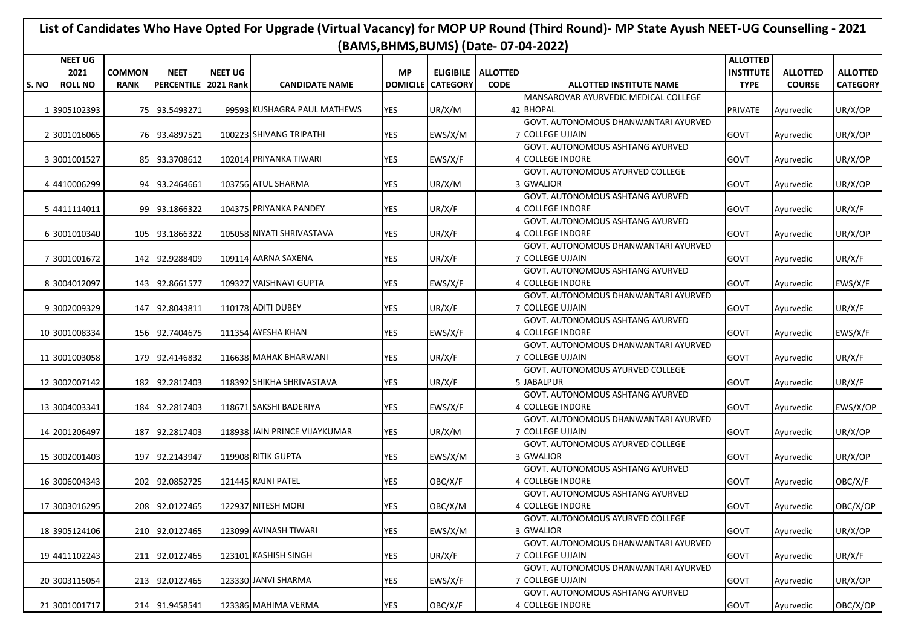# List of Candidates Who Have Opted For Upgrade (Virtual Vacancy) for MOP UP Round (Third Round)- MP State Ayush NEET-UG Counselling - 2021 (BAMS,BHMS,BUMS) (Date- 07-04-2022)

| S. NO | NEET UG 2021 ROLL NO | COMMON RANK | NEET PERCENTILE | NEET UG 2021 Rank | CANDIDATE NAME | MP DOMICILE | ELIGIBILE CATEGORY | ALLOTTED CODE | ALLOTTED INSTITUTE NAME | ALLOTTED INSTITUTE TYPE | ALLOTTED COURSE | ALLOTTED CATEGORY |
|---|---|---|---|---|---|---|---|---|---|---|---|---|
| 1 | 3905102393 | 75 | 93.5493271 | 99593 | KUSHAGRA PAUL MATHEWS | YES | UR/X/M | 42 | MANSAROVAR AYURVEDIC MEDICAL COLLEGE BHOPAL | PRIVATE | Ayurvedic | UR/X/OP |
| 2 | 3001016065 | 76 | 93.4897521 | 100223 | SHIVANG TRIPATHI | YES | EWS/X/M | 7 | GOVT. AUTONOMOUS DHANWANTARI AYURVED COLLEGE UJJAIN | GOVT | Ayurvedic | UR/X/OP |
| 3 | 3001001527 | 85 | 93.3708612 | 102014 | PRIYANKA TIWARI | YES | EWS/X/F | 4 | GOVT. AUTONOMOUS ASHTANG AYURVED COLLEGE INDORE | GOVT | Ayurvedic | UR/X/OP |
| 4 | 4410006299 | 94 | 93.2464661 | 103756 | ATUL SHARMA | YES | UR/X/M | 3 | GOVT. AUTONOMOUS AYURVED COLLEGE GWALIOR | GOVT | Ayurvedic | UR/X/OP |
| 5 | 4411114011 | 99 | 93.1866322 | 104375 | PRIYANKA PANDEY | YES | UR/X/F | 4 | GOVT. AUTONOMOUS ASHTANG AYURVED COLLEGE INDORE | GOVT | Ayurvedic | UR/X/F |
| 6 | 3001010340 | 105 | 93.1866322 | 105058 | NIYATI SHRIVASTAVA | YES | UR/X/F | 4 | GOVT. AUTONOMOUS ASHTANG AYURVED COLLEGE INDORE | GOVT | Ayurvedic | UR/X/OP |
| 7 | 3001001672 | 142 | 92.9288409 | 109114 | AARNA SAXENA | YES | UR/X/F | 7 | GOVT. AUTONOMOUS DHANWANTARI AYURVED COLLEGE UJJAIN | GOVT | Ayurvedic | UR/X/F |
| 8 | 3004012097 | 143 | 92.8661577 | 109327 | VAISHNAVI GUPTA | YES | EWS/X/F | 4 | GOVT. AUTONOMOUS ASHTANG AYURVED COLLEGE INDORE | GOVT | Ayurvedic | EWS/X/F |
| 9 | 3002009329 | 147 | 92.8043811 | 110178 | ADITI DUBEY | YES | UR/X/F | 7 | GOVT. AUTONOMOUS DHANWANTARI AYURVED COLLEGE UJJAIN | GOVT | Ayurvedic | UR/X/F |
| 10 | 3001008334 | 156 | 92.7404675 | 111354 | AYESHA KHAN | YES | EWS/X/F | 4 | GOVT. AUTONOMOUS ASHTANG AYURVED COLLEGE INDORE | GOVT | Ayurvedic | EWS/X/F |
| 11 | 3001003058 | 179 | 92.4146832 | 116638 | MAHAK BHARWANI | YES | UR/X/F | 7 | GOVT. AUTONOMOUS DHANWANTARI AYURVED COLLEGE UJJAIN | GOVT | Ayurvedic | UR/X/F |
| 12 | 3002007142 | 182 | 92.2817403 | 118392 | SHIKHA SHRIVASTAVA | YES | UR/X/F | 5 | GOVT. AUTONOMOUS AYURVED COLLEGE JABALPUR | GOVT | Ayurvedic | UR/X/F |
| 13 | 3004003341 | 184 | 92.2817403 | 118671 | SAKSHI BADERIYA | YES | EWS/X/F | 4 | GOVT. AUTONOMOUS ASHTANG AYURVED COLLEGE INDORE | GOVT | Ayurvedic | EWS/X/OP |
| 14 | 2001206497 | 187 | 92.2817403 | 118938 | JAIN PRINCE VIJAYKUMAR | YES | UR/X/M | 7 | GOVT. AUTONOMOUS DHANWANTARI AYURVED COLLEGE UJJAIN | GOVT | Ayurvedic | UR/X/OP |
| 15 | 3002001403 | 197 | 92.2143947 | 119908 | RITIK GUPTA | YES | EWS/X/M | 3 | GOVT. AUTONOMOUS AYURVED COLLEGE GWALIOR | GOVT | Ayurvedic | UR/X/OP |
| 16 | 3006004343 | 202 | 92.0852725 | 121445 | RAJNI PATEL | YES | OBC/X/F | 4 | GOVT. AUTONOMOUS ASHTANG AYURVED COLLEGE INDORE | GOVT | Ayurvedic | OBC/X/F |
| 17 | 3003016295 | 208 | 92.0127465 | 122937 | NITESH MORI | YES | OBC/X/M | 4 | GOVT. AUTONOMOUS ASHTANG AYURVED COLLEGE INDORE | GOVT | Ayurvedic | OBC/X/OP |
| 18 | 3905124106 | 210 | 92.0127465 | 123099 | AVINASH TIWARI | YES | EWS/X/M | 3 | GOVT. AUTONOMOUS AYURVED COLLEGE GWALIOR | GOVT | Ayurvedic | UR/X/OP |
| 19 | 4411102243 | 211 | 92.0127465 | 123101 | KASHISH SINGH | YES | UR/X/F | 7 | GOVT. AUTONOMOUS DHANWANTARI AYURVED COLLEGE UJJAIN | GOVT | Ayurvedic | UR/X/F |
| 20 | 3003115054 | 213 | 92.0127465 | 123330 | JANVI SHARMA | YES | EWS/X/F | 7 | GOVT. AUTONOMOUS DHANWANTARI AYURVED COLLEGE UJJAIN | GOVT | Ayurvedic | UR/X/OP |
| 21 | 3001001717 | 214 | 91.9458541 | 123386 | MAHIMA VERMA | YES | OBC/X/F | 4 | GOVT. AUTONOMOUS ASHTANG AYURVED COLLEGE INDORE | GOVT | Ayurvedic | OBC/X/OP |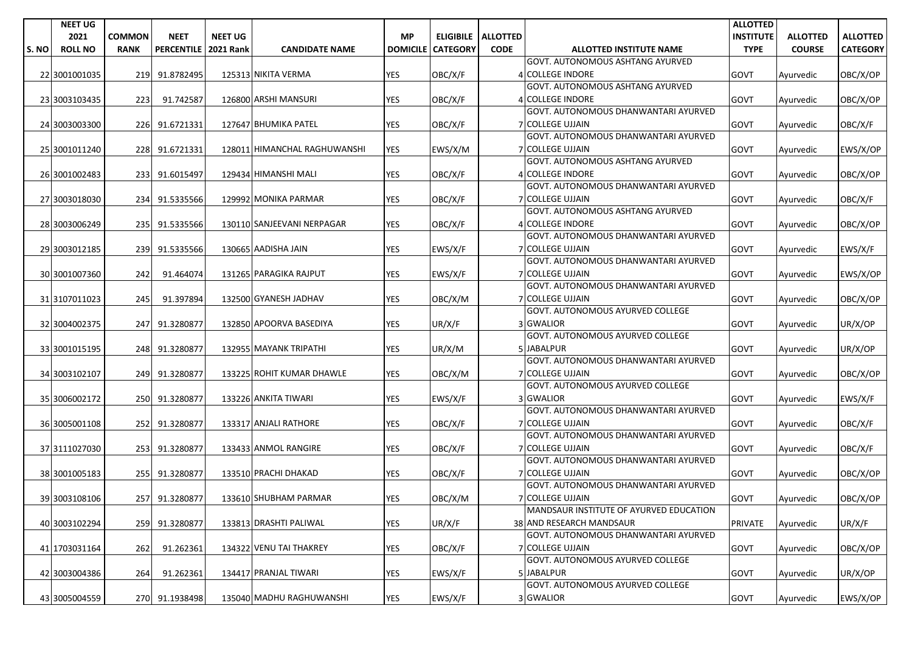| S. NO | NEET UG 2021 ROLL NO | COMMON RANK | NEET PERCENTILE | NEET UG 2021 Rank | CANDIDATE NAME | MP DOMICILE | ELIGIBILE CATEGORY | ALLOTTED CODE | ALLOTTED INSTITUTE NAME | ALLOTTED INSTITUTE TYPE | ALLOTTED COURSE | ALLOTTED CATEGORY |
|---|---|---|---|---|---|---|---|---|---|---|---|---|
| 22 | 3001001035 | 219 | 91.8782495 | 125313 | NIKITA VERMA | YES | OBC/X/F | 4 | GOVT. AUTONOMOUS ASHTANG AYURVED COLLEGE INDORE | GOVT | Ayurvedic | OBC/X/OP |
| 23 | 3003103435 | 223 | 91.742587 | 126800 | ARSHI MANSURI | YES | OBC/X/F | 4 | GOVT. AUTONOMOUS ASHTANG AYURVED COLLEGE INDORE | GOVT | Ayurvedic | OBC/X/OP |
| 24 | 3003003300 | 226 | 91.6721331 | 127647 | BHUMIKA PATEL | YES | OBC/X/F | 7 | GOVT. AUTONOMOUS DHANWANTARI AYURVED COLLEGE UJJAIN | GOVT | Ayurvedic | OBC/X/F |
| 25 | 3001011240 | 228 | 91.6721331 | 128011 | HIMANCHAL RAGHUWANSHI | YES | EWS/X/M | 7 | GOVT. AUTONOMOUS DHANWANTARI AYURVED COLLEGE UJJAIN | GOVT | Ayurvedic | EWS/X/OP |
| 26 | 3001002483 | 233 | 91.6015497 | 129434 | HIMANSHI MALI | YES | OBC/X/F | 4 | GOVT. AUTONOMOUS ASHTANG AYURVED COLLEGE INDORE | GOVT | Ayurvedic | OBC/X/OP |
| 27 | 3003018030 | 234 | 91.5335566 | 129992 | MONIKA PARMAR | YES | OBC/X/F | 7 | GOVT. AUTONOMOUS DHANWANTARI AYURVED COLLEGE UJJAIN | GOVT | Ayurvedic | OBC/X/F |
| 28 | 3003006249 | 235 | 91.5335566 | 130110 | SANJEEVANI NERPAGAR | YES | OBC/X/F | 4 | GOVT. AUTONOMOUS ASHTANG AYURVED COLLEGE INDORE | GOVT | Ayurvedic | OBC/X/OP |
| 29 | 3003012185 | 239 | 91.5335566 | 130665 | AADISHA JAIN | YES | EWS/X/F | 7 | GOVT. AUTONOMOUS DHANWANTARI AYURVED COLLEGE UJJAIN | GOVT | Ayurvedic | EWS/X/F |
| 30 | 3001007360 | 242 | 91.464074 | 131265 | PARAGIKA RAJPUT | YES | EWS/X/F | 7 | GOVT. AUTONOMOUS DHANWANTARI AYURVED COLLEGE UJJAIN | GOVT | Ayurvedic | EWS/X/OP |
| 31 | 3107011023 | 245 | 91.397894 | 132500 | GYANESH JADHAV | YES | OBC/X/M | 7 | GOVT. AUTONOMOUS DHANWANTARI AYURVED COLLEGE UJJAIN | GOVT | Ayurvedic | OBC/X/OP |
| 32 | 3004002375 | 247 | 91.3280877 | 132850 | APOORVA BASEDIYA | YES | UR/X/F | 3 | GOVT. AUTONOMOUS AYURVED COLLEGE GWALIOR | GOVT | Ayurvedic | UR/X/OP |
| 33 | 3001015195 | 248 | 91.3280877 | 132955 | MAYANK TRIPATHI | YES | UR/X/M | 5 | GOVT. AUTONOMOUS AYURVED COLLEGE JABALPUR | GOVT | Ayurvedic | UR/X/OP |
| 34 | 3003102107 | 249 | 91.3280877 | 133225 | ROHIT KUMAR DHAWLE | YES | OBC/X/M | 7 | GOVT. AUTONOMOUS DHANWANTARI AYURVED COLLEGE UJJAIN | GOVT | Ayurvedic | OBC/X/OP |
| 35 | 3006002172 | 250 | 91.3280877 | 133226 | ANKITA TIWARI | YES | EWS/X/F | 3 | GOVT. AUTONOMOUS AYURVED COLLEGE GWALIOR | GOVT | Ayurvedic | EWS/X/F |
| 36 | 3005001108 | 252 | 91.3280877 | 133317 | ANJALI RATHORE | YES | OBC/X/F | 7 | GOVT. AUTONOMOUS DHANWANTARI AYURVED COLLEGE UJJAIN | GOVT | Ayurvedic | OBC/X/F |
| 37 | 3111027030 | 253 | 91.3280877 | 133433 | ANMOL RANGIRE | YES | OBC/X/F | 7 | GOVT. AUTONOMOUS DHANWANTARI AYURVED COLLEGE UJJAIN | GOVT | Ayurvedic | OBC/X/F |
| 38 | 3001005183 | 255 | 91.3280877 | 133510 | PRACHI DHAKAD | YES | OBC/X/F | 7 | GOVT. AUTONOMOUS DHANWANTARI AYURVED COLLEGE UJJAIN | GOVT | Ayurvedic | OBC/X/OP |
| 39 | 3003108106 | 257 | 91.3280877 | 133610 | SHUBHAM PARMAR | YES | OBC/X/M | 7 | GOVT. AUTONOMOUS DHANWANTARI AYURVED COLLEGE UJJAIN | GOVT | Ayurvedic | OBC/X/OP |
| 40 | 3003102294 | 259 | 91.3280877 | 133813 | DRASHTI PALIWAL | YES | UR/X/F | 38 | MANDSAUR INSTITUTE OF AYURVED EDUCATION AND RESEARCH MANDSAUR | PRIVATE | Ayurvedic | UR/X/F |
| 41 | 1703031164 | 262 | 91.262361 | 134322 | VENU TAI THAKREY | YES | OBC/X/F | 7 | GOVT. AUTONOMOUS DHANWANTARI AYURVED COLLEGE UJJAIN | GOVT | Ayurvedic | OBC/X/OP |
| 42 | 3003004386 | 264 | 91.262361 | 134417 | PRANJAL TIWARI | YES | EWS/X/F | 5 | GOVT. AUTONOMOUS AYURVED COLLEGE JABALPUR | GOVT | Ayurvedic | UR/X/OP |
| 43 | 3005004559 | 270 | 91.1938498 | 135040 | MADHU RAGHUWANSHI | YES | EWS/X/F | 3 | GOVT. AUTONOMOUS AYURVED COLLEGE GWALIOR | GOVT | Ayurvedic | EWS/X/OP |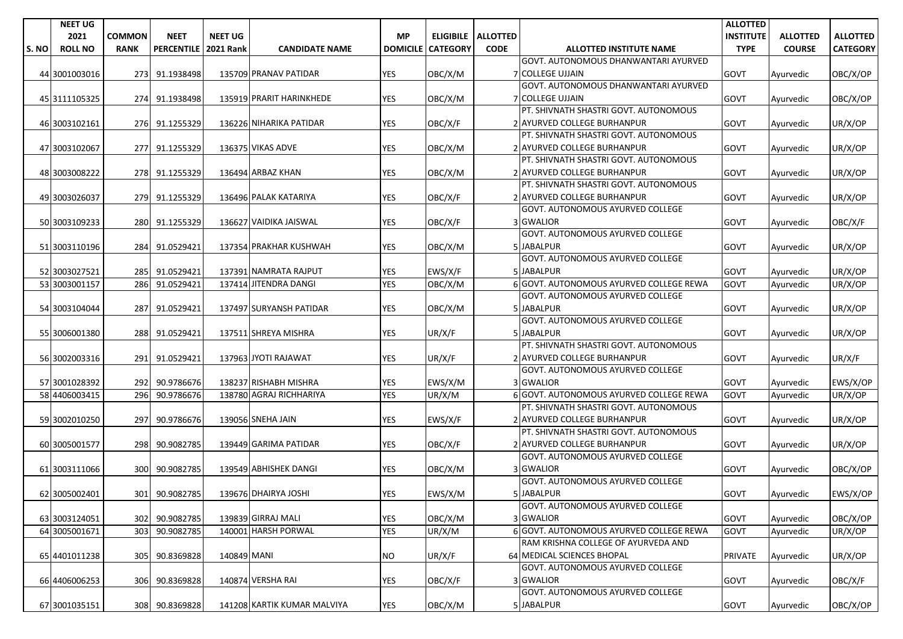| S. NO | NEET UG 2021 ROLL NO | COMMON RANK | NEET PERCENTILE | NEET UG 2021 Rank | CANDIDATE NAME | MP DOMICILE | ELIGIBILE CATEGORY | ALLOTTED CODE | ALLOTTED INSTITUTE NAME | ALLOTTED INSTITUTE TYPE | ALLOTTED COURSE | ALLOTTED CATEGORY |
|---|---|---|---|---|---|---|---|---|---|---|---|---|
| 44 | 3001003016 | 273 | 91.1938498 | 135709 | PRANAV PATIDAR | YES | OBC/X/M | 7 | GOVT. AUTONOMOUS DHANWANTARI AYURVED COLLEGE UJJAIN | GOVT | Ayurvedic | OBC/X/OP |
| 45 | 3111105325 | 274 | 91.1938498 | 135919 | PRARIT HARINKHEDE | YES | OBC/X/M | 7 | GOVT. AUTONOMOUS DHANWANTARI AYURVED COLLEGE UJJAIN | GOVT | Ayurvedic | OBC/X/OP |
| 46 | 3003102161 | 276 | 91.1255329 | 136226 | NIHARIKA PATIDAR | YES | OBC/X/F | 2 | PT. SHIVNATH SHASTRI GOVT. AUTONOMOUS AYURVED COLLEGE BURHANPUR | GOVT | Ayurvedic | UR/X/OP |
| 47 | 3003102067 | 277 | 91.1255329 | 136375 | VIKAS ADVE | YES | OBC/X/M | 2 | PT. SHIVNATH SHASTRI GOVT. AUTONOMOUS AYURVED COLLEGE BURHANPUR | GOVT | Ayurvedic | UR/X/OP |
| 48 | 3003008222 | 278 | 91.1255329 | 136494 | ARBAZ KHAN | YES | OBC/X/M | 2 | PT. SHIVNATH SHASTRI GOVT. AUTONOMOUS AYURVED COLLEGE BURHANPUR | GOVT | Ayurvedic | UR/X/OP |
| 49 | 3003026037 | 279 | 91.1255329 | 136496 | PALAK KATARIYA | YES | OBC/X/F | 2 | PT. SHIVNATH SHASTRI GOVT. AUTONOMOUS AYURVED COLLEGE BURHANPUR | GOVT | Ayurvedic | UR/X/OP |
| 50 | 3003109233 | 280 | 91.1255329 | 136627 | VAIDIKA JAISWAL | YES | OBC/X/F | 3 | GOVT. AUTONOMOUS AYURVED COLLEGE GWALIOR | GOVT | Ayurvedic | OBC/X/F |
| 51 | 3003110196 | 284 | 91.0529421 | 137354 | PRAKHAR KUSHWAH | YES | OBC/X/M | 5 | GOVT. AUTONOMOUS AYURVED COLLEGE JABALPUR | GOVT | Ayurvedic | UR/X/OP |
| 52 | 3003027521 | 285 | 91.0529421 | 137391 | NAMRATA RAJPUT | YES | EWS/X/F | 5 | GOVT. AUTONOMOUS AYURVED COLLEGE JABALPUR | GOVT | Ayurvedic | UR/X/OP |
| 53 | 3003001157 | 286 | 91.0529421 | 137414 | JITENDRA DANGI | YES | OBC/X/M | 6 | GOVT. AUTONOMOUS AYURVED COLLEGE REWA | GOVT | Ayurvedic | UR/X/OP |
| 54 | 3003104044 | 287 | 91.0529421 | 137497 | SURYANSH PATIDAR | YES | OBC/X/M | 5 | GOVT. AUTONOMOUS AYURVED COLLEGE JABALPUR | GOVT | Ayurvedic | UR/X/OP |
| 55 | 3006001380 | 288 | 91.0529421 | 137511 | SHREYA MISHRA | YES | UR/X/F | 5 | GOVT. AUTONOMOUS AYURVED COLLEGE JABALPUR | GOVT | Ayurvedic | UR/X/OP |
| 56 | 3002003316 | 291 | 91.0529421 | 137963 | JYOTI RAJAWAT | YES | UR/X/F | 2 | PT. SHIVNATH SHASTRI GOVT. AUTONOMOUS AYURVED COLLEGE BURHANPUR | GOVT | Ayurvedic | UR/X/F |
| 57 | 3001028392 | 292 | 90.9786676 | 138237 | RISHABH MISHRA | YES | EWS/X/M | 3 | GOVT. AUTONOMOUS AYURVED COLLEGE GWALIOR | GOVT | Ayurvedic | EWS/X/OP |
| 58 | 4406003415 | 296 | 90.9786676 | 138780 | AGRAJ RICHHARIYA | YES | UR/X/M | 6 | GOVT. AUTONOMOUS AYURVED COLLEGE REWA | GOVT | Ayurvedic | UR/X/OP |
| 59 | 3002010250 | 297 | 90.9786676 | 139056 | SNEHA JAIN | YES | EWS/X/F | 2 | PT. SHIVNATH SHASTRI GOVT. AUTONOMOUS AYURVED COLLEGE BURHANPUR | GOVT | Ayurvedic | UR/X/OP |
| 60 | 3005001577 | 298 | 90.9082785 | 139449 | GARIMA PATIDAR | YES | OBC/X/F | 2 | PT. SHIVNATH SHASTRI GOVT. AUTONOMOUS AYURVED COLLEGE BURHANPUR | GOVT | Ayurvedic | UR/X/OP |
| 61 | 3003111066 | 300 | 90.9082785 | 139549 | ABHISHEK DANGI | YES | OBC/X/M | 3 | GOVT. AUTONOMOUS AYURVED COLLEGE GWALIOR | GOVT | Ayurvedic | OBC/X/OP |
| 62 | 3005002401 | 301 | 90.9082785 | 139676 | DHAIRYA JOSHI | YES | EWS/X/M | 5 | GOVT. AUTONOMOUS AYURVED COLLEGE JABALPUR | GOVT | Ayurvedic | EWS/X/OP |
| 63 | 3003124051 | 302 | 90.9082785 | 139839 | GIRRAJ MALI | YES | OBC/X/M | 3 | GOVT. AUTONOMOUS AYURVED COLLEGE GWALIOR | GOVT | Ayurvedic | OBC/X/OP |
| 64 | 3005001671 | 303 | 90.9082785 | 140001 | HARSH PORWAL | YES | UR/X/M | 6 | GOVT. AUTONOMOUS AYURVED COLLEGE REWA | GOVT | Ayurvedic | UR/X/OP |
| 65 | 4401011238 | 305 | 90.8369828 | 140849 | MANI | NO | UR/X/F | 64 | RAM KRISHNA COLLEGE OF AYURVEDA AND MEDICAL SCIENCES BHOPAL | PRIVATE | Ayurvedic | UR/X/OP |
| 66 | 4406006253 | 306 | 90.8369828 | 140874 | VERSHA RAI | YES | OBC/X/F | 3 | GOVT. AUTONOMOUS AYURVED COLLEGE GWALIOR | GOVT | Ayurvedic | OBC/X/F |
| 67 | 3001035151 | 308 | 90.8369828 | 141208 | KARTIK KUMAR MALVIYA | YES | OBC/X/M | 5 | GOVT. AUTONOMOUS AYURVED COLLEGE JABALPUR | GOVT | Ayurvedic | OBC/X/OP |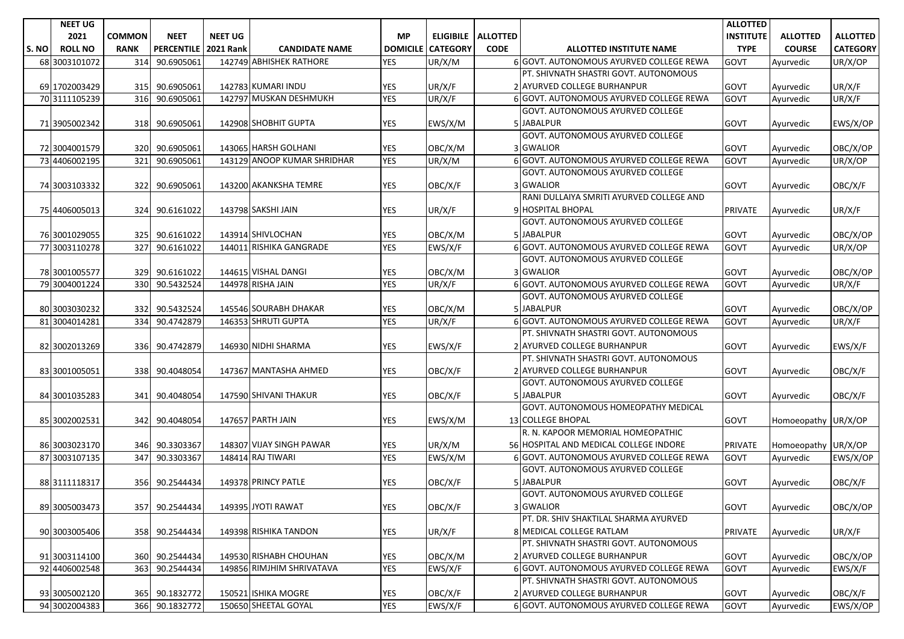| S. NO | NEET UG 2021 ROLL NO | COMMON RANK | NEET PERCENTILE | NEET UG 2021 Rank | CANDIDATE NAME | MP DOMICILE | ELIGIBILE CATEGORY | ALLOTTED CODE | ALLOTTED INSTITUTE NAME | ALLOTTED INSTITUTE TYPE | ALLOTTED COURSE | ALLOTTED CATEGORY |
|---|---|---|---|---|---|---|---|---|---|---|---|---|
| 68 | 3003101072 | 314 | 90.6905061 | 142749 | ABHISHEK RATHORE | YES | UR/X/M | 6 | GOVT. AUTONOMOUS AYURVED COLLEGE REWA | GOVT | Ayurvedic | UR/X/OP |
| 69 | 1702003429 | 315 | 90.6905061 | 142783 | KUMARI INDU | YES | UR/X/F | 2 | PT. SHIVNATH SHASTRI GOVT. AUTONOMOUS AYURVED COLLEGE BURHANPUR | GOVT | Ayurvedic | UR/X/F |
| 70 | 3111105239 | 316 | 90.6905061 | 142797 | MUSKAN DESHMUKH | YES | UR/X/F | 6 | GOVT. AUTONOMOUS AYURVED COLLEGE REWA | GOVT | Ayurvedic | UR/X/F |
| 71 | 3905002342 | 318 | 90.6905061 | 142908 | SHOBHIT GUPTA | YES | EWS/X/M | 5 | GOVT. AUTONOMOUS AYURVED COLLEGE JABALPUR | GOVT | Ayurvedic | EWS/X/OP |
| 72 | 3004001579 | 320 | 90.6905061 | 143065 | HARSH GOLHANI | YES | OBC/X/M | 3 | GOVT. AUTONOMOUS AYURVED COLLEGE GWALIOR | GOVT | Ayurvedic | OBC/X/OP |
| 73 | 4406002195 | 321 | 90.6905061 | 143129 | ANOOP KUMAR SHRIDHAR | YES | UR/X/M | 6 | GOVT. AUTONOMOUS AYURVED COLLEGE REWA | GOVT | Ayurvedic | UR/X/OP |
| 74 | 3003103332 | 322 | 90.6905061 | 143200 | AKANKSHA TEMRE | YES | OBC/X/F | 3 | GOVT. AUTONOMOUS AYURVED COLLEGE GWALIOR | GOVT | Ayurvedic | OBC/X/F |
| 75 | 4406005013 | 324 | 90.6161022 | 143798 | SAKSHI JAIN | YES | UR/X/F | 9 | RANI DULLAIYA SMRITI AYURVED COLLEGE AND HOSPITAL BHOPAL | PRIVATE | Ayurvedic | UR/X/F |
| 76 | 3001029055 | 325 | 90.6161022 | 143914 | SHIVLOCHAN | YES | OBC/X/M | 5 | GOVT. AUTONOMOUS AYURVED COLLEGE JABALPUR | GOVT | Ayurvedic | OBC/X/OP |
| 77 | 3003110278 | 327 | 90.6161022 | 144011 | RISHIKA GANGRADE | YES | EWS/X/F | 6 | GOVT. AUTONOMOUS AYURVED COLLEGE REWA | GOVT | Ayurvedic | UR/X/OP |
| 78 | 3001005577 | 329 | 90.6161022 | 144615 | VISHAL DANGI | YES | OBC/X/M | 3 | GOVT. AUTONOMOUS AYURVED COLLEGE GWALIOR | GOVT | Ayurvedic | OBC/X/OP |
| 79 | 3004001224 | 330 | 90.5432524 | 144978 | RISHA JAIN | YES | UR/X/F | 6 | GOVT. AUTONOMOUS AYURVED COLLEGE REWA | GOVT | Ayurvedic | UR/X/F |
| 80 | 3003030232 | 332 | 90.5432524 | 145546 | SOURABH DHAKAR | YES | OBC/X/M | 5 | GOVT. AUTONOMOUS AYURVED COLLEGE JABALPUR | GOVT | Ayurvedic | OBC/X/OP |
| 81 | 3004014281 | 334 | 90.4742879 | 146353 | SHRUTI GUPTA | YES | UR/X/F | 6 | GOVT. AUTONOMOUS AYURVED COLLEGE REWA | GOVT | Ayurvedic | UR/X/F |
| 82 | 3002013269 | 336 | 90.4742879 | 146930 | NIDHI SHARMA | YES | EWS/X/F | 2 | PT. SHIVNATH SHASTRI GOVT. AUTONOMOUS AYURVED COLLEGE BURHANPUR | GOVT | Ayurvedic | EWS/X/F |
| 83 | 3001005051 | 338 | 90.4048054 | 147367 | MANTASHA AHMED | YES | OBC/X/F | 2 | PT. SHIVNATH SHASTRI GOVT. AUTONOMOUS AYURVED COLLEGE BURHANPUR | GOVT | Ayurvedic | OBC/X/F |
| 84 | 3001035283 | 341 | 90.4048054 | 147590 | SHIVANI THAKUR | YES | OBC/X/F | 5 | GOVT. AUTONOMOUS AYURVED COLLEGE JABALPUR | GOVT | Ayurvedic | OBC/X/F |
| 85 | 3002002531 | 342 | 90.4048054 | 147657 | PARTH JAIN | YES | EWS/X/M | 13 | GOVT. AUTONOMOUS HOMEOPATHY MEDICAL COLLEGE BHOPAL | GOVT | Homoeopathy | UR/X/OP |
| 86 | 3003023170 | 346 | 90.3303367 | 148307 | VIJAY SINGH PAWAR | YES | UR/X/M | 56 | R. N. KAPOOR MEMORIAL HOMEOPATHIC HOSPITAL AND MEDICAL COLLEGE INDORE | PRIVATE | Homoeopathy | UR/X/OP |
| 87 | 3003107135 | 347 | 90.3303367 | 148414 | RAJ TIWARI | YES | EWS/X/M | 6 | GOVT. AUTONOMOUS AYURVED COLLEGE REWA | GOVT | Ayurvedic | EWS/X/OP |
| 88 | 3111118317 | 356 | 90.2544434 | 149378 | PRINCY PATLE | YES | OBC/X/F | 5 | GOVT. AUTONOMOUS AYURVED COLLEGE JABALPUR | GOVT | Ayurvedic | OBC/X/F |
| 89 | 3005003473 | 357 | 90.2544434 | 149395 | JYOTI RAWAT | YES | OBC/X/F | 3 | GOVT. AUTONOMOUS AYURVED COLLEGE GWALIOR | GOVT | Ayurvedic | OBC/X/OP |
| 90 | 3003005406 | 358 | 90.2544434 | 149398 | RISHIKA TANDON | YES | UR/X/F | 8 | PT. DR. SHIV SHAKTILAL SHARMA AYURVED MEDICAL COLLEGE RATLAM | PRIVATE | Ayurvedic | UR/X/F |
| 91 | 3003114100 | 360 | 90.2544434 | 149530 | RISHABH CHOUHAN | YES | OBC/X/M | 2 | PT. SHIVNATH SHASTRI GOVT. AUTONOMOUS AYURVED COLLEGE BURHANPUR | GOVT | Ayurvedic | OBC/X/OP |
| 92 | 4406002548 | 363 | 90.2544434 | 149856 | RIMJHIM SHRIVATAVA | YES | EWS/X/F | 6 | GOVT. AUTONOMOUS AYURVED COLLEGE REWA | GOVT | Ayurvedic | EWS/X/F |
| 93 | 3005002120 | 365 | 90.1832772 | 150521 | ISHIKA MOGRE | YES | OBC/X/F | 2 | PT. SHIVNATH SHASTRI GOVT. AUTONOMOUS AYURVED COLLEGE BURHANPUR | GOVT | Ayurvedic | OBC/X/F |
| 94 | 3002004383 | 366 | 90.1832772 | 150650 | SHEETAL GOYAL | YES | EWS/X/F | 6 | GOVT. AUTONOMOUS AYURVED COLLEGE REWA | GOVT | Ayurvedic | EWS/X/OP |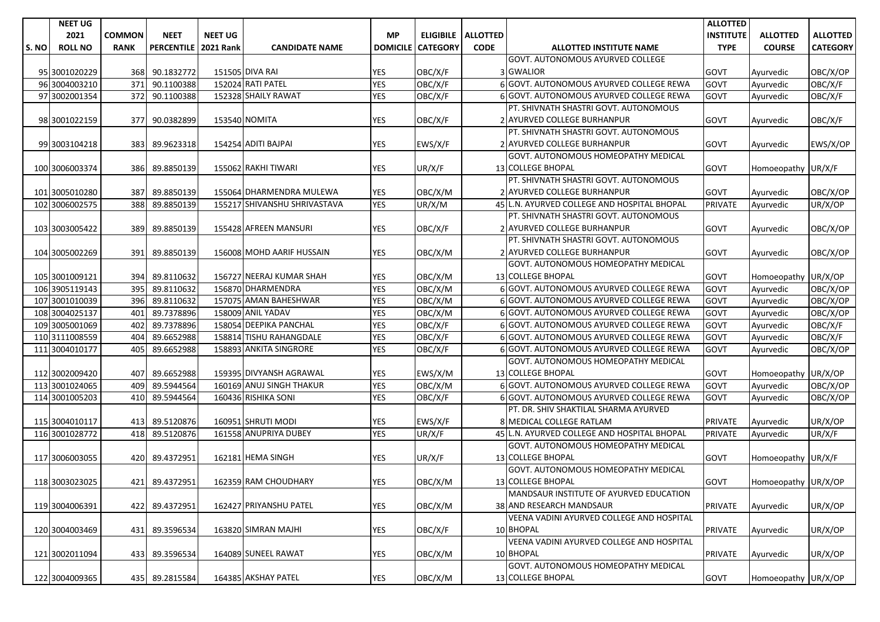| S. NO | NEET UG 2021 ROLL NO | COMMON RANK | NEET PERCENTILE | NEET UG 2021 Rank | CANDIDATE NAME | MP DOMICILE | ELIGIBILE CATEGORY | ALLOTTED CODE | ALLOTTED INSTITUTE NAME | ALLOTTED INSTITUTE TYPE | ALLOTTED COURSE | ALLOTTED CATEGORY |
|---|---|---|---|---|---|---|---|---|---|---|---|---|
| 95 | 3001020229 | 368 | 90.1832772 | 151505 | DIVA RAI | YES | OBC/X/F | 3 | GOVT. AUTONOMOUS AYURVED COLLEGE GWALIOR | GOVT | Ayurvedic | OBC/X/OP |
| 96 | 3004003210 | 371 | 90.1100388 | 152024 | RATI PATEL | YES | OBC/X/F | 6 | GOVT. AUTONOMOUS AYURVED COLLEGE REWA | GOVT | Ayurvedic | OBC/X/F |
| 97 | 3002001354 | 372 | 90.1100388 | 152328 | SHAILY RAWAT | YES | OBC/X/F | 6 | GOVT. AUTONOMOUS AYURVED COLLEGE REWA | GOVT | Ayurvedic | OBC/X/F |
| 98 | 3001022159 | 377 | 90.0382899 | 153540 | NOMITA | YES | OBC/X/F | 2 | PT. SHIVNATH SHASTRI GOVT. AUTONOMOUS AYURVED COLLEGE BURHANPUR | GOVT | Ayurvedic | OBC/X/F |
| 99 | 3003104218 | 383 | 89.9623318 | 154254 | ADITI BAJPAI | YES | EWS/X/F | 2 | PT. SHIVNATH SHASTRI GOVT. AUTONOMOUS AYURVED COLLEGE BURHANPUR | GOVT | Ayurvedic | EWS/X/OP |
| 100 | 3006003374 | 386 | 89.8850139 | 155062 | RAKHI TIWARI | YES | UR/X/F | 13 | GOVT. AUTONOMOUS HOMEOPATHY MEDICAL COLLEGE BHOPAL | GOVT | Homoeopathy | UR/X/F |
| 101 | 3005010280 | 387 | 89.8850139 | 155064 | DHARMENDRA MULEWA | YES | OBC/X/M | 2 | PT. SHIVNATH SHASTRI GOVT. AUTONOMOUS AYURVED COLLEGE BURHANPUR | GOVT | Ayurvedic | OBC/X/OP |
| 102 | 3006002575 | 388 | 89.8850139 | 155217 | SHIVANSHU SHRIVASTAVA | YES | UR/X/M | 45 | L.N. AYURVED COLLEGE AND HOSPITAL BHOPAL | PRIVATE | Ayurvedic | UR/X/OP |
| 103 | 3003005422 | 389 | 89.8850139 | 155428 | AFREEN MANSURI | YES | OBC/X/F | 2 | PT. SHIVNATH SHASTRI GOVT. AUTONOMOUS AYURVED COLLEGE BURHANPUR | GOVT | Ayurvedic | OBC/X/OP |
| 104 | 3005002269 | 391 | 89.8850139 | 156008 | MOHD AARIF HUSSAIN | YES | OBC/X/M | 2 | PT. SHIVNATH SHASTRI GOVT. AUTONOMOUS AYURVED COLLEGE BURHANPUR | GOVT | Ayurvedic | OBC/X/OP |
| 105 | 3001009121 | 394 | 89.8110632 | 156727 | NEERAJ KUMAR SHAH | YES | OBC/X/M | 13 | GOVT. AUTONOMOUS HOMEOPATHY MEDICAL COLLEGE BHOPAL | GOVT | Homoeopathy | UR/X/OP |
| 106 | 3905119143 | 395 | 89.8110632 | 156870 | DHARMENDRA | YES | OBC/X/M | 6 | GOVT. AUTONOMOUS AYURVED COLLEGE REWA | GOVT | Ayurvedic | OBC/X/OP |
| 107 | 3001010039 | 396 | 89.8110632 | 157075 | AMAN BAHESHWAR | YES | OBC/X/M | 6 | GOVT. AUTONOMOUS AYURVED COLLEGE REWA | GOVT | Ayurvedic | OBC/X/OP |
| 108 | 3004025137 | 401 | 89.7378896 | 158009 | ANIL YADAV | YES | OBC/X/M | 6 | GOVT. AUTONOMOUS AYURVED COLLEGE REWA | GOVT | Ayurvedic | OBC/X/OP |
| 109 | 3005001069 | 402 | 89.7378896 | 158054 | DEEPIKA PANCHAL | YES | OBC/X/F | 6 | GOVT. AUTONOMOUS AYURVED COLLEGE REWA | GOVT | Ayurvedic | OBC/X/F |
| 110 | 3111008559 | 404 | 89.6652988 | 158814 | TISHU RAHANGDALE | YES | OBC/X/F | 6 | GOVT. AUTONOMOUS AYURVED COLLEGE REWA | GOVT | Ayurvedic | OBC/X/F |
| 111 | 3004010177 | 405 | 89.6652988 | 158893 | ANKITA SINGRORE | YES | OBC/X/F | 6 | GOVT. AUTONOMOUS AYURVED COLLEGE REWA | GOVT | Ayurvedic | OBC/X/OP |
| 112 | 3002009420 | 407 | 89.6652988 | 159395 | DIVYANSH AGRAWAL | YES | EWS/X/M | 13 | GOVT. AUTONOMOUS HOMEOPATHY MEDICAL COLLEGE BHOPAL | GOVT | Homoeopathy | UR/X/OP |
| 113 | 3001024065 | 409 | 89.5944564 | 160169 | ANUJ SINGH THAKUR | YES | OBC/X/M | 6 | GOVT. AUTONOMOUS AYURVED COLLEGE REWA | GOVT | Ayurvedic | OBC/X/OP |
| 114 | 3001005203 | 410 | 89.5944564 | 160436 | RISHIKA SONI | YES | OBC/X/F | 6 | GOVT. AUTONOMOUS AYURVED COLLEGE REWA | GOVT | Ayurvedic | OBC/X/OP |
| 115 | 3004010117 | 413 | 89.5120876 | 160951 | SHRUTI MODI | YES | EWS/X/F | 8 | PT. DR. SHIV SHAKTILAL SHARMA AYURVED MEDICAL COLLEGE RATLAM | PRIVATE | Ayurvedic | UR/X/OP |
| 116 | 3001028772 | 418 | 89.5120876 | 161558 | ANUPRIYA DUBEY | YES | UR/X/F | 45 | L.N. AYURVED COLLEGE AND HOSPITAL BHOPAL | PRIVATE | Ayurvedic | UR/X/F |
| 117 | 3006003055 | 420 | 89.4372951 | 162181 | HEMA SINGH | YES | UR/X/F | 13 | GOVT. AUTONOMOUS HOMEOPATHY MEDICAL COLLEGE BHOPAL | GOVT | Homoeopathy | UR/X/F |
| 118 | 3003023025 | 421 | 89.4372951 | 162359 | RAM CHOUDHARY | YES | OBC/X/M | 13 | GOVT. AUTONOMOUS HOMEOPATHY MEDICAL COLLEGE BHOPAL | GOVT | Homoeopathy | UR/X/OP |
| 119 | 3004006391 | 422 | 89.4372951 | 162427 | PRIYANSHU PATEL | YES | OBC/X/M | 38 | MANDSAUR INSTITUTE OF AYURVED EDUCATION AND RESEARCH MANDSAUR | PRIVATE | Ayurvedic | UR/X/OP |
| 120 | 3004003469 | 431 | 89.3596534 | 163820 | SIMRAN MAJHI | YES | OBC/X/F | 10 | VEENA VADINI AYURVED COLLEGE AND HOSPITAL BHOPAL | PRIVATE | Ayurvedic | UR/X/OP |
| 121 | 3002011094 | 433 | 89.3596534 | 164089 | SUNEEL RAWAT | YES | OBC/X/M | 10 | VEENA VADINI AYURVED COLLEGE AND HOSPITAL BHOPAL | PRIVATE | Ayurvedic | UR/X/OP |
| 122 | 3004009365 | 435 | 89.2815584 | 164385 | AKSHAY PATEL | YES | OBC/X/M | 13 | GOVT. AUTONOMOUS HOMEOPATHY MEDICAL COLLEGE BHOPAL | GOVT | Homoeopathy | UR/X/OP |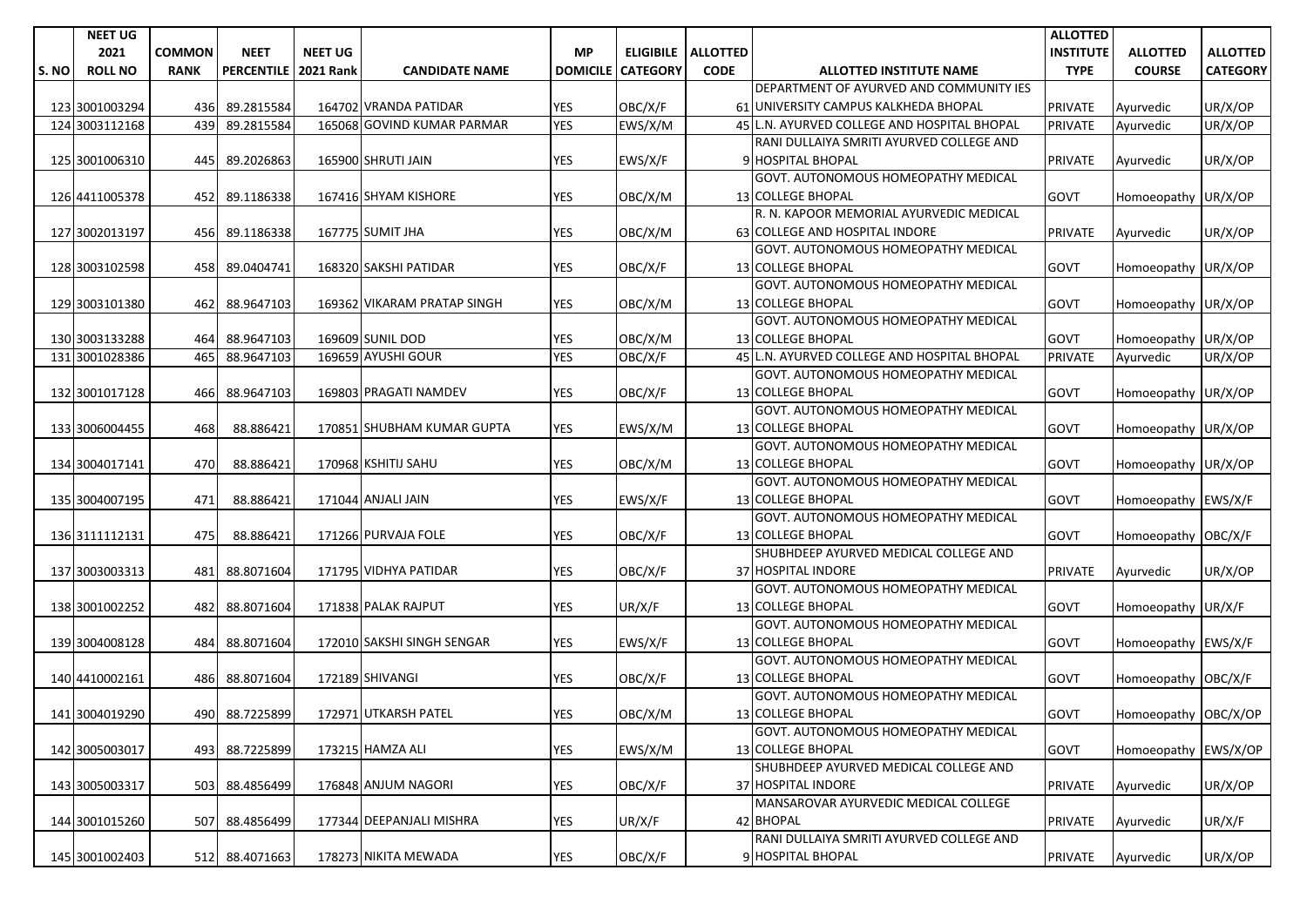| S. NO | NEET UG 2021 ROLL NO | COMMON RANK | NEET PERCENTILE | NEET UG 2021 Rank | CANDIDATE NAME | MP DOMICILE | ELIGIBILE CATEGORY | ALLOTTED CODE | ALLOTTED INSTITUTE NAME | ALLOTTED INSTITUTE TYPE | ALLOTTED COURSE | ALLOTTED CATEGORY |
|---|---|---|---|---|---|---|---|---|---|---|---|---|
| 123 | 3001003294 | 436 | 89.2815584 | 164702 | VRANDA PATIDAR | YES | OBC/X/F | 61 | DEPARTMENT OF AYURVED AND COMMUNITY IES UNIVERSITY CAMPUS KALKHEDA BHOPAL | PRIVATE | Ayurvedic | UR/X/OP |
| 124 | 3003112168 | 439 | 89.2815584 | 165068 | GOVIND KUMAR PARMAR | YES | EWS/X/M | 45 | L.N. AYURVED COLLEGE AND HOSPITAL BHOPAL | PRIVATE | Ayurvedic | UR/X/OP |
| 125 | 3001006310 | 445 | 89.2026863 | 165900 | SHRUTI JAIN | YES | EWS/X/F | 9 | RANI DULLAIYA SMRITI AYURVED COLLEGE AND HOSPITAL BHOPAL | PRIVATE | Ayurvedic | UR/X/OP |
| 126 | 4411005378 | 452 | 89.1186338 | 167416 | SHYAM KISHORE | YES | OBC/X/M | 13 | GOVT. AUTONOMOUS HOMEOPATHY MEDICAL COLLEGE BHOPAL | GOVT | Homoeopathy | UR/X/OP |
| 127 | 3002013197 | 456 | 89.1186338 | 167775 | SUMIT JHA | YES | OBC/X/M | 63 | R. N. KAPOOR MEMORIAL AYURVEDIC MEDICAL COLLEGE AND HOSPITAL INDORE | PRIVATE | Ayurvedic | UR/X/OP |
| 128 | 3003102598 | 458 | 89.0404741 | 168320 | SAKSHI PATIDAR | YES | OBC/X/F | 13 | GOVT. AUTONOMOUS HOMEOPATHY MEDICAL COLLEGE BHOPAL | GOVT | Homoeopathy | UR/X/OP |
| 129 | 3003101380 | 462 | 88.9647103 | 169362 | VIKARAM PRATAP SINGH | YES | OBC/X/M | 13 | GOVT. AUTONOMOUS HOMEOPATHY MEDICAL COLLEGE BHOPAL | GOVT | Homoeopathy | UR/X/OP |
| 130 | 3003133288 | 464 | 88.9647103 | 169609 | SUNIL DOD | YES | OBC/X/M | 13 | GOVT. AUTONOMOUS HOMEOPATHY MEDICAL COLLEGE BHOPAL | GOVT | Homoeopathy | UR/X/OP |
| 131 | 3001028386 | 465 | 88.9647103 | 169659 | AYUSHI GOUR | YES | OBC/X/F | 45 | L.N. AYURVED COLLEGE AND HOSPITAL BHOPAL | PRIVATE | Ayurvedic | UR/X/OP |
| 132 | 3001017128 | 466 | 88.9647103 | 169803 | PRAGATI NAMDEV | YES | OBC/X/F | 13 | GOVT. AUTONOMOUS HOMEOPATHY MEDICAL COLLEGE BHOPAL | GOVT | Homoeopathy | UR/X/OP |
| 133 | 3006004455 | 468 | 88.886421 | 170851 | SHUBHAM KUMAR GUPTA | YES | EWS/X/M | 13 | GOVT. AUTONOMOUS HOMEOPATHY MEDICAL COLLEGE BHOPAL | GOVT | Homoeopathy | UR/X/OP |
| 134 | 3004017141 | 470 | 88.886421 | 170968 | KSHITIJ SAHU | YES | OBC/X/M | 13 | GOVT. AUTONOMOUS HOMEOPATHY MEDICAL COLLEGE BHOPAL | GOVT | Homoeopathy | UR/X/OP |
| 135 | 3004007195 | 471 | 88.886421 | 171044 | ANJALI JAIN | YES | EWS/X/F | 13 | GOVT. AUTONOMOUS HOMEOPATHY MEDICAL COLLEGE BHOPAL | GOVT | Homoeopathy | EWS/X/F |
| 136 | 3111112131 | 475 | 88.886421 | 171266 | PURVAJA FOLE | YES | OBC/X/F | 13 | GOVT. AUTONOMOUS HOMEOPATHY MEDICAL COLLEGE BHOPAL | GOVT | Homoeopathy | OBC/X/F |
| 137 | 3003003313 | 481 | 88.8071604 | 171795 | VIDHYA PATIDAR | YES | OBC/X/F | 37 | SHUBHDEEP AYURVED MEDICAL COLLEGE AND HOSPITAL INDORE | PRIVATE | Ayurvedic | UR/X/OP |
| 138 | 3001002252 | 482 | 88.8071604 | 171838 | PALAK RAJPUT | YES | UR/X/F | 13 | GOVT. AUTONOMOUS HOMEOPATHY MEDICAL COLLEGE BHOPAL | GOVT | Homoeopathy | UR/X/F |
| 139 | 3004008128 | 484 | 88.8071604 | 172010 | SAKSHI SINGH SENGAR | YES | EWS/X/F | 13 | GOVT. AUTONOMOUS HOMEOPATHY MEDICAL COLLEGE BHOPAL | GOVT | Homoeopathy | EWS/X/F |
| 140 | 4410002161 | 486 | 88.8071604 | 172189 | SHIVANGI | YES | OBC/X/F | 13 | GOVT. AUTONOMOUS HOMEOPATHY MEDICAL COLLEGE BHOPAL | GOVT | Homoeopathy | OBC/X/F |
| 141 | 3004019290 | 490 | 88.7225899 | 172971 | UTKARSH PATEL | YES | OBC/X/M | 13 | GOVT. AUTONOMOUS HOMEOPATHY MEDICAL COLLEGE BHOPAL | GOVT | Homoeopathy | OBC/X/OP |
| 142 | 3005003017 | 493 | 88.7225899 | 173215 | HAMZA ALI | YES | EWS/X/M | 13 | GOVT. AUTONOMOUS HOMEOPATHY MEDICAL COLLEGE BHOPAL | GOVT | Homoeopathy | EWS/X/OP |
| 143 | 3005003317 | 503 | 88.4856499 | 176848 | ANJUM NAGORI | YES | OBC/X/F | 37 | SHUBHDEEP AYURVED MEDICAL COLLEGE AND HOSPITAL INDORE | PRIVATE | Ayurvedic | UR/X/OP |
| 144 | 3001015260 | 507 | 88.4856499 | 177344 | DEEPANJALI MISHRA | YES | UR/X/F | 42 | MANSAROVAR AYURVEDIC MEDICAL COLLEGE BHOPAL | PRIVATE | Ayurvedic | UR/X/F |
| 145 | 3001002403 | 512 | 88.4071663 | 178273 | NIKITA MEWADA | YES | OBC/X/F | 9 | RANI DULLAIYA SMRITI AYURVED COLLEGE AND HOSPITAL BHOPAL | PRIVATE | Ayurvedic | UR/X/OP |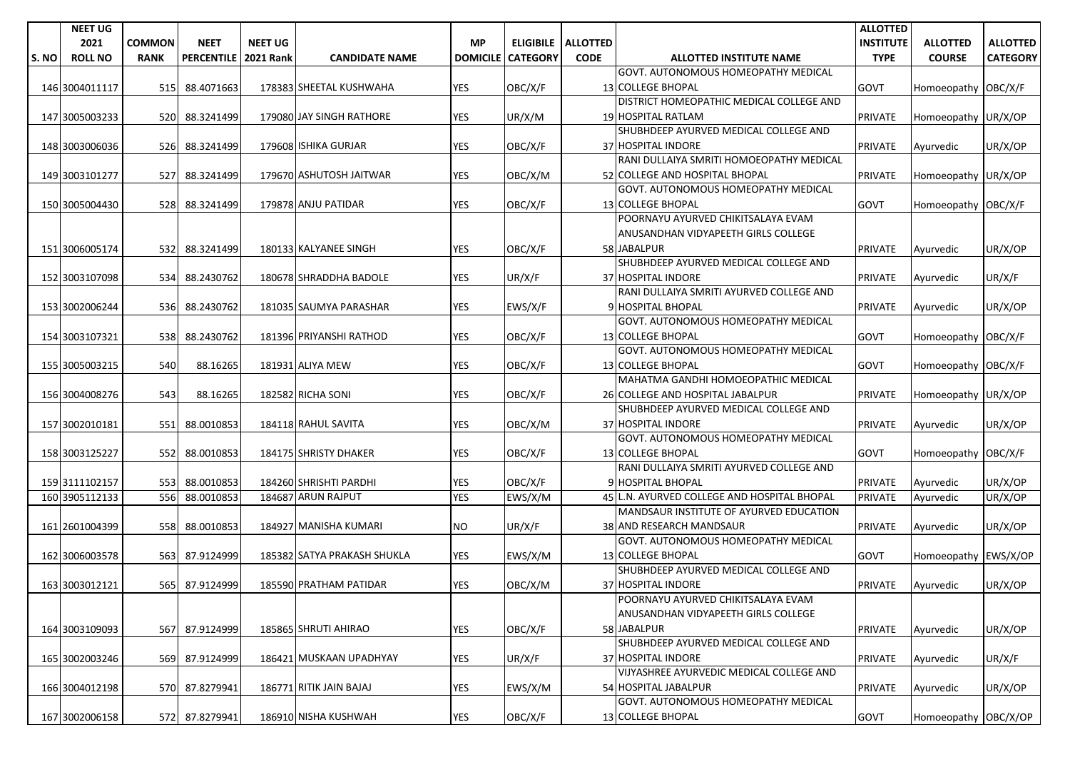| S. NO | NEET UG 2021 ROLL NO | COMMON RANK | NEET PERCENTILE | NEET UG 2021 Rank | CANDIDATE NAME | MP DOMICILE | ELIGIBILE CATEGORY | ALLOTTED CODE | ALLOTTED INSTITUTE NAME | ALLOTTED INSTITUTE TYPE | ALLOTTED COURSE | ALLOTTED CATEGORY |
|---|---|---|---|---|---|---|---|---|---|---|---|---|
| 146 | 3004011117 | 515 | 88.4071663 | 178383 | SHEETAL KUSHWAHA | YES | OBC/X/F | 13 | GOVT. AUTONOMOUS HOMEOPATHY MEDICAL COLLEGE BHOPAL | GOVT | Homoeopathy | OBC/X/F |
| 147 | 3005003233 | 520 | 88.3241499 | 179080 | JAY SINGH RATHORE | YES | UR/X/M | 19 | DISTRICT HOMEOPATHIC MEDICAL COLLEGE AND HOSPITAL RATLAM | PRIVATE | Homoeopathy | UR/X/OP |
| 148 | 3003006036 | 526 | 88.3241499 | 179608 | ISHIKA GURJAR | YES | OBC/X/F | 37 | SHUBHDEEP AYURVED MEDICAL COLLEGE AND HOSPITAL INDORE | PRIVATE | Ayurvedic | UR/X/OP |
| 149 | 3003101277 | 527 | 88.3241499 | 179670 | ASHUTOSH JAITWAR | YES | OBC/X/M | 52 | RANI DULLAIYA SMRITI HOMOEOPATHY MEDICAL COLLEGE AND HOSPITAL BHOPAL | PRIVATE | Homoeopathy | UR/X/OP |
| 150 | 3005004430 | 528 | 88.3241499 | 179878 | ANJU PATIDAR | YES | OBC/X/F | 13 | GOVT. AUTONOMOUS HOMEOPATHY MEDICAL COLLEGE BHOPAL | GOVT | Homoeopathy | OBC/X/F |
| 151 | 3006005174 | 532 | 88.3241499 | 180133 | KALYANEE SINGH | YES | OBC/X/F | 58 | POORNAYU AYURVED CHIKITSALAYA EVAM ANUSANDHAN VIDYAPEETH GIRLS COLLEGE JABALPUR | PRIVATE | Ayurvedic | UR/X/OP |
| 152 | 3003107098 | 534 | 88.2430762 | 180678 | SHRADDHA BADOLE | YES | UR/X/F | 37 | SHUBHDEEP AYURVED MEDICAL COLLEGE AND HOSPITAL INDORE | PRIVATE | Ayurvedic | UR/X/F |
| 153 | 3002006244 | 536 | 88.2430762 | 181035 | SAUMYA PARASHAR | YES | EWS/X/F | 9 | RANI DULLAIYA SMRITI AYURVED COLLEGE AND HOSPITAL BHOPAL | PRIVATE | Ayurvedic | UR/X/OP |
| 154 | 3003107321 | 538 | 88.2430762 | 181396 | PRIYANSHI RATHOD | YES | OBC/X/F | 13 | GOVT. AUTONOMOUS HOMEOPATHY MEDICAL COLLEGE BHOPAL | GOVT | Homoeopathy | OBC/X/F |
| 155 | 3005003215 | 540 | 88.16265 | 181931 | ALIYA MEW | YES | OBC/X/F | 13 | GOVT. AUTONOMOUS HOMEOPATHY MEDICAL COLLEGE BHOPAL | GOVT | Homoeopathy | OBC/X/F |
| 156 | 3004008276 | 543 | 88.16265 | 182582 | RICHA SONI | YES | OBC/X/F | 26 | MAHATMA GANDHI HOMOEOPATHIC MEDICAL COLLEGE AND HOSPITAL JABALPUR | PRIVATE | Homoeopathy | UR/X/OP |
| 157 | 3002010181 | 551 | 88.0010853 | 184118 | RAHUL SAVITA | YES | OBC/X/M | 37 | SHUBHDEEP AYURVED MEDICAL COLLEGE AND HOSPITAL INDORE | PRIVATE | Ayurvedic | UR/X/OP |
| 158 | 3003125227 | 552 | 88.0010853 | 184175 | SHRISTY DHAKER | YES | OBC/X/F | 13 | GOVT. AUTONOMOUS HOMEOPATHY MEDICAL COLLEGE BHOPAL | GOVT | Homoeopathy | OBC/X/F |
| 159 | 3111102157 | 553 | 88.0010853 | 184260 | SHRISHTI PARDHI | YES | OBC/X/F | 9 | RANI DULLAIYA SMRITI AYURVED COLLEGE AND HOSPITAL BHOPAL | PRIVATE | Ayurvedic | UR/X/OP |
| 160 | 3905112133 | 556 | 88.0010853 | 184687 | ARUN RAJPUT | YES | EWS/X/M | 45 | L.N. AYURVED COLLEGE AND HOSPITAL BHOPAL | PRIVATE | Ayurvedic | UR/X/OP |
| 161 | 2601004399 | 558 | 88.0010853 | 184927 | MANISHA KUMARI | NO | UR/X/F | 38 | MANDSAUR INSTITUTE OF AYURVED EDUCATION AND RESEARCH MANDSAUR | PRIVATE | Ayurvedic | UR/X/OP |
| 162 | 3006003578 | 563 | 87.9124999 | 185382 | SATYA PRAKASH SHUKLA | YES | EWS/X/M | 13 | GOVT. AUTONOMOUS HOMEOPATHY MEDICAL COLLEGE BHOPAL | GOVT | Homoeopathy | EWS/X/OP |
| 163 | 3003012121 | 565 | 87.9124999 | 185590 | PRATHAM PATIDAR | YES | OBC/X/M | 37 | SHUBHDEEP AYURVED MEDICAL COLLEGE AND HOSPITAL INDORE | PRIVATE | Ayurvedic | UR/X/OP |
| 164 | 3003109093 | 567 | 87.9124999 | 185865 | SHRUTI AHIRAO | YES | OBC/X/F | 58 | POORNAYU AYURVED CHIKITSALAYA EVAM ANUSANDHAN VIDYAPEETH GIRLS COLLEGE JABALPUR | PRIVATE | Ayurvedic | UR/X/OP |
| 165 | 3002003246 | 569 | 87.9124999 | 186421 | MUSKAAN UPADHYAY | YES | UR/X/F | 37 | SHUBHDEEP AYURVED MEDICAL COLLEGE AND HOSPITAL INDORE | PRIVATE | Ayurvedic | UR/X/F |
| 166 | 3004012198 | 570 | 87.8279941 | 186771 | RITIK JAIN BAJAJ | YES | EWS/X/M | 54 | VIJYASHREE AYURVEDIC MEDICAL COLLEGE AND HOSPITAL JABALPUR | PRIVATE | Ayurvedic | UR/X/OP |
| 167 | 3002006158 | 572 | 87.8279941 | 186910 | NISHA KUSHWAH | YES | OBC/X/F | 13 | GOVT. AUTONOMOUS HOMEOPATHY MEDICAL COLLEGE BHOPAL | GOVT | Homoeopathy | OBC/X/OP |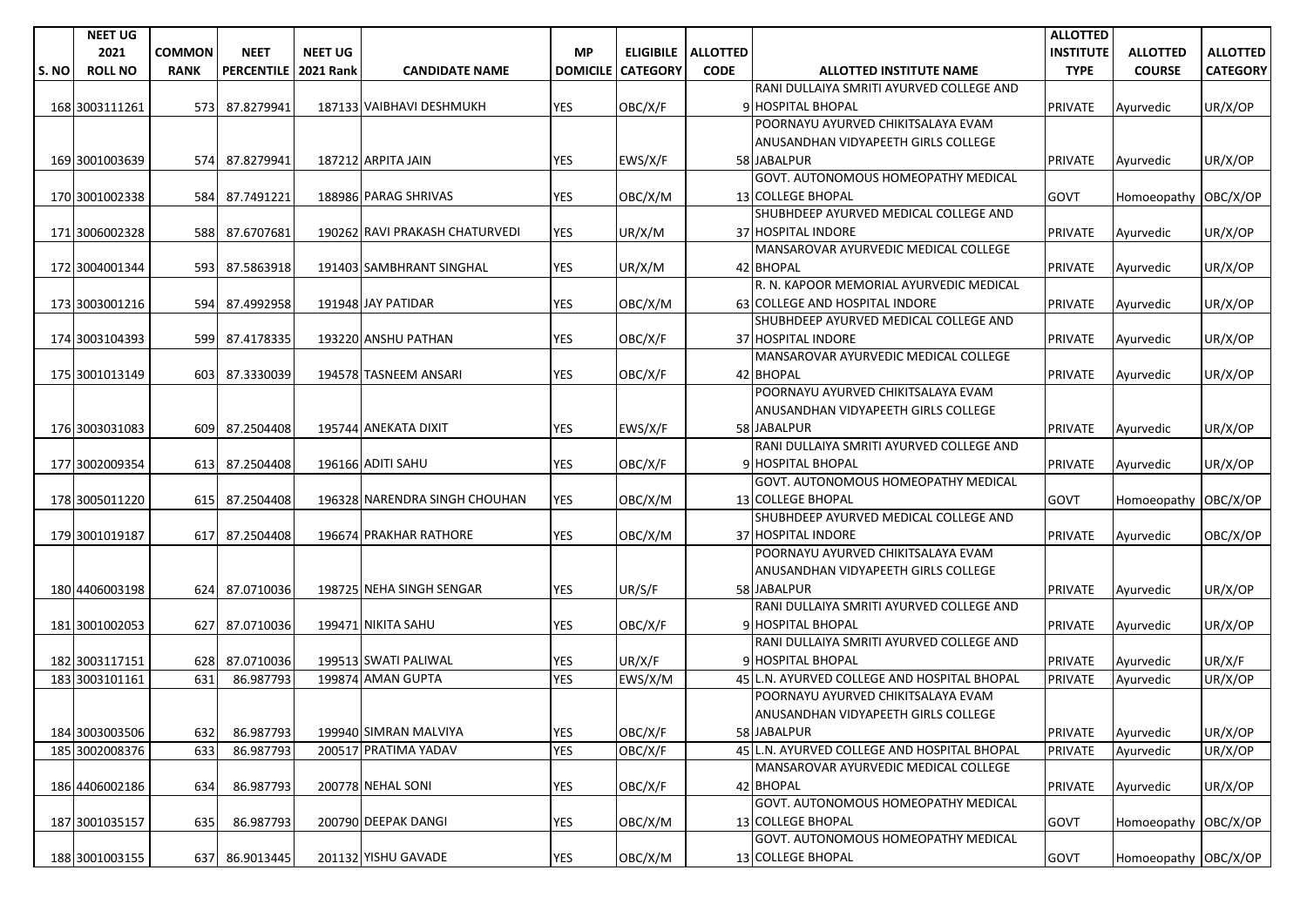| S. NO | NEET UG 2021 ROLL NO | COMMON RANK | NEET PERCENTILE | NEET UG 2021 Rank | CANDIDATE NAME | MP DOMICILE | ELIGIBILE CATEGORY | ALLOTTED CODE | ALLOTTED INSTITUTE NAME | ALLOTTED INSTITUTE TYPE | ALLOTTED COURSE | ALLOTTED CATEGORY |
|---|---|---|---|---|---|---|---|---|---|---|---|---|
| 168 | 3003111261 | 573 | 87.8279941 | 187133 | VAIBHAVI DESHMUKH | YES | OBC/X/F | 9 | RANI DULLAIYA SMRITI AYURVED COLLEGE AND HOSPITAL BHOPAL | PRIVATE | Ayurvedic | UR/X/OP |
| 169 | 3001003639 | 574 | 87.8279941 | 187212 | ARPITA JAIN | YES | EWS/X/F | 58 | POORNAYU AYURVED CHIKITSALAYA EVAM ANUSANDHAN VIDYAPEETH GIRLS COLLEGE JABALPUR | PRIVATE | Ayurvedic | UR/X/OP |
| 170 | 3001002338 | 584 | 87.7491221 | 188986 | PARAG SHRIVAS | YES | OBC/X/M | 13 | GOVT. AUTONOMOUS HOMEOPATHY MEDICAL COLLEGE BHOPAL | GOVT | Homoeopathy | OBC/X/OP |
| 171 | 3006002328 | 588 | 87.6707681 | 190262 | RAVI PRAKASH CHATURVEDI | YES | UR/X/M | 37 | SHUBHDEEP AYURVED MEDICAL COLLEGE AND HOSPITAL INDORE | PRIVATE | Ayurvedic | UR/X/OP |
| 172 | 3004001344 | 593 | 87.5863918 | 191403 | SAMBHRANT SINGHAL | YES | UR/X/M | 42 | MANSAROVAR AYURVEDIC MEDICAL COLLEGE BHOPAL | PRIVATE | Ayurvedic | UR/X/OP |
| 173 | 3003001216 | 594 | 87.4992958 | 191948 | JAY PATIDAR | YES | OBC/X/M | 63 | R. N. KAPOOR MEMORIAL AYURVEDIC MEDICAL COLLEGE AND HOSPITAL INDORE | PRIVATE | Ayurvedic | UR/X/OP |
| 174 | 3003104393 | 599 | 87.4178335 | 193220 | ANSHU PATHAN | YES | OBC/X/F | 37 | SHUBHDEEP AYURVED MEDICAL COLLEGE AND HOSPITAL INDORE | PRIVATE | Ayurvedic | UR/X/OP |
| 175 | 3001013149 | 603 | 87.3330039 | 194578 | TASNEEM ANSARI | YES | OBC/X/F | 42 | MANSAROVAR AYURVEDIC MEDICAL COLLEGE BHOPAL | PRIVATE | Ayurvedic | UR/X/OP |
| 176 | 3003031083 | 609 | 87.2504408 | 195744 | ANEKATA DIXIT | YES | EWS/X/F | 58 | POORNAYU AYURVED CHIKITSALAYA EVAM ANUSANDHAN VIDYAPEETH GIRLS COLLEGE JABALPUR | PRIVATE | Ayurvedic | UR/X/OP |
| 177 | 3002009354 | 613 | 87.2504408 | 196166 | ADITI SAHU | YES | OBC/X/F | 9 | RANI DULLAIYA SMRITI AYURVED COLLEGE AND HOSPITAL BHOPAL | PRIVATE | Ayurvedic | UR/X/OP |
| 178 | 3005011220 | 615 | 87.2504408 | 196328 | NARENDRA SINGH CHOUHAN | YES | OBC/X/M | 13 | GOVT. AUTONOMOUS HOMEOPATHY MEDICAL COLLEGE BHOPAL | GOVT | Homoeopathy | OBC/X/OP |
| 179 | 3001019187 | 617 | 87.2504408 | 196674 | PRAKHAR RATHORE | YES | OBC/X/M | 37 | SHUBHDEEP AYURVED MEDICAL COLLEGE AND HOSPITAL INDORE | PRIVATE | Ayurvedic | OBC/X/OP |
| 180 | 4406003198 | 624 | 87.0710036 | 198725 | NEHA SINGH SENGAR | YES | UR/S/F | 58 | POORNAYU AYURVED CHIKITSALAYA EVAM ANUSANDHAN VIDYAPEETH GIRLS COLLEGE JABALPUR | PRIVATE | Ayurvedic | UR/X/OP |
| 181 | 3001002053 | 627 | 87.0710036 | 199471 | NIKITA SAHU | YES | OBC/X/F | 9 | RANI DULLAIYA SMRITI AYURVED COLLEGE AND HOSPITAL BHOPAL | PRIVATE | Ayurvedic | UR/X/OP |
| 182 | 3003117151 | 628 | 87.0710036 | 199513 | SWATI PALIWAL | YES | UR/X/F | 9 | RANI DULLAIYA SMRITI AYURVED COLLEGE AND HOSPITAL BHOPAL | PRIVATE | Ayurvedic | UR/X/F |
| 183 | 3003101161 | 631 | 86.987793 | 199874 | AMAN GUPTA | YES | EWS/X/M | 45 | L.N. AYURVED COLLEGE AND HOSPITAL BHOPAL | PRIVATE | Ayurvedic | UR/X/OP |
| 184 | 3003003506 | 632 | 86.987793 | 199940 | SIMRAN MALVIYA | YES | OBC/X/F | 58 | POORNAYU AYURVED CHIKITSALAYA EVAM ANUSANDHAN VIDYAPEETH GIRLS COLLEGE JABALPUR | PRIVATE | Ayurvedic | UR/X/OP |
| 185 | 3002008376 | 633 | 86.987793 | 200517 | PRATIMA YADAV | YES | OBC/X/F | 45 | L.N. AYURVED COLLEGE AND HOSPITAL BHOPAL | PRIVATE | Ayurvedic | UR/X/OP |
| 186 | 4406002186 | 634 | 86.987793 | 200778 | NEHAL SONI | YES | OBC/X/F | 42 | MANSAROVAR AYURVEDIC MEDICAL COLLEGE BHOPAL | PRIVATE | Ayurvedic | UR/X/OP |
| 187 | 3001035157 | 635 | 86.987793 | 200790 | DEEPAK DANGI | YES | OBC/X/M | 13 | GOVT. AUTONOMOUS HOMEOPATHY MEDICAL COLLEGE BHOPAL | GOVT | Homoeopathy | OBC/X/OP |
| 188 | 3001003155 | 637 | 86.9013445 | 201132 | YISHU GAVADE | YES | OBC/X/M | 13 | GOVT. AUTONOMOUS HOMEOPATHY MEDICAL COLLEGE BHOPAL | GOVT | Homoeopathy | OBC/X/OP |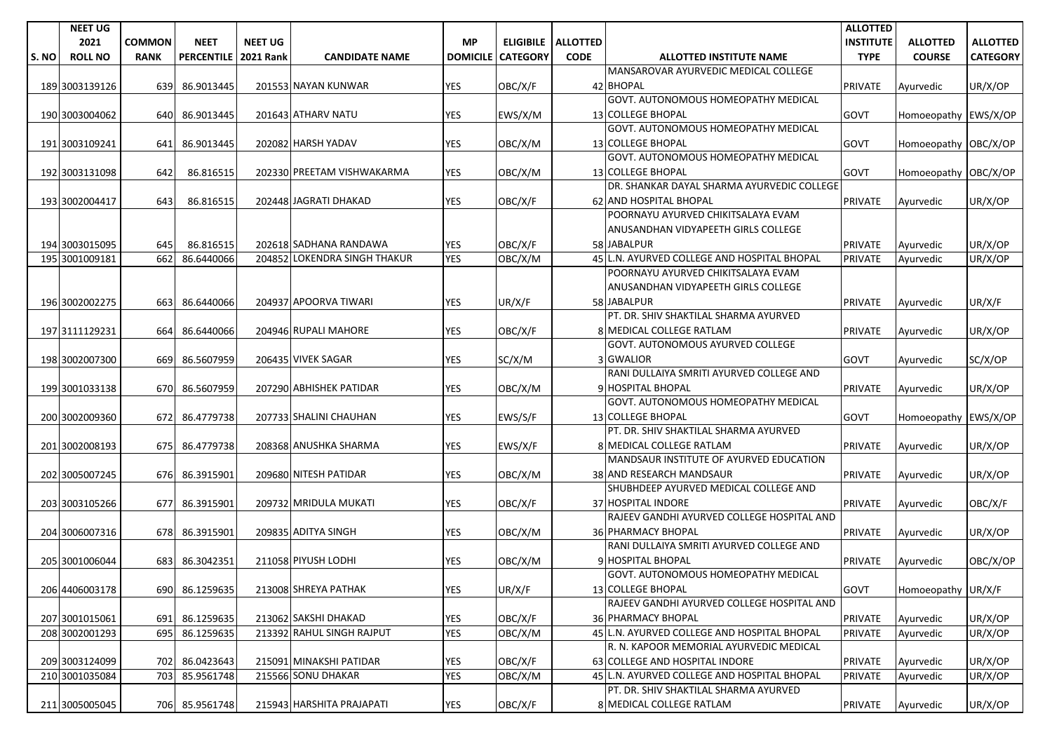| S. NO | NEET UG 2021 ROLL NO | COMMON RANK | NEET PERCENTILE | NEET UG 2021 Rank | CANDIDATE NAME | MP DOMICILE | ELIGIBILE CATEGORY | ALLOTTED CODE | ALLOTTED INSTITUTE NAME | ALLOTTED INSTITUTE TYPE | ALLOTTED COURSE | ALLOTTED CATEGORY |
|---|---|---|---|---|---|---|---|---|---|---|---|---|
| 189 | 3003139126 | 639 | 86.9013445 | 201553 | NAYAN KUNWAR | YES | OBC/X/F | 42 | MANSAROVAR AYURVEDIC MEDICAL COLLEGE BHOPAL | PRIVATE | Ayurvedic | UR/X/OP |
| 190 | 3003004062 | 640 | 86.9013445 | 201643 | ATHARV NATU | YES | EWS/X/M | 13 | GOVT. AUTONOMOUS HOMEOPATHY MEDICAL COLLEGE BHOPAL | GOVT | Homoeopathy | EWS/X/OP |
| 191 | 3003109241 | 641 | 86.9013445 | 202082 | HARSH YADAV | YES | OBC/X/M | 13 | GOVT. AUTONOMOUS HOMEOPATHY MEDICAL COLLEGE BHOPAL | GOVT | Homoeopathy | OBC/X/OP |
| 192 | 3003131098 | 642 | 86.816515 | 202330 | PREETAM VISHWAKARMA | YES | OBC/X/M | 13 | GOVT. AUTONOMOUS HOMEOPATHY MEDICAL COLLEGE BHOPAL | GOVT | Homoeopathy | OBC/X/OP |
| 193 | 3002004417 | 643 | 86.816515 | 202448 | JAGRATI DHAKAD | YES | OBC/X/F | 62 | DR. SHANKAR DAYAL SHARMA AYURVEDIC COLLEGE AND HOSPITAL BHOPAL | PRIVATE | Ayurvedic | UR/X/OP |
| 194 | 3003015095 | 645 | 86.816515 | 202618 | SADHANA RANDAWA | YES | OBC/X/F | 58 | POORNAYU AYURVED CHIKITSALAYA EVAM ANUSANDHAN VIDYAPEETH GIRLS COLLEGE JABALPUR | PRIVATE | Ayurvedic | UR/X/OP |
| 195 | 3001009181 | 662 | 86.6440066 | 204852 | LOKENDRA SINGH THAKUR | YES | OBC/X/M | 45 | L.N. AYURVED COLLEGE AND HOSPITAL BHOPAL | PRIVATE | Ayurvedic | UR/X/OP |
| 196 | 3002002275 | 663 | 86.6440066 | 204937 | APOORVA TIWARI | YES | UR/X/F | 58 | POORNAYU AYURVED CHIKITSALAYA EVAM ANUSANDHAN VIDYAPEETH GIRLS COLLEGE JABALPUR | PRIVATE | Ayurvedic | UR/X/F |
| 197 | 3111129231 | 664 | 86.6440066 | 204946 | RUPALI MAHORE | YES | OBC/X/F | 8 | PT. DR. SHIV SHAKTILAL SHARMA AYURVED MEDICAL COLLEGE RATLAM | PRIVATE | Ayurvedic | UR/X/OP |
| 198 | 3002007300 | 669 | 86.5607959 | 206435 | VIVEK SAGAR | YES | SC/X/M | 3 | GOVT. AUTONOMOUS AYURVED COLLEGE GWALIOR | GOVT | Ayurvedic | SC/X/OP |
| 199 | 3001033138 | 670 | 86.5607959 | 207290 | ABHISHEK PATIDAR | YES | OBC/X/M | 9 | RANI DULLAIYA SMRITI AYURVED COLLEGE AND HOSPITAL BHOPAL | PRIVATE | Ayurvedic | UR/X/OP |
| 200 | 3002009360 | 672 | 86.4779738 | 207733 | SHALINI CHAUHAN | YES | EWS/S/F | 13 | GOVT. AUTONOMOUS HOMEOPATHY MEDICAL COLLEGE BHOPAL | GOVT | Homoeopathy | EWS/X/OP |
| 201 | 3002008193 | 675 | 86.4779738 | 208368 | ANUSHKA SHARMA | YES | EWS/X/F | 8 | PT. DR. SHIV SHAKTILAL SHARMA AYURVED MEDICAL COLLEGE RATLAM | PRIVATE | Ayurvedic | UR/X/OP |
| 202 | 3005007245 | 676 | 86.3915901 | 209680 | NITESH PATIDAR | YES | OBC/X/M | 38 | MANDSAUR INSTITUTE OF AYURVED EDUCATION AND RESEARCH MANDSAUR | PRIVATE | Ayurvedic | UR/X/OP |
| 203 | 3003105266 | 677 | 86.3915901 | 209732 | MRIDULA MUKATI | YES | OBC/X/F | 37 | SHUBHDEEP AYURVED MEDICAL COLLEGE AND HOSPITAL INDORE | PRIVATE | Ayurvedic | OBC/X/F |
| 204 | 3006007316 | 678 | 86.3915901 | 209835 | ADITYA SINGH | YES | OBC/X/M | 36 | RAJEEV GANDHI AYURVED COLLEGE HOSPITAL AND PHARMACY BHOPAL | PRIVATE | Ayurvedic | UR/X/OP |
| 205 | 3001006044 | 683 | 86.3042351 | 211058 | PIYUSH LODHI | YES | OBC/X/M | 9 | RANI DULLAIYA SMRITI AYURVED COLLEGE AND HOSPITAL BHOPAL | PRIVATE | Ayurvedic | OBC/X/OP |
| 206 | 4406003178 | 690 | 86.1259635 | 213008 | SHREYA PATHAK | YES | UR/X/F | 13 | GOVT. AUTONOMOUS HOMEOPATHY MEDICAL COLLEGE BHOPAL | GOVT | Homoeopathy | UR/X/F |
| 207 | 3001015061 | 691 | 86.1259635 | 213062 | SAKSHI DHAKAD | YES | OBC/X/F | 36 | RAJEEV GANDHI AYURVED COLLEGE HOSPITAL AND PHARMACY BHOPAL | PRIVATE | Ayurvedic | UR/X/OP |
| 208 | 3002001293 | 695 | 86.1259635 | 213392 | RAHUL SINGH RAJPUT | YES | OBC/X/M | 45 | L.N. AYURVED COLLEGE AND HOSPITAL BHOPAL | PRIVATE | Ayurvedic | UR/X/OP |
| 209 | 3003124099 | 702 | 86.0423643 | 215091 | MINAKSHI PATIDAR | YES | OBC/X/F | 63 | R. N. KAPOOR MEMORIAL AYURVEDIC MEDICAL COLLEGE AND HOSPITAL INDORE | PRIVATE | Ayurvedic | UR/X/OP |
| 210 | 3001035084 | 703 | 85.9561748 | 215566 | SONU DHAKAR | YES | OBC/X/M | 45 | L.N. AYURVED COLLEGE AND HOSPITAL BHOPAL | PRIVATE | Ayurvedic | UR/X/OP |
| 211 | 3005005045 | 706 | 85.9561748 | 215943 | HARSHITA PRAJAPATI | YES | OBC/X/F | 8 | PT. DR. SHIV SHAKTILAL SHARMA AYURVED MEDICAL COLLEGE RATLAM | PRIVATE | Ayurvedic | UR/X/OP |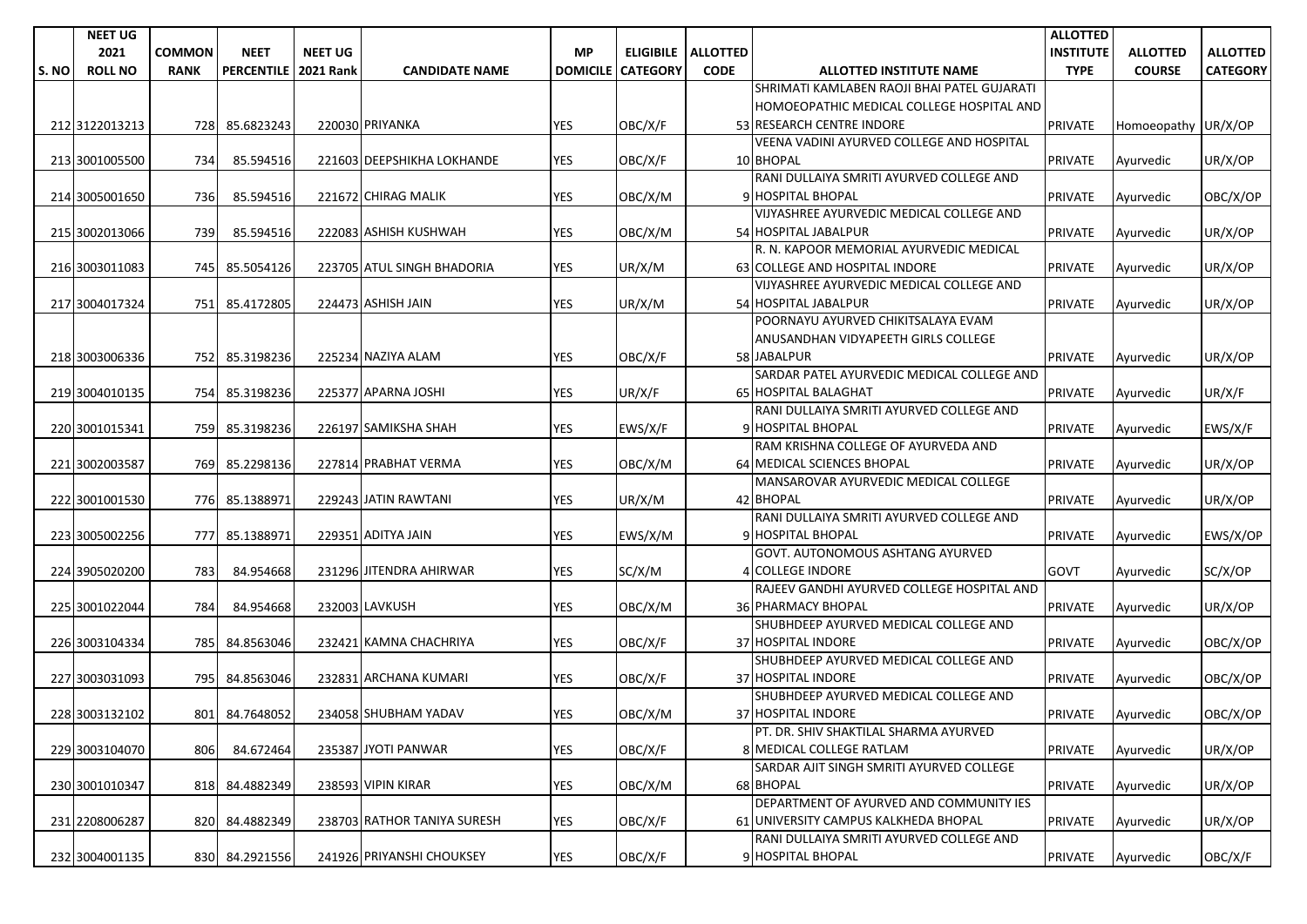| S. NO | NEET UG 2021 ROLL NO | COMMON RANK | NEET PERCENTILE | NEET UG 2021 Rank | CANDIDATE NAME | MP DOMICILE | ELIGIBILE CATEGORY | ALLOTTED CODE | ALLOTTED INSTITUTE NAME | ALLOTTED INSTITUTE TYPE | ALLOTTED COURSE | ALLOTTED CATEGORY |
|---|---|---|---|---|---|---|---|---|---|---|---|---|
| 212 | 3122013213 | 728 | 85.6823243 | 220030 | PRIYANKA | YES | OBC/X/F | 53 | SHRIMATI KAMLABEN RAOJI BHAI PATEL GUJARATI HOMOEOPATHIC MEDICAL COLLEGE HOSPITAL AND RESEARCH CENTRE INDORE | PRIVATE | Homoeopathy | UR/X/OP |
| 213 | 3001005500 | 734 | 85.594516 | 221603 | DEEPSHIKHA LOKHANDE | YES | OBC/X/F | 10 | VEENA VADINI AYURVED COLLEGE AND HOSPITAL BHOPAL | PRIVATE | Ayurvedic | UR/X/OP |
| 214 | 3005001650 | 736 | 85.594516 | 221672 | CHIRAG MALIK | YES | OBC/X/M | 9 | RANI DULLAIYA SMRITI AYURVED COLLEGE AND HOSPITAL BHOPAL | PRIVATE | Ayurvedic | OBC/X/OP |
| 215 | 3002013066 | 739 | 85.594516 | 222083 | ASHISH KUSHWAH | YES | OBC/X/M | 54 | VIJYASHREE AYURVEDIC MEDICAL COLLEGE AND HOSPITAL JABALPUR | PRIVATE | Ayurvedic | UR/X/OP |
| 216 | 3003011083 | 745 | 85.5054126 | 223705 | ATUL SINGH BHADORIA | YES | UR/X/M | 63 | R. N. KAPOOR MEMORIAL AYURVEDIC MEDICAL COLLEGE AND HOSPITAL INDORE | PRIVATE | Ayurvedic | UR/X/OP |
| 217 | 3004017324 | 751 | 85.4172805 | 224473 | ASHISH JAIN | YES | UR/X/M | 54 | VIJYASHREE AYURVEDIC MEDICAL COLLEGE AND HOSPITAL JABALPUR | PRIVATE | Ayurvedic | UR/X/OP |
| 218 | 3003006336 | 752 | 85.3198236 | 225234 | NAZIYA ALAM | YES | OBC/X/F | 58 | POORNAYU AYURVED CHIKITSALAYA EVAM ANUSANDHAN VIDYAPEETH GIRLS COLLEGE JABALPUR | PRIVATE | Ayurvedic | UR/X/OP |
| 219 | 3004010135 | 754 | 85.3198236 | 225377 | APARNA JOSHI | YES | UR/X/F | 65 | SARDAR PATEL AYURVEDIC MEDICAL COLLEGE AND HOSPITAL BALAGHAT | PRIVATE | Ayurvedic | UR/X/F |
| 220 | 3001015341 | 759 | 85.3198236 | 226197 | SAMIKSHA SHAH | YES | EWS/X/F | 9 | RANI DULLAIYA SMRITI AYURVED COLLEGE AND HOSPITAL BHOPAL | PRIVATE | Ayurvedic | EWS/X/F |
| 221 | 3002003587 | 769 | 85.2298136 | 227814 | PRABHAT VERMA | YES | OBC/X/M | 64 | RAM KRISHNA COLLEGE OF AYURVEDA AND MEDICAL SCIENCES BHOPAL | PRIVATE | Ayurvedic | UR/X/OP |
| 222 | 3001001530 | 776 | 85.1388971 | 229243 | JATIN RAWTANI | YES | UR/X/M | 42 | MANSAROVAR AYURVEDIC MEDICAL COLLEGE BHOPAL | PRIVATE | Ayurvedic | UR/X/OP |
| 223 | 3005002256 | 777 | 85.1388971 | 229351 | ADITYA JAIN | YES | EWS/X/M | 9 | RANI DULLAIYA SMRITI AYURVED COLLEGE AND HOSPITAL BHOPAL | PRIVATE | Ayurvedic | EWS/X/OP |
| 224 | 3905020200 | 783 | 84.954668 | 231296 | JITENDRA AHIRWAR | YES | SC/X/M | 4 | GOVT. AUTONOMOUS ASHTANG AYURVED COLLEGE INDORE | GOVT | Ayurvedic | SC/X/OP |
| 225 | 3001022044 | 784 | 84.954668 | 232003 | LAVKUSH | YES | OBC/X/M | 36 | RAJEEV GANDHI AYURVED COLLEGE HOSPITAL AND PHARMACY BHOPAL | PRIVATE | Ayurvedic | UR/X/OP |
| 226 | 3003104334 | 785 | 84.8563046 | 232421 | KAMNA CHACHRIYA | YES | OBC/X/F | 37 | SHUBHDEEP AYURVED MEDICAL COLLEGE AND HOSPITAL INDORE | PRIVATE | Ayurvedic | OBC/X/OP |
| 227 | 3003031093 | 795 | 84.8563046 | 232831 | ARCHANA KUMARI | YES | OBC/X/F | 37 | SHUBHDEEP AYURVED MEDICAL COLLEGE AND HOSPITAL INDORE | PRIVATE | Ayurvedic | OBC/X/OP |
| 228 | 3003132102 | 801 | 84.7648052 | 234058 | SHUBHAM YADAV | YES | OBC/X/M | 37 | SHUBHDEEP AYURVED MEDICAL COLLEGE AND HOSPITAL INDORE | PRIVATE | Ayurvedic | OBC/X/OP |
| 229 | 3003104070 | 806 | 84.672464 | 235387 | JYOTI PANWAR | YES | OBC/X/F | 8 | PT. DR. SHIV SHAKTILAL SHARMA AYURVED MEDICAL COLLEGE RATLAM | PRIVATE | Ayurvedic | UR/X/OP |
| 230 | 3001010347 | 818 | 84.4882349 | 238593 | VIPIN KIRAR | YES | OBC/X/M | 68 | SARDAR AJIT SINGH SMRITI AYURVED COLLEGE BHOPAL | PRIVATE | Ayurvedic | UR/X/OP |
| 231 | 2208006287 | 820 | 84.4882349 | 238703 | RATHOR TANIYA SURESH | YES | OBC/X/F | 61 | DEPARTMENT OF AYURVED AND COMMUNITY IES UNIVERSITY CAMPUS KALKHEDA BHOPAL | PRIVATE | Ayurvedic | UR/X/OP |
| 232 | 3004001135 | 830 | 84.2921556 | 241926 | PRIYANSHI CHOUKSEY | YES | OBC/X/F | 9 | RANI DULLAIYA SMRITI AYURVED COLLEGE AND HOSPITAL BHOPAL | PRIVATE | Ayurvedic | OBC/X/F |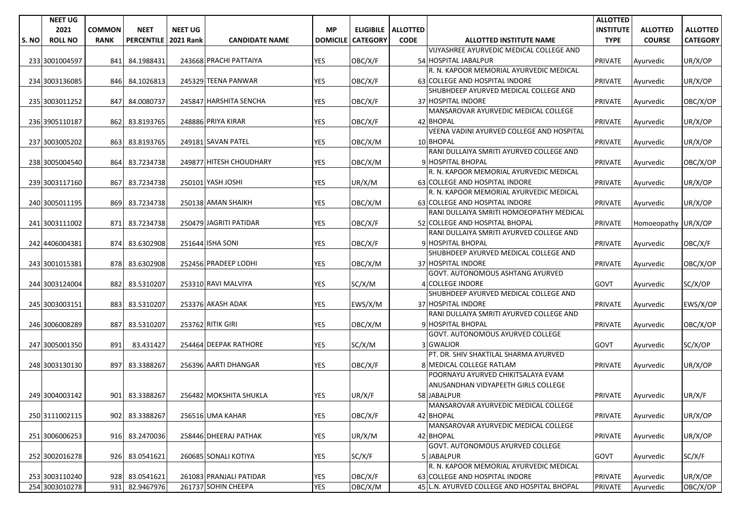| S. NO | NEET UG 2021 ROLL NO | COMMON RANK | NEET PERCENTILE | NEET UG 2021 Rank | CANDIDATE NAME | MP DOMICILE | ELIGIBILE CATEGORY | ALLOTTED CODE | ALLOTTED INSTITUTE NAME | ALLOTTED INSTITUTE TYPE | ALLOTTED COURSE | ALLOTTED CATEGORY |
|---|---|---|---|---|---|---|---|---|---|---|---|---|
| 233 | 3001004597 | 841 | 84.1988431 | 243668 | PRACHI PATTAIYA | YES | OBC/X/F | 54 | VIJYASHREE AYURVEDIC MEDICAL COLLEGE AND HOSPITAL JABALPUR | PRIVATE | Ayurvedic | UR/X/OP |
| 234 | 3003136085 | 846 | 84.1026813 | 245329 | TEENA PANWAR | YES | OBC/X/F | 63 | R. N. KAPOOR MEMORIAL AYURVEDIC MEDICAL COLLEGE AND HOSPITAL INDORE | PRIVATE | Ayurvedic | UR/X/OP |
| 235 | 3003011252 | 847 | 84.0080737 | 245847 | HARSHITA SENCHA | YES | OBC/X/F | 37 | SHUBHDEEP AYURVED MEDICAL COLLEGE AND HOSPITAL INDORE | PRIVATE | Ayurvedic | OBC/X/OP |
| 236 | 3905110187 | 862 | 83.8193765 | 248886 | PRIYA KIRAR | YES | OBC/X/F | 42 | MANSAROVAR AYURVEDIC MEDICAL COLLEGE BHOPAL | PRIVATE | Ayurvedic | UR/X/OP |
| 237 | 3003005202 | 863 | 83.8193765 | 249181 | SAVAN PATEL | YES | OBC/X/M | 10 | VEENA VADINI AYURVED COLLEGE AND HOSPITAL BHOPAL | PRIVATE | Ayurvedic | UR/X/OP |
| 238 | 3005004540 | 864 | 83.7234738 | 249877 | HITESH CHOUDHARY | YES | OBC/X/M | 9 | RANI DULLAIYA SMRITI AYURVED COLLEGE AND HOSPITAL BHOPAL | PRIVATE | Ayurvedic | OBC/X/OP |
| 239 | 3003117160 | 867 | 83.7234738 | 250101 | YASH JOSHI | YES | UR/X/M | 63 | R. N. KAPOOR MEMORIAL AYURVEDIC MEDICAL COLLEGE AND HOSPITAL INDORE | PRIVATE | Ayurvedic | UR/X/OP |
| 240 | 3005011195 | 869 | 83.7234738 | 250138 | AMAN SHAIKH | YES | OBC/X/M | 63 | R. N. KAPOOR MEMORIAL AYURVEDIC MEDICAL COLLEGE AND HOSPITAL INDORE | PRIVATE | Ayurvedic | UR/X/OP |
| 241 | 3003111002 | 871 | 83.7234738 | 250479 | JAGRITI PATIDAR | YES | OBC/X/F | 52 | RANI DULLAIYA SMRITI HOMOEOPATHY MEDICAL COLLEGE AND HOSPITAL BHOPAL | PRIVATE | Homoeopathy | UR/X/OP |
| 242 | 4406004381 | 874 | 83.6302908 | 251644 | ISHA SONI | YES | OBC/X/F | 9 | RANI DULLAIYA SMRITI AYURVED COLLEGE AND HOSPITAL BHOPAL | PRIVATE | Ayurvedic | OBC/X/F |
| 243 | 3001015381 | 878 | 83.6302908 | 252456 | PRADEEP LODHI | YES | OBC/X/M | 37 | SHUBHDEEP AYURVED MEDICAL COLLEGE AND HOSPITAL INDORE | PRIVATE | Ayurvedic | OBC/X/OP |
| 244 | 3003124004 | 882 | 83.5310207 | 253310 | RAVI MALVIYA | YES | SC/X/M | 4 | GOVT. AUTONOMOUS ASHTANG AYURVED COLLEGE INDORE | GOVT | Ayurvedic | SC/X/OP |
| 245 | 3003003151 | 883 | 83.5310207 | 253376 | AKASH ADAK | YES | EWS/X/M | 37 | SHUBHDEEP AYURVED MEDICAL COLLEGE AND HOSPITAL INDORE | PRIVATE | Ayurvedic | EWS/X/OP |
| 246 | 3006008289 | 887 | 83.5310207 | 253762 | RITIK GIRI | YES | OBC/X/M | 9 | RANI DULLAIYA SMRITI AYURVED COLLEGE AND HOSPITAL BHOPAL | PRIVATE | Ayurvedic | OBC/X/OP |
| 247 | 3005001350 | 891 | 83.431427 | 254464 | DEEPAK RATHORE | YES | SC/X/M | 3 | GOVT. AUTONOMOUS AYURVED COLLEGE GWALIOR | GOVT | Ayurvedic | SC/X/OP |
| 248 | 3003130130 | 897 | 83.3388267 | 256396 | AARTI DHANGAR | YES | OBC/X/F | 8 | PT. DR. SHIV SHAKTILAL SHARMA AYURVED MEDICAL COLLEGE RATLAM | PRIVATE | Ayurvedic | UR/X/OP |
| 249 | 3004003142 | 901 | 83.3388267 | 256482 | MOKSHITA SHUKLA | YES | UR/X/F | 58 | POORNAYU AYURVED CHIKITSALAYA EVAM ANUSANDHAN VIDYAPEETH GIRLS COLLEGE JABALPUR | PRIVATE | Ayurvedic | UR/X/F |
| 250 | 3111002115 | 902 | 83.3388267 | 256516 | UMA KAHAR | YES | OBC/X/F | 42 | MANSAROVAR AYURVEDIC MEDICAL COLLEGE BHOPAL | PRIVATE | Ayurvedic | UR/X/OP |
| 251 | 3006006253 | 916 | 83.2470036 | 258446 | DHEERAJ PATHAK | YES | UR/X/M | 42 | MANSAROVAR AYURVEDIC MEDICAL COLLEGE BHOPAL | PRIVATE | Ayurvedic | UR/X/OP |
| 252 | 3002016278 | 926 | 83.0541621 | 260685 | SONALI KOTIYA | YES | SC/X/F | 5 | GOVT. AUTONOMOUS AYURVED COLLEGE JABALPUR | GOVT | Ayurvedic | SC/X/F |
| 253 | 3003110240 | 928 | 83.0541621 | 261083 | PRANJALI PATIDAR | YES | OBC/X/F | 63 | R. N. KAPOOR MEMORIAL AYURVEDIC MEDICAL COLLEGE AND HOSPITAL INDORE | PRIVATE | Ayurvedic | UR/X/OP |
| 254 | 3003010278 | 931 | 82.9467976 | 261737 | SOHIN CHEEPA | YES | OBC/X/M | 45 | L.N. AYURVED COLLEGE AND HOSPITAL BHOPAL | PRIVATE | Ayurvedic | OBC/X/OP |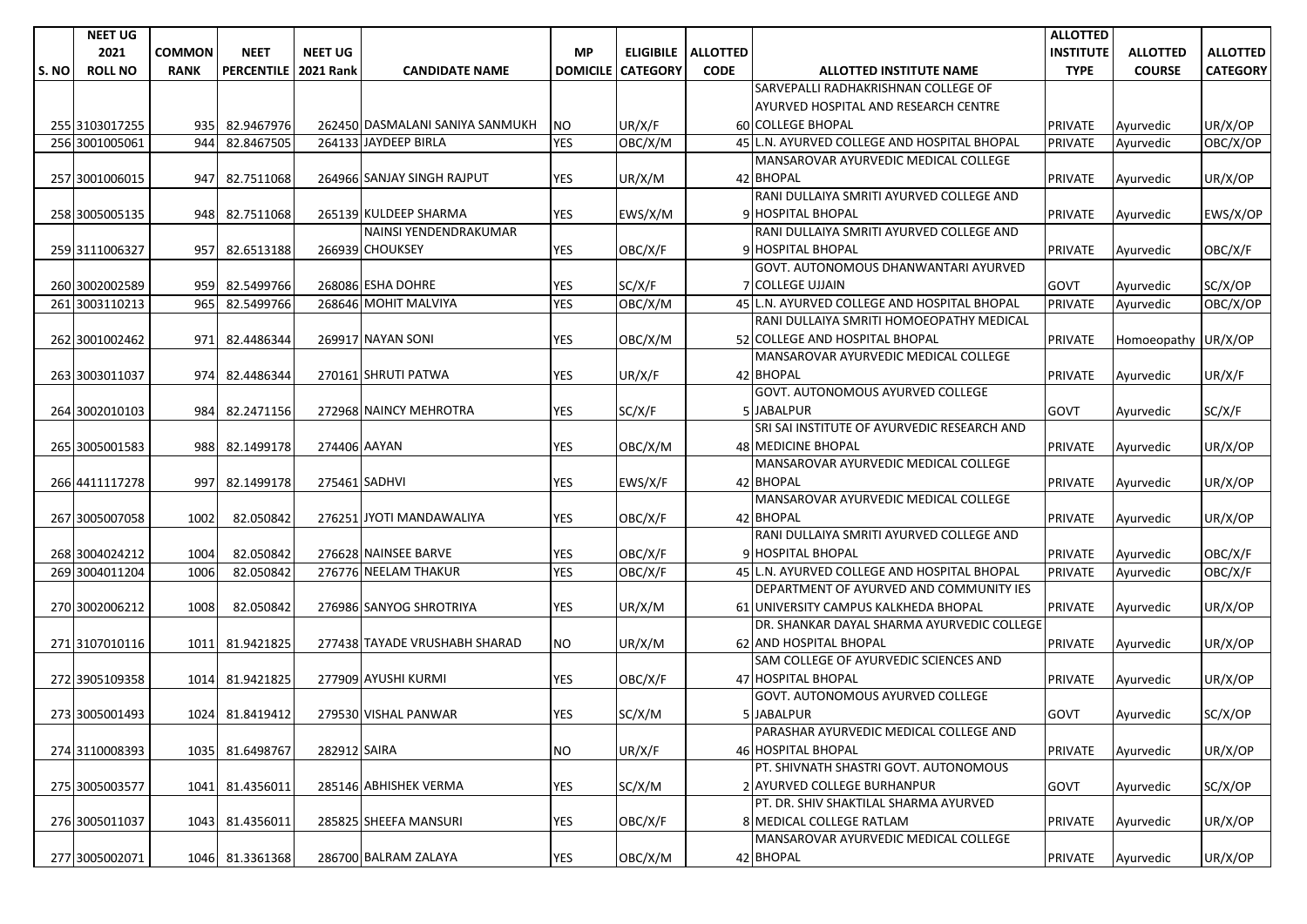| S. NO | NEET UG 2021 ROLL NO | COMMON RANK | NEET PERCENTILE | NEET UG 2021 Rank | CANDIDATE NAME | MP DOMICILE | ELIGIBILE CATEGORY | ALLOTTED CODE | ALLOTTED INSTITUTE NAME | ALLOTTED INSTITUTE TYPE | ALLOTTED COURSE | ALLOTTED CATEGORY |
|---|---|---|---|---|---|---|---|---|---|---|---|---|
| 255 | 3103017255 | 935 | 82.9467976 | 262450 | DASMALANI SANIYA SANMUKH | NO | UR/X/F | 60 | SARVEPALLI RADHAKRISHNAN COLLEGE OF AYURVED HOSPITAL AND RESEARCH CENTRE COLLEGE BHOPAL | PRIVATE | Ayurvedic | UR/X/OP |
| 256 | 3001005061 | 944 | 82.8467505 | 264133 | JAYDEEP BIRLA | YES | OBC/X/M | 45 | L.N. AYURVED COLLEGE AND HOSPITAL BHOPAL | PRIVATE | Ayurvedic | OBC/X/OP |
| 257 | 3001006015 | 947 | 82.7511068 | 264966 | SANJAY SINGH RAJPUT | YES | UR/X/M | 42 | MANSAROVAR AYURVEDIC MEDICAL COLLEGE BHOPAL | PRIVATE | Ayurvedic | UR/X/OP |
| 258 | 3005005135 | 948 | 82.7511068 | 265139 | KULDEEP SHARMA | YES | EWS/X/M | 9 | RANI DULLAIYA SMRITI AYURVED COLLEGE AND HOSPITAL BHOPAL | PRIVATE | Ayurvedic | EWS/X/OP |
| 259 | 3111006327 | 957 | 82.6513188 | 266939 | NAINSI YENDENDRAKUMAR CHOUKSEY | YES | OBC/X/F | 9 | RANI DULLAIYA SMRITI AYURVED COLLEGE AND HOSPITAL BHOPAL | PRIVATE | Ayurvedic | OBC/X/F |
| 260 | 3002002589 | 959 | 82.5499766 | 268086 | ESHA DOHRE | YES | SC/X/F | 7 | GOVT. AUTONOMOUS DHANWANTARI AYURVED COLLEGE UJJAIN | GOVT | Ayurvedic | SC/X/OP |
| 261 | 3003110213 | 965 | 82.5499766 | 268646 | MOHIT MALVIYA | YES | OBC/X/M | 45 | L.N. AYURVED COLLEGE AND HOSPITAL BHOPAL | PRIVATE | Ayurvedic | OBC/X/OP |
| 262 | 3001002462 | 971 | 82.4486344 | 269917 | NAYAN SONI | YES | OBC/X/M | 52 | RANI DULLAIYA SMRITI HOMOEOPATHY MEDICAL COLLEGE AND HOSPITAL BHOPAL | PRIVATE | Homoeopathy | UR/X/OP |
| 263 | 3003011037 | 974 | 82.4486344 | 270161 | SHRUTI PATWA | YES | UR/X/F | 42 | MANSAROVAR AYURVEDIC MEDICAL COLLEGE BHOPAL | PRIVATE | Ayurvedic | UR/X/F |
| 264 | 3002010103 | 984 | 82.2471156 | 272968 | NAINCY MEHROTRA | YES | SC/X/F | 5 | GOVT. AUTONOMOUS AYURVED COLLEGE JABALPUR | GOVT | Ayurvedic | SC/X/F |
| 265 | 3005001583 | 988 | 82.1499178 | 274406 | AAYAN | YES | OBC/X/M | 48 | SRI SAI INSTITUTE OF AYURVEDIC RESEARCH AND MEDICINE BHOPAL | PRIVATE | Ayurvedic | UR/X/OP |
| 266 | 4411117278 | 997 | 82.1499178 | 275461 | SADHVI | YES | EWS/X/F | 42 | MANSAROVAR AYURVEDIC MEDICAL COLLEGE BHOPAL | PRIVATE | Ayurvedic | UR/X/OP |
| 267 | 3005007058 | 1002 | 82.050842 | 276251 | JYOTI MANDAWALIYA | YES | OBC/X/F | 42 | MANSAROVAR AYURVEDIC MEDICAL COLLEGE BHOPAL | PRIVATE | Ayurvedic | UR/X/OP |
| 268 | 3004024212 | 1004 | 82.050842 | 276628 | NAINSEE BARVE | YES | OBC/X/F | 9 | RANI DULLAIYA SMRITI AYURVED COLLEGE AND HOSPITAL BHOPAL | PRIVATE | Ayurvedic | OBC/X/F |
| 269 | 3004011204 | 1006 | 82.050842 | 276776 | NEELAM THAKUR | YES | OBC/X/F | 45 | L.N. AYURVED COLLEGE AND HOSPITAL BHOPAL | PRIVATE | Ayurvedic | OBC/X/F |
| 270 | 3002006212 | 1008 | 82.050842 | 276986 | SANYOG SHROTRIYA | YES | UR/X/M | 61 | DEPARTMENT OF AYURVED AND COMMUNITY IES UNIVERSITY CAMPUS KALKHEDA BHOPAL | PRIVATE | Ayurvedic | UR/X/OP |
| 271 | 3107010116 | 1011 | 81.9421825 | 277438 | TAYADE VRUSHABH SHARAD | NO | UR/X/M | 62 | DR. SHANKAR DAYAL SHARMA AYURVEDIC COLLEGE AND HOSPITAL BHOPAL | PRIVATE | Ayurvedic | UR/X/OP |
| 272 | 3905109358 | 1014 | 81.9421825 | 277909 | AYUSHI KURMI | YES | OBC/X/F | 47 | SAM COLLEGE OF AYURVEDIC SCIENCES AND HOSPITAL BHOPAL | PRIVATE | Ayurvedic | UR/X/OP |
| 273 | 3005001493 | 1024 | 81.8419412 | 279530 | VISHAL PANWAR | YES | SC/X/M | 5 | GOVT. AUTONOMOUS AYURVED COLLEGE JABALPUR | GOVT | Ayurvedic | SC/X/OP |
| 274 | 3110008393 | 1035 | 81.6498767 | 282912 | SAIRA | NO | UR/X/F | 46 | PARASHAR AYURVEDIC MEDICAL COLLEGE AND HOSPITAL BHOPAL | PRIVATE | Ayurvedic | UR/X/OP |
| 275 | 3005003577 | 1041 | 81.4356011 | 285146 | ABHISHEK VERMA | YES | SC/X/M | 2 | PT. SHIVNATH SHASTRI GOVT. AUTONOMOUS AYURVED COLLEGE BURHANPUR | GOVT | Ayurvedic | SC/X/OP |
| 276 | 3005011037 | 1043 | 81.4356011 | 285825 | SHEEFA MANSURI | YES | OBC/X/F | 8 | PT. DR. SHIV SHAKTILAL SHARMA AYURVED MEDICAL COLLEGE RATLAM | PRIVATE | Ayurvedic | UR/X/OP |
| 277 | 3005002071 | 1046 | 81.3361368 | 286700 | BALRAM ZALAYA | YES | OBC/X/M | 42 | MANSAROVAR AYURVEDIC MEDICAL COLLEGE BHOPAL | PRIVATE | Ayurvedic | UR/X/OP |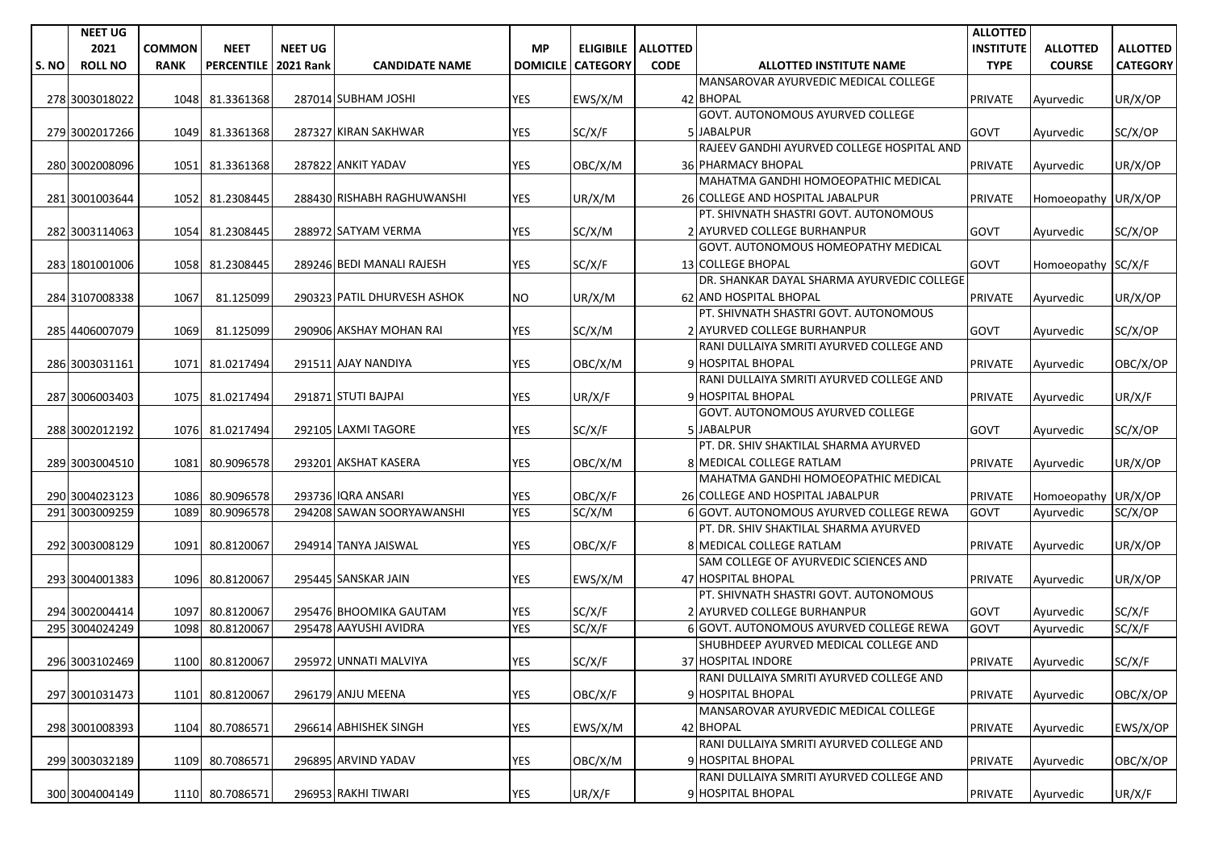| S. NO | NEET UG 2021 ROLL NO | COMMON RANK | NEET PERCENTILE | NEET UG 2021 Rank | CANDIDATE NAME | MP DOMICILE | ELIGIBILE CATEGORY | ALLOTTED CODE | ALLOTTED INSTITUTE NAME | ALLOTTED INSTITUTE TYPE | ALLOTTED COURSE | ALLOTTED CATEGORY |
|---|---|---|---|---|---|---|---|---|---|---|---|---|
| 278 | 3003018022 | 1048 | 81.3361368 | 287014 | SUBHAM JOSHI | YES | EWS/X/M | 42 | MANSAROVAR AYURVEDIC MEDICAL COLLEGE BHOPAL | PRIVATE | Ayurvedic | UR/X/OP |
| 279 | 3002017266 | 1049 | 81.3361368 | 287327 | KIRAN SAKHWAR | YES | SC/X/F | 5 | GOVT. AUTONOMOUS AYURVED COLLEGE JABALPUR | GOVT | Ayurvedic | SC/X/OP |
| 280 | 3002008096 | 1051 | 81.3361368 | 287822 | ANKIT YADAV | YES | OBC/X/M | 36 | RAJEEV GANDHI AYURVED COLLEGE HOSPITAL AND PHARMACY BHOPAL | PRIVATE | Ayurvedic | UR/X/OP |
| 281 | 3001003644 | 1052 | 81.2308445 | 288430 | RISHABH RAGHUWANSHI | YES | UR/X/M | 26 | MAHATMA GANDHI HOMOEOPATHIC MEDICAL COLLEGE AND HOSPITAL JABALPUR | PRIVATE | Homoeopathy | UR/X/OP |
| 282 | 3003114063 | 1054 | 81.2308445 | 288972 | SATYAM VERMA | YES | SC/X/M | 2 | PT. SHIVNATH SHASTRI GOVT. AUTONOMOUS AYURVED COLLEGE BURHANPUR | GOVT | Ayurvedic | SC/X/OP |
| 283 | 1801001006 | 1058 | 81.2308445 | 289246 | BEDI MANALI RAJESH | YES | SC/X/F | 13 | GOVT. AUTONOMOUS HOMEOPATHY MEDICAL COLLEGE BHOPAL | GOVT | Homoeopathy | SC/X/F |
| 284 | 3107008338 | 1067 | 81.125099 | 290323 | PATIL DHURVESH ASHOK | NO | UR/X/M | 62 | DR. SHANKAR DAYAL SHARMA AYURVEDIC COLLEGE AND HOSPITAL BHOPAL | PRIVATE | Ayurvedic | UR/X/OP |
| 285 | 4406007079 | 1069 | 81.125099 | 290906 | AKSHAY MOHAN RAI | YES | SC/X/M | 2 | PT. SHIVNATH SHASTRI GOVT. AUTONOMOUS AYURVED COLLEGE BURHANPUR | GOVT | Ayurvedic | SC/X/OP |
| 286 | 3003031161 | 1071 | 81.0217494 | 291511 | AJAY NANDIYA | YES | OBC/X/M | 9 | RANI DULLAIYA SMRITI AYURVED COLLEGE AND HOSPITAL BHOPAL | PRIVATE | Ayurvedic | OBC/X/OP |
| 287 | 3006003403 | 1075 | 81.0217494 | 291871 | STUTI BAJPAI | YES | UR/X/F | 9 | RANI DULLAIYA SMRITI AYURVED COLLEGE AND HOSPITAL BHOPAL | PRIVATE | Ayurvedic | UR/X/F |
| 288 | 3002012192 | 1076 | 81.0217494 | 292105 | LAXMI TAGORE | YES | SC/X/F | 5 | GOVT. AUTONOMOUS AYURVED COLLEGE JABALPUR | GOVT | Ayurvedic | SC/X/OP |
| 289 | 3003004510 | 1081 | 80.9096578 | 293201 | AKSHAT KASERA | YES | OBC/X/M | 8 | PT. DR. SHIV SHAKTILAL SHARMA AYURVED MEDICAL COLLEGE RATLAM | PRIVATE | Ayurvedic | UR/X/OP |
| 290 | 3004023123 | 1086 | 80.9096578 | 293736 | IQRA ANSARI | YES | OBC/X/F | 26 | MAHATMA GANDHI HOMOEOPATHIC MEDICAL COLLEGE AND HOSPITAL JABALPUR | PRIVATE | Homoeopathy | UR/X/OP |
| 291 | 3003009259 | 1089 | 80.9096578 | 294208 | SAWAN SOORYAWANSHI | YES | SC/X/M | 6 | GOVT. AUTONOMOUS AYURVED COLLEGE REWA | GOVT | Ayurvedic | SC/X/OP |
| 292 | 3003008129 | 1091 | 80.8120067 | 294914 | TANYA JAISWAL | YES | OBC/X/F | 8 | PT. DR. SHIV SHAKTILAL SHARMA AYURVED MEDICAL COLLEGE RATLAM | PRIVATE | Ayurvedic | UR/X/OP |
| 293 | 3004001383 | 1096 | 80.8120067 | 295445 | SANSKAR JAIN | YES | EWS/X/M | 47 | SAM COLLEGE OF AYURVEDIC SCIENCES AND HOSPITAL BHOPAL | PRIVATE | Ayurvedic | UR/X/OP |
| 294 | 3002004414 | 1097 | 80.8120067 | 295476 | BHOOMIKA GAUTAM | YES | SC/X/F | 2 | PT. SHIVNATH SHASTRI GOVT. AUTONOMOUS AYURVED COLLEGE BURHANPUR | GOVT | Ayurvedic | SC/X/F |
| 295 | 3004024249 | 1098 | 80.8120067 | 295478 | AAYUSHI AVIDRA | YES | SC/X/F | 6 | GOVT. AUTONOMOUS AYURVED COLLEGE REWA | GOVT | Ayurvedic | SC/X/F |
| 296 | 3003102469 | 1100 | 80.8120067 | 295972 | UNNATI MALVIYA | YES | SC/X/F | 37 | SHUBHDEEP AYURVED MEDICAL COLLEGE AND HOSPITAL INDORE | PRIVATE | Ayurvedic | SC/X/F |
| 297 | 3001031473 | 1101 | 80.8120067 | 296179 | ANJU MEENA | YES | OBC/X/F | 9 | RANI DULLAIYA SMRITI AYURVED COLLEGE AND HOSPITAL BHOPAL | PRIVATE | Ayurvedic | OBC/X/OP |
| 298 | 3001008393 | 1104 | 80.7086571 | 296614 | ABHISHEK SINGH | YES | EWS/X/M | 42 | MANSAROVAR AYURVEDIC MEDICAL COLLEGE BHOPAL | PRIVATE | Ayurvedic | EWS/X/OP |
| 299 | 3003032189 | 1109 | 80.7086571 | 296895 | ARVIND YADAV | YES | OBC/X/M | 9 | RANI DULLAIYA SMRITI AYURVED COLLEGE AND HOSPITAL BHOPAL | PRIVATE | Ayurvedic | OBC/X/OP |
| 300 | 3004004149 | 1110 | 80.7086571 | 296953 | RAKHI TIWARI | YES | UR/X/F | 9 | RANI DULLAIYA SMRITI AYURVED COLLEGE AND HOSPITAL BHOPAL | PRIVATE | Ayurvedic | UR/X/F |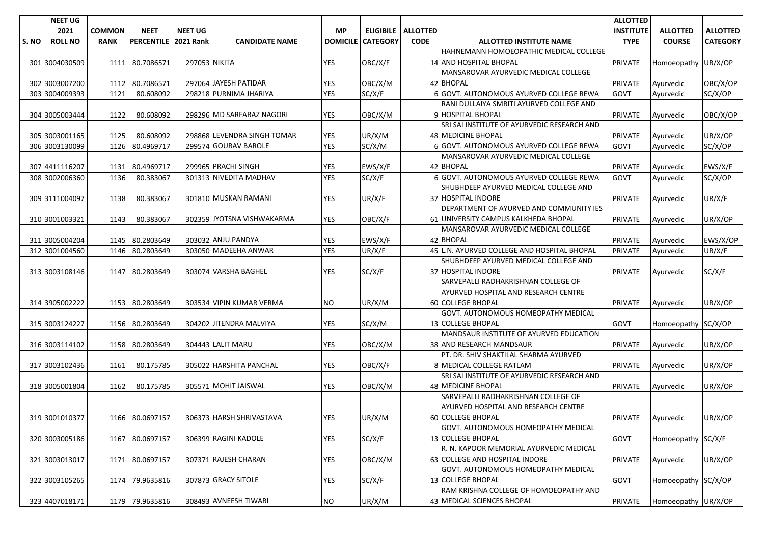| S. NO | NEET UG 2021 ROLL NO | COMMON RANK | NEET PERCENTILE | NEET UG 2021 Rank | CANDIDATE NAME | MP DOMICILE | ELIGIBILE CATEGORY | ALLOTTED CODE | ALLOTTED INSTITUTE NAME | ALLOTTED INSTITUTE TYPE | ALLOTTED COURSE | ALLOTTED CATEGORY |
|---|---|---|---|---|---|---|---|---|---|---|---|---|
| 301 | 3004030509 | 1111 | 80.7086571 | 297053 | NIKITA | YES | OBC/X/F | 14 | HAHNEMANN HOMOEOPATHIC MEDICAL COLLEGE AND HOSPITAL BHOPAL | PRIVATE | Homoeopathy | UR/X/OP |
| 302 | 3003007200 | 1112 | 80.7086571 | 297064 | JAYESH PATIDAR | YES | OBC/X/M | 42 | MANSAROVAR AYURVEDIC MEDICAL COLLEGE BHOPAL | PRIVATE | Ayurvedic | OBC/X/OP |
| 303 | 3004009393 | 1121 | 80.608092 | 298218 | PURNIMA JHARIYA | YES | SC/X/F | 6 | GOVT. AUTONOMOUS AYURVED COLLEGE REWA | GOVT | Ayurvedic | SC/X/OP |
| 304 | 3005003444 | 1122 | 80.608092 | 298296 | MD SARFARAZ NAGORI | YES | OBC/X/M | 9 | RANI DULLAIYA SMRITI AYURVED COLLEGE AND HOSPITAL BHOPAL | PRIVATE | Ayurvedic | OBC/X/OP |
| 305 | 3003001165 | 1125 | 80.608092 | 298868 | LEVENDRA SINGH TOMAR | YES | UR/X/M | 48 | SRI SAI INSTITUTE OF AYURVEDIC RESEARCH AND MEDICINE BHOPAL | PRIVATE | Ayurvedic | UR/X/OP |
| 306 | 3003130099 | 1126 | 80.4969717 | 299574 | GOURAV BAROLE | YES | SC/X/M | 6 | GOVT. AUTONOMOUS AYURVED COLLEGE REWA | GOVT | Ayurvedic | SC/X/OP |
| 307 | 4411116207 | 1131 | 80.4969717 | 299965 | PRACHI SINGH | YES | EWS/X/F | 42 | MANSAROVAR AYURVEDIC MEDICAL COLLEGE BHOPAL | PRIVATE | Ayurvedic | EWS/X/F |
| 308 | 3002006360 | 1136 | 80.383067 | 301313 | NIVEDITA MADHAV | YES | SC/X/F | 6 | GOVT. AUTONOMOUS AYURVED COLLEGE REWA | GOVT | Ayurvedic | SC/X/OP |
| 309 | 3111004097 | 1138 | 80.383067 | 301810 | MUSKAN RAMANI | YES | UR/X/F | 37 | SHUBHDEEP AYURVED MEDICAL COLLEGE AND HOSPITAL INDORE | PRIVATE | Ayurvedic | UR/X/F |
| 310 | 3001003321 | 1143 | 80.383067 | 302359 | JYOTSNA VISHWAKARMA | YES | OBC/X/F | 61 | DEPARTMENT OF AYURVED AND COMMUNITY IES UNIVERSITY CAMPUS KALKHEDA BHOPAL | PRIVATE | Ayurvedic | UR/X/OP |
| 311 | 3005004204 | 1145 | 80.2803649 | 303032 | ANJU PANDYA | YES | EWS/X/F | 42 | MANSAROVAR AYURVEDIC MEDICAL COLLEGE BHOPAL | PRIVATE | Ayurvedic | EWS/X/OP |
| 312 | 3001004560 | 1146 | 80.2803649 | 303050 | MADEEHA ANWAR | YES | UR/X/F | 45 | L.N. AYURVED COLLEGE AND HOSPITAL BHOPAL | PRIVATE | Ayurvedic | UR/X/F |
| 313 | 3003108146 | 1147 | 80.2803649 | 303074 | VARSHA BAGHEL | YES | SC/X/F | 37 | SHUBHDEEP AYURVED MEDICAL COLLEGE AND HOSPITAL INDORE | PRIVATE | Ayurvedic | SC/X/F |
| 314 | 3905002222 | 1153 | 80.2803649 | 303534 | VIPIN KUMAR VERMA | NO | UR/X/M | 60 | SARVEPALLI RADHAKRISHNAN COLLEGE OF AYURVED HOSPITAL AND RESEARCH CENTRE COLLEGE BHOPAL | PRIVATE | Ayurvedic | UR/X/OP |
| 315 | 3003124227 | 1156 | 80.2803649 | 304202 | JITENDRA MALVIYA | YES | SC/X/M | 13 | GOVT. AUTONOMOUS HOMEOPATHY MEDICAL COLLEGE BHOPAL | GOVT | Homoeopathy | SC/X/OP |
| 316 | 3003114102 | 1158 | 80.2803649 | 304443 | LALIT MARU | YES | OBC/X/M | 38 | MANDSAUR INSTITUTE OF AYURVED EDUCATION AND RESEARCH MANDSAUR | PRIVATE | Ayurvedic | UR/X/OP |
| 317 | 3003102436 | 1161 | 80.175785 | 305022 | HARSHITA PANCHAL | YES | OBC/X/F | 8 | PT. DR. SHIV SHAKTILAL SHARMA AYURVED MEDICAL COLLEGE RATLAM | PRIVATE | Ayurvedic | UR/X/OP |
| 318 | 3005001804 | 1162 | 80.175785 | 305571 | MOHIT JAISWAL | YES | OBC/X/M | 48 | SRI SAI INSTITUTE OF AYURVEDIC RESEARCH AND MEDICINE BHOPAL | PRIVATE | Ayurvedic | UR/X/OP |
| 319 | 3001010377 | 1166 | 80.0697157 | 306373 | HARSH SHRIVASTAVA | YES | UR/X/M | 60 | SARVEPALLI RADHAKRISHNAN COLLEGE OF AYURVED HOSPITAL AND RESEARCH CENTRE COLLEGE BHOPAL | PRIVATE | Ayurvedic | UR/X/OP |
| 320 | 3003005186 | 1167 | 80.0697157 | 306399 | RAGINI KADOLE | YES | SC/X/F | 13 | GOVT. AUTONOMOUS HOMEOPATHY MEDICAL COLLEGE BHOPAL | GOVT | Homoeopathy | SC/X/F |
| 321 | 3003013017 | 1171 | 80.0697157 | 307371 | RAJESH CHARAN | YES | OBC/X/M | 63 | R. N. KAPOOR MEMORIAL AYURVEDIC MEDICAL COLLEGE AND HOSPITAL INDORE | PRIVATE | Ayurvedic | UR/X/OP |
| 322 | 3003105265 | 1174 | 79.9635816 | 307873 | GRACY SITOLE | YES | SC/X/F | 13 | GOVT. AUTONOMOUS HOMEOPATHY MEDICAL COLLEGE BHOPAL | GOVT | Homoeopathy | SC/X/OP |
| 323 | 4407018171 | 1179 | 79.9635816 | 308493 | AVNEESH TIWARI | NO | UR/X/M | 43 | RAM KRISHNA COLLEGE OF HOMOEOPATHY AND MEDICAL SCIENCES BHOPAL | PRIVATE | Homoeopathy | UR/X/OP |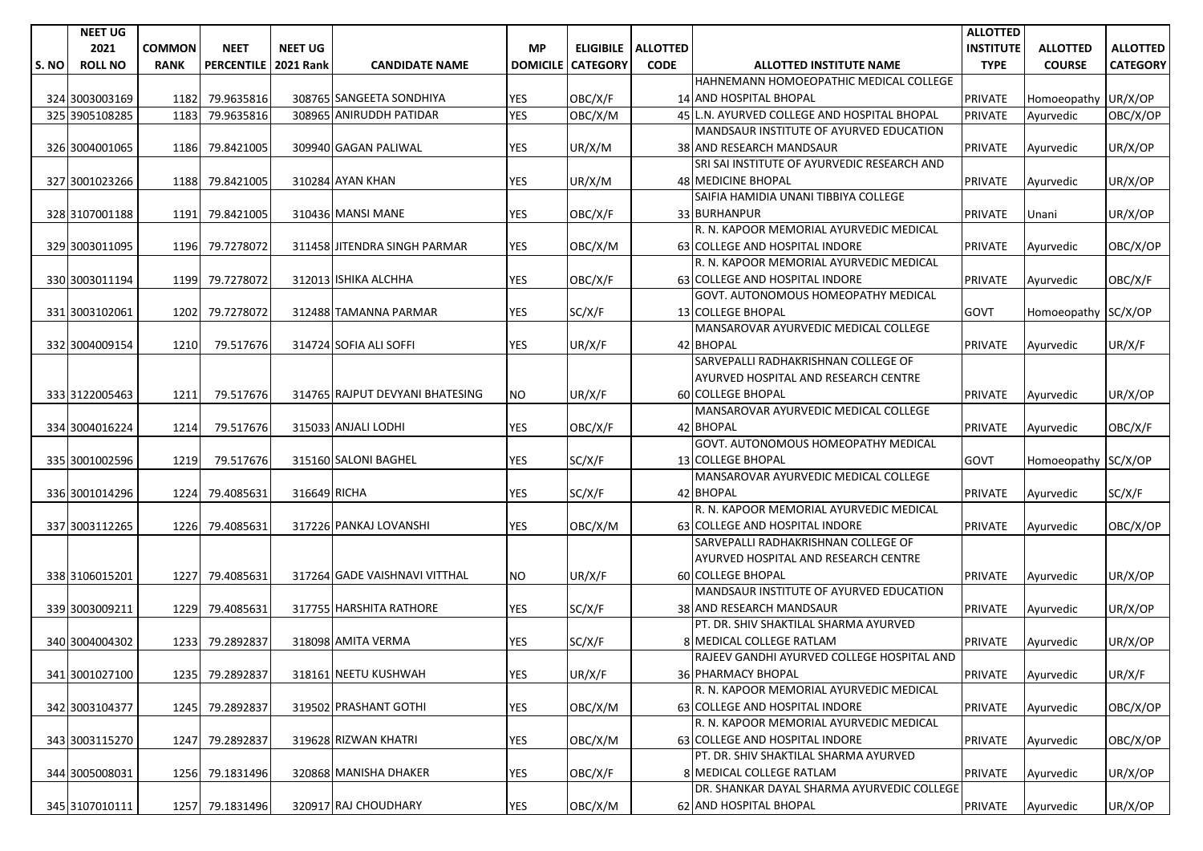| S. NO | NEET UG 2021 ROLL NO | COMMON RANK | NEET PERCENTILE | NEET UG 2021 Rank | CANDIDATE NAME | MP DOMICILE | ELIGIBILE CATEGORY | ALLOTTED CODE | ALLOTTED INSTITUTE NAME | ALLOTTED INSTITUTE TYPE | ALLOTTED COURSE | ALLOTTED CATEGORY |
|---|---|---|---|---|---|---|---|---|---|---|---|---|
| 324 | 3003003169 | 1182 | 79.9635816 | 308765 | SANGEETA SONDHIYA | YES | OBC/X/F | 14 | HAHNEMANN HOMOEOPATHIC MEDICAL COLLEGE AND HOSPITAL BHOPAL | PRIVATE | Homoeopathy | UR/X/OP |
| 325 | 3905108285 | 1183 | 79.9635816 | 308965 | ANIRUDDH PATIDAR | YES | OBC/X/M | 45 | L.N. AYURVED COLLEGE AND HOSPITAL BHOPAL | PRIVATE | Ayurvedic | OBC/X/OP |
| 326 | 3004001065 | 1186 | 79.8421005 | 309940 | GAGAN PALIWAL | YES | UR/X/M | 38 | MANDSAUR INSTITUTE OF AYURVED EDUCATION AND RESEARCH MANDSAUR | PRIVATE | Ayurvedic | UR/X/OP |
| 327 | 3001023266 | 1188 | 79.8421005 | 310284 | AYAN KHAN | YES | UR/X/M | 48 | SRI SAI INSTITUTE OF AYURVEDIC RESEARCH AND MEDICINE BHOPAL | PRIVATE | Ayurvedic | UR/X/OP |
| 328 | 3107001188 | 1191 | 79.8421005 | 310436 | MANSI MANE | YES | OBC/X/F | 33 | SAIFIA HAMIDIA UNANI TIBBIYA COLLEGE BURHANPUR | PRIVATE | Unani | UR/X/OP |
| 329 | 3003011095 | 1196 | 79.7278072 | 311458 | JITENDRA SINGH PARMAR | YES | OBC/X/M | 63 | R. N. KAPOOR MEMORIAL AYURVEDIC MEDICAL COLLEGE AND HOSPITAL INDORE | PRIVATE | Ayurvedic | OBC/X/OP |
| 330 | 3003011194 | 1199 | 79.7278072 | 312013 | ISHIKA ALCHHA | YES | OBC/X/F | 63 | R. N. KAPOOR MEMORIAL AYURVEDIC MEDICAL COLLEGE AND HOSPITAL INDORE | PRIVATE | Ayurvedic | OBC/X/F |
| 331 | 3003102061 | 1202 | 79.7278072 | 312488 | TAMANNA PARMAR | YES | SC/X/F | 13 | GOVT. AUTONOMOUS HOMEOPATHY MEDICAL COLLEGE BHOPAL | GOVT | Homoeopathy | SC/X/OP |
| 332 | 3004009154 | 1210 | 79.517676 | 314724 | SOFIA ALI SOFFI | YES | UR/X/F | 42 | MANSAROVAR AYURVEDIC MEDICAL COLLEGE BHOPAL | PRIVATE | Ayurvedic | UR/X/F |
| 333 | 3122005463 | 1211 | 79.517676 | 314765 | RAJPUT DEVYANI BHATESING | NO | UR/X/F | 60 | SARVEPALLI RADHAKRISHNAN COLLEGE OF AYURVED HOSPITAL AND RESEARCH CENTRE COLLEGE BHOPAL | PRIVATE | Ayurvedic | UR/X/OP |
| 334 | 3004016224 | 1214 | 79.517676 | 315033 | ANJALI LODHI | YES | OBC/X/F | 42 | MANSAROVAR AYURVEDIC MEDICAL COLLEGE BHOPAL | PRIVATE | Ayurvedic | OBC/X/F |
| 335 | 3001002596 | 1219 | 79.517676 | 315160 | SALONI BAGHEL | YES | SC/X/F | 13 | GOVT. AUTONOMOUS HOMEOPATHY MEDICAL COLLEGE BHOPAL | GOVT | Homoeopathy | SC/X/OP |
| 336 | 3001014296 | 1224 | 79.4085631 | 316649 | RICHA | YES | SC/X/F | 42 | MANSAROVAR AYURVEDIC MEDICAL COLLEGE BHOPAL | PRIVATE | Ayurvedic | SC/X/F |
| 337 | 3003112265 | 1226 | 79.4085631 | 317226 | PANKAJ LOVANSHI | YES | OBC/X/M | 63 | R. N. KAPOOR MEMORIAL AYURVEDIC MEDICAL COLLEGE AND HOSPITAL INDORE | PRIVATE | Ayurvedic | OBC/X/OP |
| 338 | 3106015201 | 1227 | 79.4085631 | 317264 | GADE VAISHNAVI VITTHAL | NO | UR/X/F | 60 | SARVEPALLI RADHAKRISHNAN COLLEGE OF AYURVED HOSPITAL AND RESEARCH CENTRE COLLEGE BHOPAL | PRIVATE | Ayurvedic | UR/X/OP |
| 339 | 3003009211 | 1229 | 79.4085631 | 317755 | HARSHITA RATHORE | YES | SC/X/F | 38 | MANDSAUR INSTITUTE OF AYURVED EDUCATION AND RESEARCH MANDSAUR | PRIVATE | Ayurvedic | UR/X/OP |
| 340 | 3004004302 | 1233 | 79.2892837 | 318098 | AMITA VERMA | YES | SC/X/F | 8 | PT. DR. SHIV SHAKTILAL SHARMA AYURVED MEDICAL COLLEGE RATLAM | PRIVATE | Ayurvedic | UR/X/OP |
| 341 | 3001027100 | 1235 | 79.2892837 | 318161 | NEETU KUSHWAH | YES | UR/X/F | 36 | RAJEEV GANDHI AYURVED COLLEGE HOSPITAL AND PHARMACY BHOPAL | PRIVATE | Ayurvedic | UR/X/F |
| 342 | 3003104377 | 1245 | 79.2892837 | 319502 | PRASHANT GOTHI | YES | OBC/X/M | 63 | R. N. KAPOOR MEMORIAL AYURVEDIC MEDICAL COLLEGE AND HOSPITAL INDORE | PRIVATE | Ayurvedic | OBC/X/OP |
| 343 | 3003115270 | 1247 | 79.2892837 | 319628 | RIZWAN KHATRI | YES | OBC/X/M | 63 | R. N. KAPOOR MEMORIAL AYURVEDIC MEDICAL COLLEGE AND HOSPITAL INDORE | PRIVATE | Ayurvedic | OBC/X/OP |
| 344 | 3005008031 | 1256 | 79.1831496 | 320868 | MANISHA DHAKER | YES | OBC/X/F | 8 | PT. DR. SHIV SHAKTILAL SHARMA AYURVED MEDICAL COLLEGE RATLAM | PRIVATE | Ayurvedic | UR/X/OP |
| 345 | 3107010111 | 1257 | 79.1831496 | 320917 | RAJ CHOUDHARY | YES | OBC/X/M | 62 | DR. SHANKAR DAYAL SHARMA AYURVEDIC COLLEGE AND HOSPITAL BHOPAL | PRIVATE | Ayurvedic | UR/X/OP |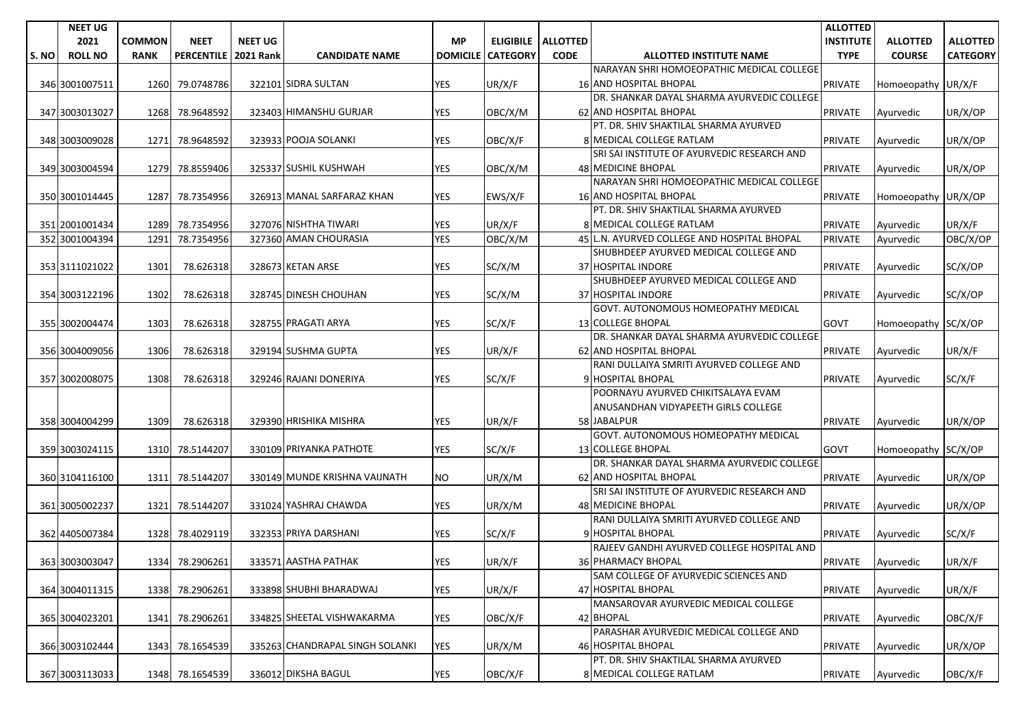| S. NO | NEET UG 2021 ROLL NO | COMMON RANK | NEET PERCENTILE | NEET UG 2021 Rank | CANDIDATE NAME | MP DOMICILE | ELIGIBILE CATEGORY | ALLOTTED CODE | ALLOTTED INSTITUTE NAME | ALLOTTED INSTITUTE TYPE | ALLOTTED COURSE | ALLOTTED CATEGORY |
|---|---|---|---|---|---|---|---|---|---|---|---|---|
| 346 | 3001007511 | 1260 | 79.0748786 | 322101 | SIDRA SULTAN | YES | UR/X/F | 16 | NARAYAN SHRI HOMOEOPATHIC MEDICAL COLLEGE AND HOSPITAL BHOPAL | PRIVATE | Homoeopathy | UR/X/F |
| 347 | 3003013027 | 1268 | 78.9648592 | 323403 | HIMANSHU GURJAR | YES | OBC/X/M | 62 | DR. SHANKAR DAYAL SHARMA AYURVEDIC COLLEGE AND HOSPITAL BHOPAL | PRIVATE | Ayurvedic | UR/X/OP |
| 348 | 3003009028 | 1271 | 78.9648592 | 323933 | POOJA SOLANKI | YES | OBC/X/F | 8 | PT. DR. SHIV SHAKTILAL SHARMA AYURVED MEDICAL COLLEGE RATLAM | PRIVATE | Ayurvedic | UR/X/OP |
| 349 | 3003004594 | 1279 | 78.8559406 | 325337 | SUSHIL KUSHWAH | YES | OBC/X/M | 48 | SRI SAI INSTITUTE OF AYURVEDIC RESEARCH AND MEDICINE BHOPAL | PRIVATE | Ayurvedic | UR/X/OP |
| 350 | 3001014445 | 1287 | 78.7354956 | 326913 | MANAL SARFARAZ KHAN | YES | EWS/X/F | 16 | NARAYAN SHRI HOMOEOPATHIC MEDICAL COLLEGE AND HOSPITAL BHOPAL | PRIVATE | Homoeopathy | UR/X/OP |
| 351 | 2001001434 | 1289 | 78.7354956 | 327076 | NISHTHA TIWARI | YES | UR/X/F | 8 | PT. DR. SHIV SHAKTILAL SHARMA AYURVED MEDICAL COLLEGE RATLAM | PRIVATE | Ayurvedic | UR/X/F |
| 352 | 3001004394 | 1291 | 78.7354956 | 327360 | AMAN CHOURASIA | YES | OBC/X/M | 45 | L.N. AYURVED COLLEGE AND HOSPITAL BHOPAL | PRIVATE | Ayurvedic | OBC/X/OP |
| 353 | 3111021022 | 1301 | 78.626318 | 328673 | KETAN ARSE | YES | SC/X/M | 37 | SHUBHDEEP AYURVED MEDICAL COLLEGE AND HOSPITAL INDORE | PRIVATE | Ayurvedic | SC/X/OP |
| 354 | 3003122196 | 1302 | 78.626318 | 328745 | DINESH CHOUHAN | YES | SC/X/M | 37 | SHUBHDEEP AYURVED MEDICAL COLLEGE AND HOSPITAL INDORE | PRIVATE | Ayurvedic | SC/X/OP |
| 355 | 3002004474 | 1303 | 78.626318 | 328755 | PRAGATI ARYA | YES | SC/X/F | 13 | GOVT. AUTONOMOUS HOMEOPATHY MEDICAL COLLEGE BHOPAL | GOVT | Homoeopathy | SC/X/OP |
| 356 | 3004009056 | 1306 | 78.626318 | 329194 | SUSHMA GUPTA | YES | UR/X/F | 62 | DR. SHANKAR DAYAL SHARMA AYURVEDIC COLLEGE AND HOSPITAL BHOPAL | PRIVATE | Ayurvedic | UR/X/F |
| 357 | 3002008075 | 1308 | 78.626318 | 329246 | RAJANI DONERIYA | YES | SC/X/F | 9 | RANI DULLAIYA SMRITI AYURVED COLLEGE AND HOSPITAL BHOPAL | PRIVATE | Ayurvedic | SC/X/F |
| 358 | 3004004299 | 1309 | 78.626318 | 329390 | HRISHIKA MISHRA | YES | UR/X/F | 58 | POORNAYU AYURVED CHIKITSALAYA EVAM ANUSANDHAN VIDYAPEETH GIRLS COLLEGE JABALPUR | PRIVATE | Ayurvedic | UR/X/OP |
| 359 | 3003024115 | 1310 | 78.5144207 | 330109 | PRIYANKA PATHOTE | YES | SC/X/F | 13 | GOVT. AUTONOMOUS HOMEOPATHY MEDICAL COLLEGE BHOPAL | GOVT | Homoeopathy | SC/X/OP |
| 360 | 3104116100 | 1311 | 78.5144207 | 330149 | MUNDE KRISHNA VAIJNATH | NO | UR/X/M | 62 | DR. SHANKAR DAYAL SHARMA AYURVEDIC COLLEGE AND HOSPITAL BHOPAL | PRIVATE | Ayurvedic | UR/X/OP |
| 361 | 3005002237 | 1321 | 78.5144207 | 331024 | YASHRAJ CHAWDA | YES | UR/X/M | 48 | SRI SAI INSTITUTE OF AYURVEDIC RESEARCH AND MEDICINE BHOPAL | PRIVATE | Ayurvedic | UR/X/OP |
| 362 | 4405007384 | 1328 | 78.4029119 | 332353 | PRIYA DARSHANI | YES | SC/X/F | 9 | RANI DULLAIYA SMRITI AYURVED COLLEGE AND HOSPITAL BHOPAL | PRIVATE | Ayurvedic | SC/X/F |
| 363 | 3003003047 | 1334 | 78.2906261 | 333571 | AASTHA PATHAK | YES | UR/X/F | 36 | RAJEEV GANDHI AYURVED COLLEGE HOSPITAL AND PHARMACY BHOPAL | PRIVATE | Ayurvedic | UR/X/F |
| 364 | 3004011315 | 1338 | 78.2906261 | 333898 | SHUBHI BHARADWAJ | YES | UR/X/F | 47 | SAM COLLEGE OF AYURVEDIC SCIENCES AND HOSPITAL BHOPAL | PRIVATE | Ayurvedic | UR/X/F |
| 365 | 3004023201 | 1341 | 78.2906261 | 334825 | SHEETAL VISHWAKARMA | YES | OBC/X/F | 42 | MANSAROVAR AYURVEDIC MEDICAL COLLEGE BHOPAL | PRIVATE | Ayurvedic | OBC/X/F |
| 366 | 3003102444 | 1343 | 78.1654539 | 335263 | CHANDRAPAL SINGH SOLANKI | YES | UR/X/M | 46 | PARASHAR AYURVEDIC MEDICAL COLLEGE AND HOSPITAL BHOPAL | PRIVATE | Ayurvedic | UR/X/OP |
| 367 | 3003113033 | 1348 | 78.1654539 | 336012 | DIKSHA BAGUL | YES | OBC/X/F | 8 | PT. DR. SHIV SHAKTILAL SHARMA AYURVED MEDICAL COLLEGE RATLAM | PRIVATE | Ayurvedic | OBC/X/F |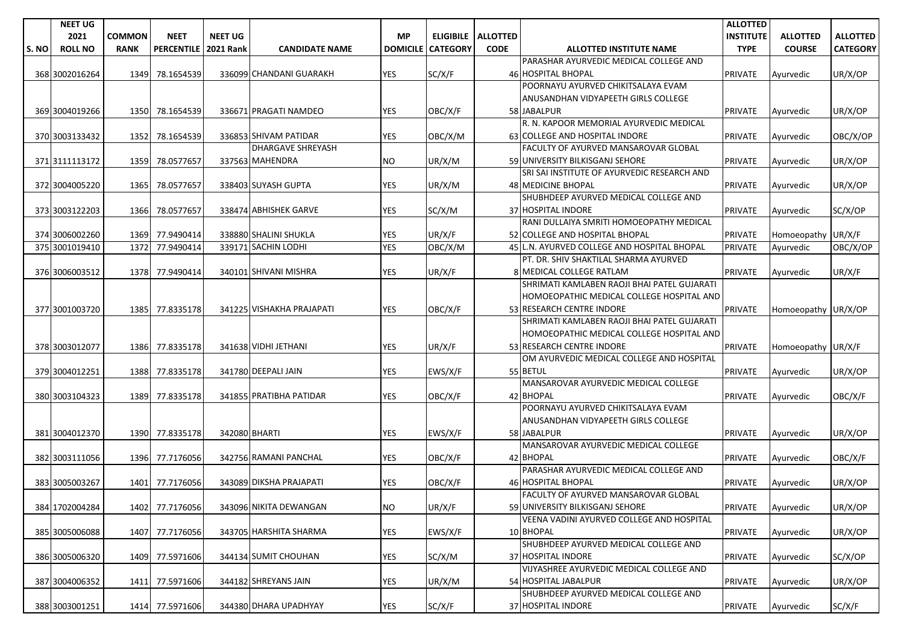| S. NO | NEET UG 2021 ROLL NO | COMMON RANK | NEET PERCENTILE | NEET UG 2021 Rank | CANDIDATE NAME | MP DOMICILE | ELIGIBILE CATEGORY | ALLOTTED CODE | ALLOTTED INSTITUTE NAME | ALLOTTED INSTITUTE TYPE | ALLOTTED COURSE | ALLOTTED CATEGORY |
|---|---|---|---|---|---|---|---|---|---|---|---|---|
| 368 | 3002016264 | 1349 | 78.1654539 | 336099 | CHANDANI GUARAKH | YES | SC/X/F | 46 | PARASHAR AYURVEDIC MEDICAL COLLEGE AND HOSPITAL BHOPAL | PRIVATE | Ayurvedic | UR/X/OP |
| 369 | 3004019266 | 1350 | 78.1654539 | 336671 | PRAGATI NAMDEO | YES | OBC/X/F | 58 | POORNAYU AYURVED CHIKITSALAYA EVAM ANUSANDHAN VIDYAPEETH GIRLS COLLEGE JABALPUR | PRIVATE | Ayurvedic | UR/X/OP |
| 370 | 3003133432 | 1352 | 78.1654539 | 336853 | SHIVAM PATIDAR | YES | OBC/X/M | 63 | R. N. KAPOOR MEMORIAL AYURVEDIC MEDICAL COLLEGE AND HOSPITAL INDORE | PRIVATE | Ayurvedic | OBC/X/OP |
| 371 | 3111113172 | 1359 | 78.0577657 | 337563 | DHARGAVE SHREYASH MAHENDRA | NO | UR/X/M | 59 | FACULTY OF AYURVED MANSAROVAR GLOBAL UNIVERSITY BILKISGANJ SEHORE | PRIVATE | Ayurvedic | UR/X/OP |
| 372 | 3004005220 | 1365 | 78.0577657 | 338403 | SUYASH GUPTA | YES | UR/X/M | 48 | SRI SAI INSTITUTE OF AYURVEDIC RESEARCH AND MEDICINE BHOPAL | PRIVATE | Ayurvedic | UR/X/OP |
| 373 | 3003122203 | 1366 | 78.0577657 | 338474 | ABHISHEK GARVE | YES | SC/X/M | 37 | SHUBHDEEP AYURVED MEDICAL COLLEGE AND HOSPITAL INDORE | PRIVATE | Ayurvedic | SC/X/OP |
| 374 | 3006002260 | 1369 | 77.9490414 | 338880 | SHALINI SHUKLA | YES | UR/X/F | 52 | RANI DULLAIYA SMRITI HOMOEOPATHY MEDICAL COLLEGE AND HOSPITAL BHOPAL | PRIVATE | Homoeopathy | UR/X/F |
| 375 | 3001019410 | 1372 | 77.9490414 | 339171 | SACHIN LODHI | YES | OBC/X/M | 45 | L.N. AYURVED COLLEGE AND HOSPITAL BHOPAL | PRIVATE | Ayurvedic | OBC/X/OP |
| 376 | 3006003512 | 1378 | 77.9490414 | 340101 | SHIVANI MISHRA | YES | UR/X/F | 8 | PT. DR. SHIV SHAKTILAL SHARMA AYURVED MEDICAL COLLEGE RATLAM | PRIVATE | Ayurvedic | UR/X/F |
| 377 | 3001003720 | 1385 | 77.8335178 | 341225 | VISHAKHA PRAJAPATI | YES | OBC/X/F | 53 | SHRIMATI KAMLABEN RAOJI BHAI PATEL GUJARATI HOMOEOPATHIC MEDICAL COLLEGE HOSPITAL AND RESEARCH CENTRE INDORE | PRIVATE | Homoeopathy | UR/X/OP |
| 378 | 3003012077 | 1386 | 77.8335178 | 341638 | VIDHI JETHANI | YES | UR/X/F | 53 | SHRIMATI KAMLABEN RAOJI BHAI PATEL GUJARATI HOMOEOPATHIC MEDICAL COLLEGE HOSPITAL AND RESEARCH CENTRE INDORE | PRIVATE | Homoeopathy | UR/X/F |
| 379 | 3004012251 | 1388 | 77.8335178 | 341780 | DEEPALI JAIN | YES | EWS/X/F | 55 | OM AYURVEDIC MEDICAL COLLEGE AND HOSPITAL BETUL | PRIVATE | Ayurvedic | UR/X/OP |
| 380 | 3003104323 | 1389 | 77.8335178 | 341855 | PRATIBHA PATIDAR | YES | OBC/X/F | 42 | MANSAROVAR AYURVEDIC MEDICAL COLLEGE BHOPAL | PRIVATE | Ayurvedic | OBC/X/F |
| 381 | 3004012370 | 1390 | 77.8335178 | 342080 | BHARTI | YES | EWS/X/F | 58 | POORNAYU AYURVED CHIKITSALAYA EVAM ANUSANDHAN VIDYAPEETH GIRLS COLLEGE JABALPUR | PRIVATE | Ayurvedic | UR/X/OP |
| 382 | 3003111056 | 1396 | 77.7176056 | 342756 | RAMANI PANCHAL | YES | OBC/X/F | 42 | MANSAROVAR AYURVEDIC MEDICAL COLLEGE BHOPAL | PRIVATE | Ayurvedic | OBC/X/F |
| 383 | 3005003267 | 1401 | 77.7176056 | 343089 | DIKSHA PRAJAPATI | YES | OBC/X/F | 46 | PARASHAR AYURVEDIC MEDICAL COLLEGE AND HOSPITAL BHOPAL | PRIVATE | Ayurvedic | UR/X/OP |
| 384 | 1702004284 | 1402 | 77.7176056 | 343096 | NIKITA DEWANGAN | NO | UR/X/F | 59 | FACULTY OF AYURVED MANSAROVAR GLOBAL UNIVERSITY BILKISGANJ SEHORE | PRIVATE | Ayurvedic | UR/X/OP |
| 385 | 3005006088 | 1407 | 77.7176056 | 343705 | HARSHITA SHARMA | YES | EWS/X/F | 10 | VEENA VADINI AYURVED COLLEGE AND HOSPITAL BHOPAL | PRIVATE | Ayurvedic | UR/X/OP |
| 386 | 3005006320 | 1409 | 77.5971606 | 344134 | SUMIT CHOUHAN | YES | SC/X/M | 37 | SHUBHDEEP AYURVED MEDICAL COLLEGE AND HOSPITAL INDORE | PRIVATE | Ayurvedic | SC/X/OP |
| 387 | 3004006352 | 1411 | 77.5971606 | 344182 | SHREYANS JAIN | YES | UR/X/M | 54 | VIJYASHREE AYURVEDIC MEDICAL COLLEGE AND HOSPITAL JABALPUR | PRIVATE | Ayurvedic | UR/X/OP |
| 388 | 3003001251 | 1414 | 77.5971606 | 344380 | DHARA UPADHYAY | YES | SC/X/F | 37 | SHUBHDEEP AYURVED MEDICAL COLLEGE AND HOSPITAL INDORE | PRIVATE | Ayurvedic | SC/X/F |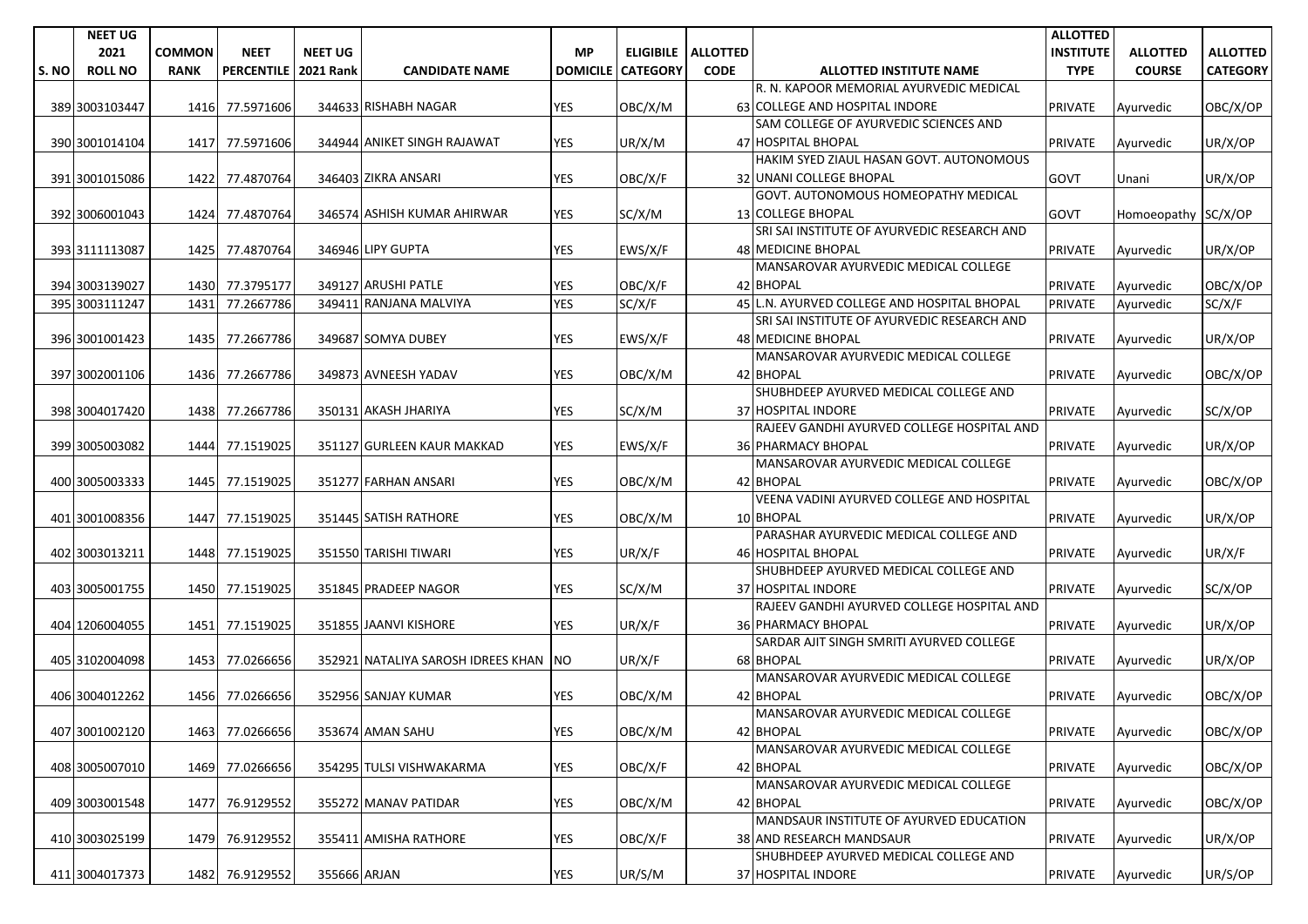| S. NO | NEET UG 2021 ROLL NO | COMMON RANK | NEET PERCENTILE | NEET UG 2021 Rank | CANDIDATE NAME | MP DOMICILE | ELIGIBILE CATEGORY | ALLOTTED CODE | ALLOTTED INSTITUTE NAME | ALLOTTED INSTITUTE TYPE | ALLOTTED COURSE | ALLOTTED CATEGORY |
|---|---|---|---|---|---|---|---|---|---|---|---|---|
| 389 | 3003103447 | 1416 | 77.5971606 | 344633 | RISHABH NAGAR | YES | OBC/X/M | 63 | R. N. KAPOOR MEMORIAL AYURVEDIC MEDICAL COLLEGE AND HOSPITAL INDORE | PRIVATE | Ayurvedic | OBC/X/OP |
| 390 | 3001014104 | 1417 | 77.5971606 | 344944 | ANIKET SINGH RAJAWAT | YES | UR/X/M | 47 | SAM COLLEGE OF AYURVEDIC SCIENCES AND HOSPITAL BHOPAL | PRIVATE | Ayurvedic | UR/X/OP |
| 391 | 3001015086 | 1422 | 77.4870764 | 346403 | ZIKRA ANSARI | YES | OBC/X/F | 32 | HAKIM SYED ZIAUL HASAN GOVT. AUTONOMOUS UNANI COLLEGE BHOPAL | GOVT | Unani | UR/X/OP |
| 392 | 3006001043 | 1424 | 77.4870764 | 346574 | ASHISH KUMAR AHIRWAR | YES | SC/X/M | 13 | GOVT. AUTONOMOUS HOMEOPATHY MEDICAL COLLEGE BHOPAL | GOVT | Homoeopathy | SC/X/OP |
| 393 | 3111113087 | 1425 | 77.4870764 | 346946 | LIPY GUPTA | YES | EWS/X/F | 48 | SRI SAI INSTITUTE OF AYURVEDIC RESEARCH AND MEDICINE BHOPAL | PRIVATE | Ayurvedic | UR/X/OP |
| 394 | 3003139027 | 1430 | 77.3795177 | 349127 | ARUSHI PATLE | YES | OBC/X/F | 42 | MANSAROVAR AYURVEDIC MEDICAL COLLEGE BHOPAL | PRIVATE | Ayurvedic | OBC/X/OP |
| 395 | 3003111247 | 1431 | 77.2667786 | 349411 | RANJANA MALVIYA | YES | SC/X/F | 45 | L.N. AYURVED COLLEGE AND HOSPITAL BHOPAL | PRIVATE | Ayurvedic | SC/X/F |
| 396 | 3001001423 | 1435 | 77.2667786 | 349687 | SOMYA DUBEY | YES | EWS/X/F | 48 | SRI SAI INSTITUTE OF AYURVEDIC RESEARCH AND MEDICINE BHOPAL | PRIVATE | Ayurvedic | UR/X/OP |
| 397 | 3002001106 | 1436 | 77.2667786 | 349873 | AVNEESH YADAV | YES | OBC/X/M | 42 | MANSAROVAR AYURVEDIC MEDICAL COLLEGE BHOPAL | PRIVATE | Ayurvedic | OBC/X/OP |
| 398 | 3004017420 | 1438 | 77.2667786 | 350131 | AKASH JHARIYA | YES | SC/X/M | 37 | SHUBHDEEP AYURVED MEDICAL COLLEGE AND HOSPITAL INDORE | PRIVATE | Ayurvedic | SC/X/OP |
| 399 | 3005003082 | 1444 | 77.1519025 | 351127 | GURLEEN KAUR MAKKAD | YES | EWS/X/F | 36 | RAJEEV GANDHI AYURVED COLLEGE HOSPITAL AND PHARMACY BHOPAL | PRIVATE | Ayurvedic | UR/X/OP |
| 400 | 3005003333 | 1445 | 77.1519025 | 351277 | FARHAN ANSARI | YES | OBC/X/M | 42 | MANSAROVAR AYURVEDIC MEDICAL COLLEGE BHOPAL | PRIVATE | Ayurvedic | OBC/X/OP |
| 401 | 3001008356 | 1447 | 77.1519025 | 351445 | SATISH RATHORE | YES | OBC/X/M | 10 | VEENA VADINI AYURVED COLLEGE AND HOSPITAL BHOPAL | PRIVATE | Ayurvedic | UR/X/OP |
| 402 | 3003013211 | 1448 | 77.1519025 | 351550 | TARISHI TIWARI | YES | UR/X/F | 46 | PARASHAR AYURVEDIC MEDICAL COLLEGE AND HOSPITAL BHOPAL | PRIVATE | Ayurvedic | UR/X/F |
| 403 | 3005001755 | 1450 | 77.1519025 | 351845 | PRADEEP NAGOR | YES | SC/X/M | 37 | SHUBHDEEP AYURVED MEDICAL COLLEGE AND HOSPITAL INDORE | PRIVATE | Ayurvedic | SC/X/OP |
| 404 | 1206004055 | 1451 | 77.1519025 | 351855 | JAANVI KISHORE | YES | UR/X/F | 36 | RAJEEV GANDHI AYURVED COLLEGE HOSPITAL AND PHARMACY BHOPAL | PRIVATE | Ayurvedic | UR/X/OP |
| 405 | 3102004098 | 1453 | 77.0266656 | 352921 | NATALIYA SAROSH IDREES KHAN | NO | UR/X/F | 68 | SARDAR AJIT SINGH SMRITI AYURVED COLLEGE BHOPAL | PRIVATE | Ayurvedic | UR/X/OP |
| 406 | 3004012262 | 1456 | 77.0266656 | 352956 | SANJAY KUMAR | YES | OBC/X/M | 42 | MANSAROVAR AYURVEDIC MEDICAL COLLEGE BHOPAL | PRIVATE | Ayurvedic | OBC/X/OP |
| 407 | 3001002120 | 1463 | 77.0266656 | 353674 | AMAN SAHU | YES | OBC/X/M | 42 | MANSAROVAR AYURVEDIC MEDICAL COLLEGE BHOPAL | PRIVATE | Ayurvedic | OBC/X/OP |
| 408 | 3005007010 | 1469 | 77.0266656 | 354295 | TULSI VISHWAKARMA | YES | OBC/X/F | 42 | MANSAROVAR AYURVEDIC MEDICAL COLLEGE BHOPAL | PRIVATE | Ayurvedic | OBC/X/OP |
| 409 | 3003001548 | 1477 | 76.9129552 | 355272 | MANAV PATIDAR | YES | OBC/X/M | 42 | MANSAROVAR AYURVEDIC MEDICAL COLLEGE BHOPAL | PRIVATE | Ayurvedic | OBC/X/OP |
| 410 | 3003025199 | 1479 | 76.9129552 | 355411 | AMISHA RATHORE | YES | OBC/X/F | 38 | MANDSAUR INSTITUTE OF AYURVED EDUCATION AND RESEARCH MANDSAUR | PRIVATE | Ayurvedic | UR/X/OP |
| 411 | 3004017373 | 1482 | 76.9129552 | 355666 | ARJAN | YES | UR/S/M | 37 | SHUBHDEEP AYURVED MEDICAL COLLEGE AND HOSPITAL INDORE | PRIVATE | Ayurvedic | UR/S/OP |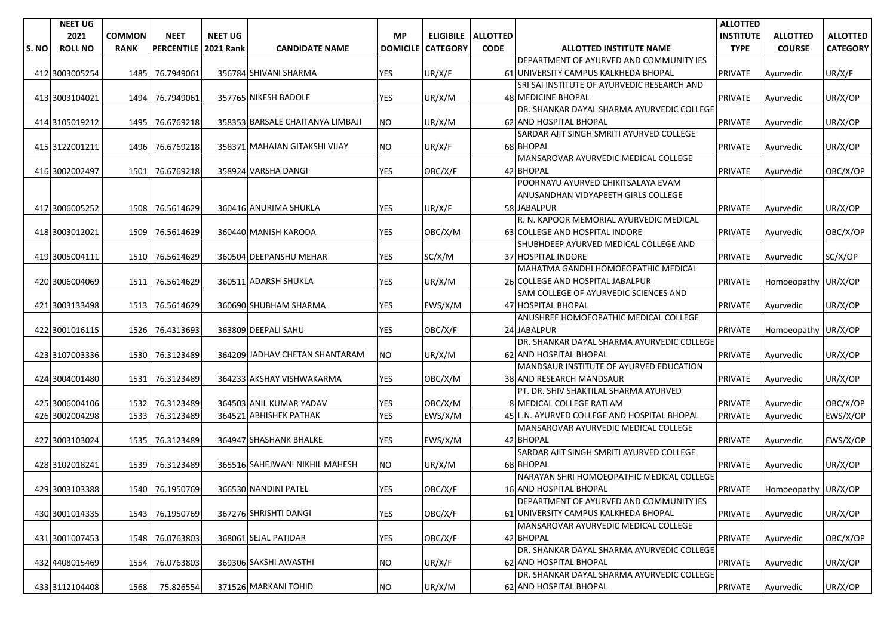| S. NO | NEET UG 2021 ROLL NO | COMMON RANK | NEET PERCENTILE | NEET UG 2021 Rank | CANDIDATE NAME | MP DOMICILE | ELIGIBILE CATEGORY | ALLOTTED CODE | ALLOTTED INSTITUTE NAME | ALLOTTED INSTITUTE TYPE | ALLOTTED COURSE | ALLOTTED CATEGORY |
|---|---|---|---|---|---|---|---|---|---|---|---|---|
| 412 | 3003005254 | 1485 | 76.7949061 | 356784 | SHIVANI SHARMA | YES | UR/X/F | 61 | DEPARTMENT OF AYURVED AND COMMUNITY IES UNIVERSITY CAMPUS KALKHEDA BHOPAL | PRIVATE | Ayurvedic | UR/X/F |
| 413 | 3003104021 | 1494 | 76.7949061 | 357765 | NIKESH BADOLE | YES | UR/X/M | 48 | SRI SAI INSTITUTE OF AYURVEDIC RESEARCH AND MEDICINE BHOPAL | PRIVATE | Ayurvedic | UR/X/OP |
| 414 | 3105019212 | 1495 | 76.6769218 | 358353 | BARSALE CHAITANYA LIMBAJI | NO | UR/X/M | 62 | DR. SHANKAR DAYAL SHARMA AYURVEDIC COLLEGE AND HOSPITAL BHOPAL | PRIVATE | Ayurvedic | UR/X/OP |
| 415 | 3122001211 | 1496 | 76.6769218 | 358371 | MAHAJAN GITAKSHI VIJAY | NO | UR/X/F | 68 | SARDAR AJIT SINGH SMRITI AYURVED COLLEGE BHOPAL | PRIVATE | Ayurvedic | UR/X/OP |
| 416 | 3002002497 | 1501 | 76.6769218 | 358924 | VARSHA DANGI | YES | OBC/X/F | 42 | MANSAROVAR AYURVEDIC MEDICAL COLLEGE BHOPAL | PRIVATE | Ayurvedic | OBC/X/OP |
| 417 | 3006005252 | 1508 | 76.5614629 | 360416 | ANURIMA SHUKLA | YES | UR/X/F | 58 | POORNAYU AYURVED CHIKITSALAYA EVAM ANUSANDHAN VIDYAPEETH GIRLS COLLEGE JABALPUR | PRIVATE | Ayurvedic | UR/X/OP |
| 418 | 3003012021 | 1509 | 76.5614629 | 360440 | MANISH KARODA | YES | OBC/X/M | 63 | R. N. KAPOOR MEMORIAL AYURVEDIC MEDICAL COLLEGE AND HOSPITAL INDORE | PRIVATE | Ayurvedic | OBC/X/OP |
| 419 | 3005004111 | 1510 | 76.5614629 | 360504 | DEEPANSHU MEHAR | YES | SC/X/M | 37 | SHUBHDEEP AYURVED MEDICAL COLLEGE AND HOSPITAL INDORE | PRIVATE | Ayurvedic | SC/X/OP |
| 420 | 3006004069 | 1511 | 76.5614629 | 360511 | ADARSH SHUKLA | YES | UR/X/M | 26 | MAHATMA GANDHI HOMOEOPATHIC MEDICAL COLLEGE AND HOSPITAL JABALPUR | PRIVATE | Homoeopathy | UR/X/OP |
| 421 | 3003133498 | 1513 | 76.5614629 | 360690 | SHUBHAM SHARMA | YES | EWS/X/M | 47 | SAM COLLEGE OF AYURVEDIC SCIENCES AND HOSPITAL BHOPAL | PRIVATE | Ayurvedic | UR/X/OP |
| 422 | 3001016115 | 1526 | 76.4313693 | 363809 | DEEPALI SAHU | YES | OBC/X/F | 24 | ANUSHREE HOMOEOPATHIC MEDICAL COLLEGE JABALPUR | PRIVATE | Homoeopathy | UR/X/OP |
| 423 | 3107003336 | 1530 | 76.3123489 | 364209 | JADHAV CHETAN SHANTARAM | NO | UR/X/M | 62 | DR. SHANKAR DAYAL SHARMA AYURVEDIC COLLEGE AND HOSPITAL BHOPAL | PRIVATE | Ayurvedic | UR/X/OP |
| 424 | 3004001480 | 1531 | 76.3123489 | 364233 | AKSHAY VISHWAKARMA | YES | OBC/X/M | 38 | MANDSAUR INSTITUTE OF AYURVED EDUCATION AND RESEARCH MANDSAUR | PRIVATE | Ayurvedic | UR/X/OP |
| 425 | 3006004106 | 1532 | 76.3123489 | 364503 | ANIL KUMAR YADAV | YES | OBC/X/M | 8 | PT. DR. SHIV SHAKTILAL SHARMA AYURVED MEDICAL COLLEGE RATLAM | PRIVATE | Ayurvedic | OBC/X/OP |
| 426 | 3002004298 | 1533 | 76.3123489 | 364521 | ABHISHEK PATHAK | YES | EWS/X/M | 45 | L.N. AYURVED COLLEGE AND HOSPITAL BHOPAL | PRIVATE | Ayurvedic | EWS/X/OP |
| 427 | 3003103024 | 1535 | 76.3123489 | 364947 | SHASHANK BHALKE | YES | EWS/X/M | 42 | MANSAROVAR AYURVEDIC MEDICAL COLLEGE BHOPAL | PRIVATE | Ayurvedic | EWS/X/OP |
| 428 | 3102018241 | 1539 | 76.3123489 | 365516 | SAHEJWANI NIKHIL MAHESH | NO | UR/X/M | 68 | SARDAR AJIT SINGH SMRITI AYURVED COLLEGE BHOPAL | PRIVATE | Ayurvedic | UR/X/OP |
| 429 | 3003103388 | 1540 | 76.1950769 | 366530 | NANDINI PATEL | YES | OBC/X/F | 16 | NARAYAN SHRI HOMOEOPATHIC MEDICAL COLLEGE AND HOSPITAL BHOPAL | PRIVATE | Homoeopathy | UR/X/OP |
| 430 | 3001014335 | 1543 | 76.1950769 | 367276 | SHRISHTI DANGI | YES | OBC/X/F | 61 | DEPARTMENT OF AYURVED AND COMMUNITY IES UNIVERSITY CAMPUS KALKHEDA BHOPAL | PRIVATE | Ayurvedic | UR/X/OP |
| 431 | 3001007453 | 1548 | 76.0763803 | 368061 | SEJAL PATIDAR | YES | OBC/X/F | 42 | MANSAROVAR AYURVEDIC MEDICAL COLLEGE BHOPAL | PRIVATE | Ayurvedic | OBC/X/OP |
| 432 | 4408015469 | 1554 | 76.0763803 | 369306 | SAKSHI AWASTHI | NO | UR/X/F | 62 | DR. SHANKAR DAYAL SHARMA AYURVEDIC COLLEGE AND HOSPITAL BHOPAL | PRIVATE | Ayurvedic | UR/X/OP |
| 433 | 3112104408 | 1568 | 75.826554 | 371526 | MARKANI TOHID | NO | UR/X/M | 62 | DR. SHANKAR DAYAL SHARMA AYURVEDIC COLLEGE AND HOSPITAL BHOPAL | PRIVATE | Ayurvedic | UR/X/OP |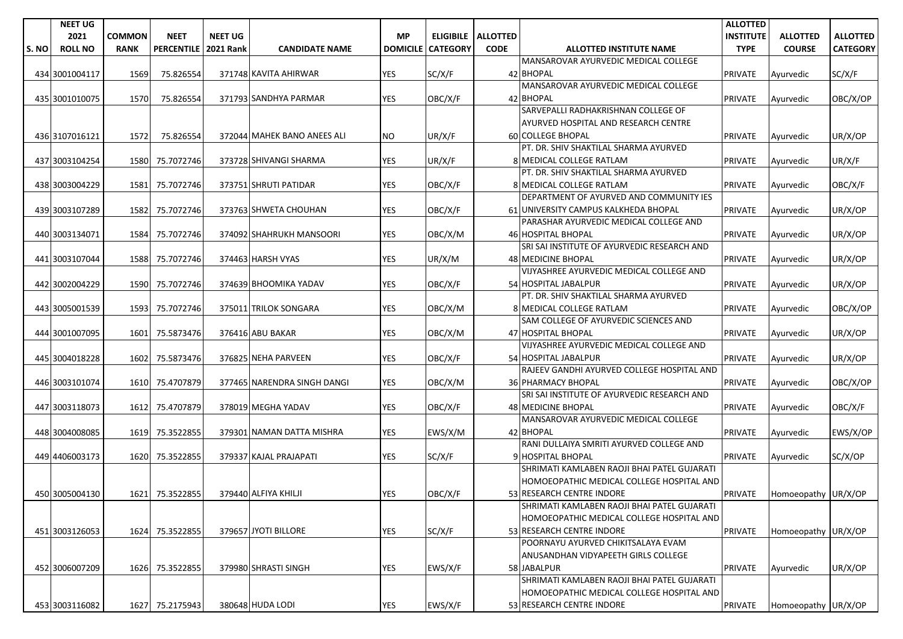| S. NO | NEET UG 2021 ROLL NO | COMMON RANK | NEET PERCENTILE | NEET UG 2021 Rank | CANDIDATE NAME | MP DOMICILE | ELIGIBILE CATEGORY | ALLOTTED CODE | ALLOTTED INSTITUTE NAME | ALLOTTED INSTITUTE TYPE | ALLOTTED COURSE | ALLOTTED CATEGORY |
|---|---|---|---|---|---|---|---|---|---|---|---|---|
| 434 | 3001004117 | 1569 | 75.826554 | 371748 | KAVITA AHIRWAR | YES | SC/X/F | 42 | MANSAROVAR AYURVEDIC MEDICAL COLLEGE BHOPAL | PRIVATE | Ayurvedic | SC/X/F |
| 435 | 3001010075 | 1570 | 75.826554 | 371793 | SANDHYA PARMAR | YES | OBC/X/F | 42 | MANSAROVAR AYURVEDIC MEDICAL COLLEGE BHOPAL | PRIVATE | Ayurvedic | OBC/X/OP |
| 436 | 3107016121 | 1572 | 75.826554 | 372044 | MAHEK BANO ANEES ALI | NO | UR/X/F | 60 | SARVEPALLI RADHAKRISHNAN COLLEGE OF AYURVED HOSPITAL AND RESEARCH CENTRE COLLEGE BHOPAL | PRIVATE | Ayurvedic | UR/X/OP |
| 437 | 3003104254 | 1580 | 75.7072746 | 373728 | SHIVANGI SHARMA | YES | UR/X/F | 8 | PT. DR. SHIV SHAKTILAL SHARMA AYURVED MEDICAL COLLEGE RATLAM | PRIVATE | Ayurvedic | UR/X/F |
| 438 | 3003004229 | 1581 | 75.7072746 | 373751 | SHRUTI PATIDAR | YES | OBC/X/F | 8 | PT. DR. SHIV SHAKTILAL SHARMA AYURVED MEDICAL COLLEGE RATLAM | PRIVATE | Ayurvedic | OBC/X/F |
| 439 | 3003107289 | 1582 | 75.7072746 | 373763 | SHWETA CHOUHAN | YES | OBC/X/F | 61 | DEPARTMENT OF AYURVED AND COMMUNITY IES UNIVERSITY CAMPUS KALKHEDA BHOPAL | PRIVATE | Ayurvedic | UR/X/OP |
| 440 | 3003134071 | 1584 | 75.7072746 | 374092 | SHAHRUKH MANSOORI | YES | OBC/X/M | 46 | PARASHAR AYURVEDIC MEDICAL COLLEGE AND HOSPITAL BHOPAL | PRIVATE | Ayurvedic | UR/X/OP |
| 441 | 3003107044 | 1588 | 75.7072746 | 374463 | HARSH VYAS | YES | UR/X/M | 48 | SRI SAI INSTITUTE OF AYURVEDIC RESEARCH AND MEDICINE BHOPAL | PRIVATE | Ayurvedic | UR/X/OP |
| 442 | 3002004229 | 1590 | 75.7072746 | 374639 | BHOOMIKA YADAV | YES | OBC/X/F | 54 | VIJYASHREE AYURVEDIC MEDICAL COLLEGE AND HOSPITAL JABALPUR | PRIVATE | Ayurvedic | UR/X/OP |
| 443 | 3005001539 | 1593 | 75.7072746 | 375011 | TRILOK SONGARA | YES | OBC/X/M | 8 | PT. DR. SHIV SHAKTILAL SHARMA AYURVED MEDICAL COLLEGE RATLAM | PRIVATE | Ayurvedic | OBC/X/OP |
| 444 | 3001007095 | 1601 | 75.5873476 | 376416 | ABU BAKAR | YES | OBC/X/M | 47 | SAM COLLEGE OF AYURVEDIC SCIENCES AND HOSPITAL BHOPAL | PRIVATE | Ayurvedic | UR/X/OP |
| 445 | 3004018228 | 1602 | 75.5873476 | 376825 | NEHA PARVEEN | YES | OBC/X/F | 54 | VIJYASHREE AYURVEDIC MEDICAL COLLEGE AND HOSPITAL JABALPUR | PRIVATE | Ayurvedic | UR/X/OP |
| 446 | 3003101074 | 1610 | 75.4707879 | 377465 | NARENDRA SINGH DANGI | YES | OBC/X/M | 36 | RAJEEV GANDHI AYURVED COLLEGE HOSPITAL AND PHARMACY BHOPAL | PRIVATE | Ayurvedic | OBC/X/OP |
| 447 | 3003118073 | 1612 | 75.4707879 | 378019 | MEGHA YADAV | YES | OBC/X/F | 48 | SRI SAI INSTITUTE OF AYURVEDIC RESEARCH AND MEDICINE BHOPAL | PRIVATE | Ayurvedic | OBC/X/F |
| 448 | 3004008085 | 1619 | 75.3522855 | 379301 | NAMAN DATTA MISHRA | YES | EWS/X/M | 42 | MANSAROVAR AYURVEDIC MEDICAL COLLEGE BHOPAL | PRIVATE | Ayurvedic | EWS/X/OP |
| 449 | 4406003173 | 1620 | 75.3522855 | 379337 | KAJAL PRAJAPATI | YES | SC/X/F | 9 | RANI DULLAIYA SMRITI AYURVED COLLEGE AND HOSPITAL BHOPAL | PRIVATE | Ayurvedic | SC/X/OP |
| 450 | 3005004130 | 1621 | 75.3522855 | 379440 | ALFIYA KHILJI | YES | OBC/X/F | 53 | SHRIMATI KAMLABEN RAOJI BHAI PATEL GUJARATI HOMOEOPATHIC MEDICAL COLLEGE HOSPITAL AND RESEARCH CENTRE INDORE | PRIVATE | Homoeopathy | UR/X/OP |
| 451 | 3003126053 | 1624 | 75.3522855 | 379657 | JYOTI BILLORE | YES | SC/X/F | 53 | SHRIMATI KAMLABEN RAOJI BHAI PATEL GUJARATI HOMOEOPATHIC MEDICAL COLLEGE HOSPITAL AND RESEARCH CENTRE INDORE | PRIVATE | Homoeopathy | UR/X/OP |
| 452 | 3006007209 | 1626 | 75.3522855 | 379980 | SHRASTI SINGH | YES | EWS/X/F | 58 | POORNAYU AYURVED CHIKITSALAYA EVAM ANUSANDHAN VIDYAPEETH GIRLS COLLEGE JABALPUR | PRIVATE | Ayurvedic | UR/X/OP |
| 453 | 3003116082 | 1627 | 75.2175943 | 380648 | HUDA LODI | YES | EWS/X/F | 53 | SHRIMATI KAMLABEN RAOJI BHAI PATEL GUJARATI HOMOEOPATHIC MEDICAL COLLEGE HOSPITAL AND RESEARCH CENTRE INDORE | PRIVATE | Homoeopathy | UR/X/OP |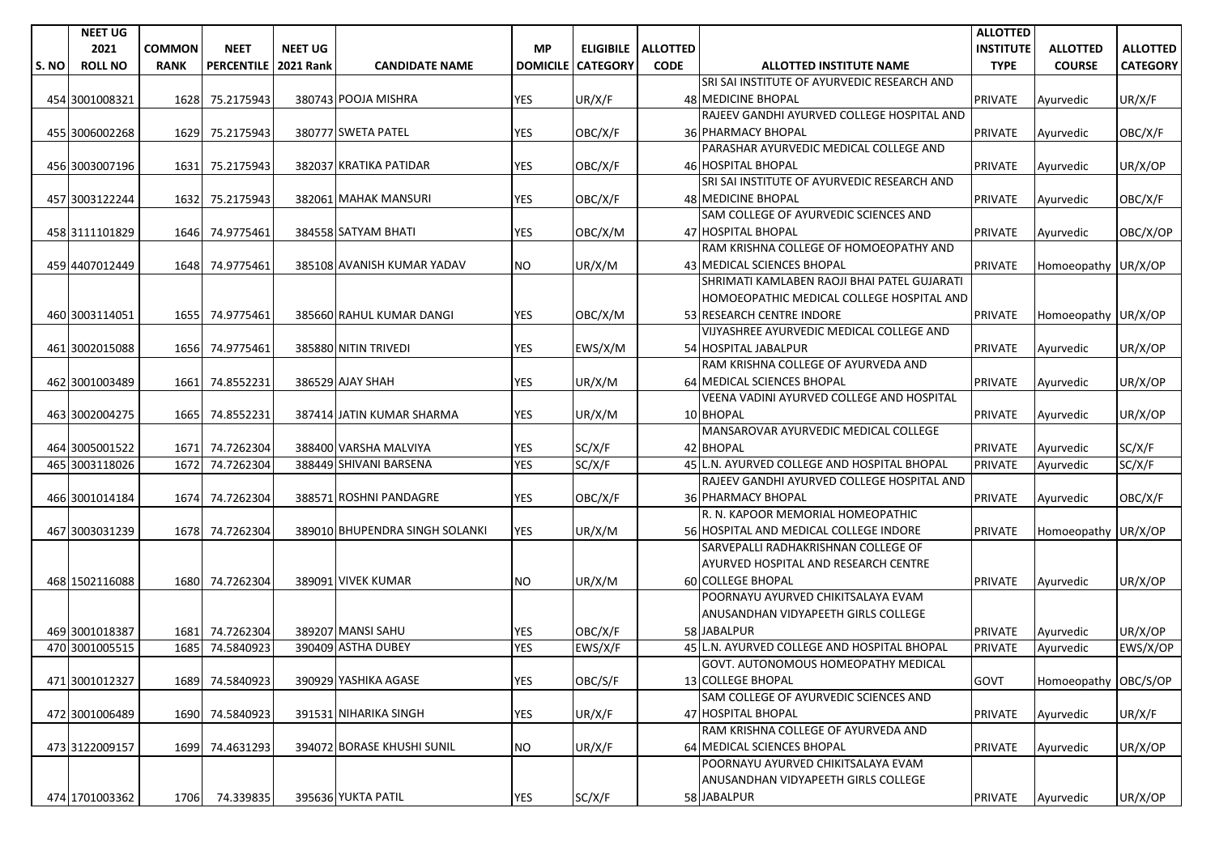| S. NO | NEET UG 2021 ROLL NO | COMMON RANK | NEET PERCENTILE | NEET UG 2021 Rank | CANDIDATE NAME | MP DOMICILE | ELIGIBILE CATEGORY | ALLOTTED CODE | ALLOTTED INSTITUTE NAME | ALLOTTED INSTITUTE TYPE | ALLOTTED COURSE | ALLOTTED CATEGORY |
|---|---|---|---|---|---|---|---|---|---|---|---|---|
| 454 | 3001008321 | 1628 | 75.2175943 | 380743 | POOJA MISHRA | YES | UR/X/F | 48 | SRI SAI INSTITUTE OF AYURVEDIC RESEARCH AND MEDICINE BHOPAL | PRIVATE | Ayurvedic | UR/X/F |
| 455 | 3006002268 | 1629 | 75.2175943 | 380777 | SWETA PATEL | YES | OBC/X/F | 36 | RAJEEV GANDHI AYURVED COLLEGE HOSPITAL AND PHARMACY BHOPAL | PRIVATE | Ayurvedic | OBC/X/F |
| 456 | 3003007196 | 1631 | 75.2175943 | 382037 | KRATIKA PATIDAR | YES | OBC/X/F | 46 | PARASHAR AYURVEDIC MEDICAL COLLEGE AND HOSPITAL BHOPAL | PRIVATE | Ayurvedic | UR/X/OP |
| 457 | 3003122244 | 1632 | 75.2175943 | 382061 | MAHAK MANSURI | YES | OBC/X/F | 48 | SRI SAI INSTITUTE OF AYURVEDIC RESEARCH AND MEDICINE BHOPAL | PRIVATE | Ayurvedic | OBC/X/F |
| 458 | 3111101829 | 1646 | 74.9775461 | 384558 | SATYAM BHATI | YES | OBC/X/M | 47 | SAM COLLEGE OF AYURVEDIC SCIENCES AND HOSPITAL BHOPAL | PRIVATE | Ayurvedic | OBC/X/OP |
| 459 | 4407012449 | 1648 | 74.9775461 | 385108 | AVANISH KUMAR YADAV | NO | UR/X/M | 43 | RAM KRISHNA COLLEGE OF HOMOEOPATHY AND MEDICAL SCIENCES BHOPAL | PRIVATE | Homoeopathy | UR/X/OP |
| 460 | 3003114051 | 1655 | 74.9775461 | 385660 | RAHUL KUMAR DANGI | YES | OBC/X/M | 53 | SHRIMATI KAMLABEN RAOJI BHAI PATEL GUJARATI HOMOEOPATHIC MEDICAL COLLEGE HOSPITAL AND RESEARCH CENTRE INDORE | PRIVATE | Homoeopathy | UR/X/OP |
| 461 | 3002015088 | 1656 | 74.9775461 | 385880 | NITIN TRIVEDI | YES | EWS/X/M | 54 | VIJYASHREE AYURVEDIC MEDICAL COLLEGE AND HOSPITAL JABALPUR | PRIVATE | Ayurvedic | UR/X/OP |
| 462 | 3001003489 | 1661 | 74.8552231 | 386529 | AJAY SHAH | YES | UR/X/M | 64 | RAM KRISHNA COLLEGE OF AYURVEDA AND MEDICAL SCIENCES BHOPAL | PRIVATE | Ayurvedic | UR/X/OP |
| 463 | 3002004275 | 1665 | 74.8552231 | 387414 | JATIN KUMAR SHARMA | YES | UR/X/M | 10 | VEENA VADINI AYURVED COLLEGE AND HOSPITAL BHOPAL | PRIVATE | Ayurvedic | UR/X/OP |
| 464 | 3005001522 | 1671 | 74.7262304 | 388400 | VARSHA MALVIYA | YES | SC/X/F | 42 | MANSAROVAR AYURVEDIC MEDICAL COLLEGE BHOPAL | PRIVATE | Ayurvedic | SC/X/F |
| 465 | 3003118026 | 1672 | 74.7262304 | 388449 | SHIVANI BARSENA | YES | SC/X/F | 45 | L.N. AYURVED COLLEGE AND HOSPITAL BHOPAL | PRIVATE | Ayurvedic | SC/X/F |
| 466 | 3001014184 | 1674 | 74.7262304 | 388571 | ROSHNI PANDAGRE | YES | OBC/X/F | 36 | RAJEEV GANDHI AYURVED COLLEGE HOSPITAL AND PHARMACY BHOPAL | PRIVATE | Ayurvedic | OBC/X/F |
| 467 | 3003031239 | 1678 | 74.7262304 | 389010 | BHUPENDRA SINGH SOLANKI | YES | UR/X/M | 56 | R. N. KAPOOR MEMORIAL HOMEOPATHIC HOSPITAL AND MEDICAL COLLEGE INDORE | PRIVATE | Homoeopathy | UR/X/OP |
| 468 | 1502116088 | 1680 | 74.7262304 | 389091 | VIVEK KUMAR | NO | UR/X/M | 60 | SARVEPALLI RADHAKRISHNAN COLLEGE OF AYURVED HOSPITAL AND RESEARCH CENTRE COLLEGE BHOPAL | PRIVATE | Ayurvedic | UR/X/OP |
| 469 | 3001018387 | 1681 | 74.7262304 | 389207 | MANSI SAHU | YES | OBC/X/F | 58 | POORNAYU AYURVED CHIKITSALAYA EVAM ANUSANDHAN VIDYAPEETH GIRLS COLLEGE JABALPUR | PRIVATE | Ayurvedic | UR/X/OP |
| 470 | 3001005515 | 1685 | 74.5840923 | 390409 | ASTHA DUBEY | YES | EWS/X/F | 45 | L.N. AYURVED COLLEGE AND HOSPITAL BHOPAL | PRIVATE | Ayurvedic | EWS/X/OP |
| 471 | 3001012327 | 1689 | 74.5840923 | 390929 | YASHIKA AGASE | YES | OBC/S/F | 13 | GOVT. AUTONOMOUS HOMEOPATHY MEDICAL COLLEGE BHOPAL | GOVT | Homoeopathy | OBC/S/OP |
| 472 | 3001006489 | 1690 | 74.5840923 | 391531 | NIHARIKA SINGH | YES | UR/X/F | 47 | SAM COLLEGE OF AYURVEDIC SCIENCES AND HOSPITAL BHOPAL | PRIVATE | Ayurvedic | UR/X/F |
| 473 | 3122009157 | 1699 | 74.4631293 | 394072 | BORASE KHUSHI SUNIL | NO | UR/X/F | 64 | RAM KRISHNA COLLEGE OF AYURVEDA AND MEDICAL SCIENCES BHOPAL | PRIVATE | Ayurvedic | UR/X/OP |
| 474 | 1701003362 | 1706 | 74.339835 | 395636 | YUKTA PATIL | YES | SC/X/F | 58 | POORNAYU AYURVED CHIKITSALAYA EVAM ANUSANDHAN VIDYAPEETH GIRLS COLLEGE JABALPUR | PRIVATE | Ayurvedic | UR/X/OP |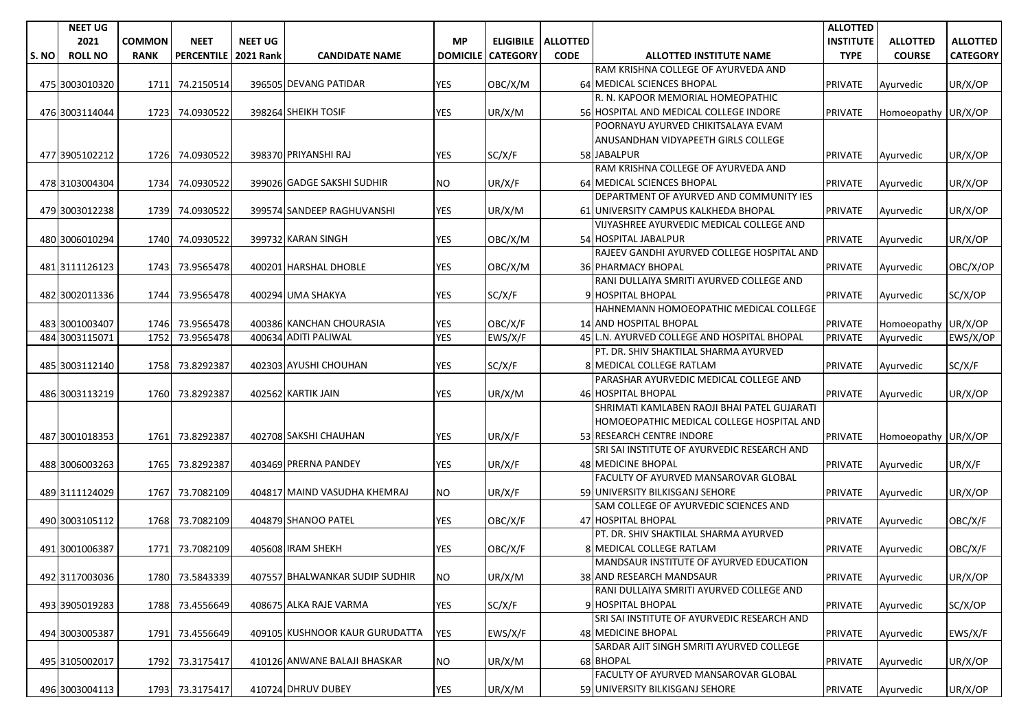| S. NO | NEET UG 2021 ROLL NO | COMMON RANK | NEET PERCENTILE | NEET UG 2021 Rank | CANDIDATE NAME | MP DOMICILE | ELIGIBILE CATEGORY | ALLOTTED CODE | ALLOTTED INSTITUTE NAME | ALLOTTED INSTITUTE TYPE | ALLOTTED COURSE | ALLOTTED CATEGORY |
|---|---|---|---|---|---|---|---|---|---|---|---|---|
| 475 | 3003010320 | 1711 | 74.2150514 | 396505 | DEVANG PATIDAR | YES | OBC/X/M | 64 | RAM KRISHNA COLLEGE OF AYURVEDA AND MEDICAL SCIENCES BHOPAL | PRIVATE | Ayurvedic | UR/X/OP |
| 476 | 3003114044 | 1723 | 74.0930522 | 398264 | SHEIKH TOSIF | YES | UR/X/M | 56 | R. N. KAPOOR MEMORIAL HOMEOPATHIC HOSPITAL AND MEDICAL COLLEGE INDORE | PRIVATE | Homoeopathy | UR/X/OP |
| 477 | 3905102212 | 1726 | 74.0930522 | 398370 | PRIYANSHI RAJ | YES | SC/X/F | 58 | POORNAYU AYURVED CHIKITSALAYA EVAM ANUSANDHAN VIDYAPEETH GIRLS COLLEGE JABALPUR | PRIVATE | Ayurvedic | UR/X/OP |
| 478 | 3103004304 | 1734 | 74.0930522 | 399026 | GADGE SAKSHI SUDHIR | NO | UR/X/F | 64 | RAM KRISHNA COLLEGE OF AYURVEDA AND MEDICAL SCIENCES BHOPAL | PRIVATE | Ayurvedic | UR/X/OP |
| 479 | 3003012238 | 1739 | 74.0930522 | 399574 | SANDEEP RAGHUVANSHI | YES | UR/X/M | 61 | DEPARTMENT OF AYURVED AND COMMUNITY IES UNIVERSITY CAMPUS KALKHEDA BHOPAL | PRIVATE | Ayurvedic | UR/X/OP |
| 480 | 3006010294 | 1740 | 74.0930522 | 399732 | KARAN SINGH | YES | OBC/X/M | 54 | VIJYASHREE AYURVEDIC MEDICAL COLLEGE AND HOSPITAL JABALPUR | PRIVATE | Ayurvedic | UR/X/OP |
| 481 | 3111126123 | 1743 | 73.9565478 | 400201 | HARSHAL DHOBLE | YES | OBC/X/M | 36 | RAJEEV GANDHI AYURVED COLLEGE HOSPITAL AND PHARMACY BHOPAL | PRIVATE | Ayurvedic | OBC/X/OP |
| 482 | 3002011336 | 1744 | 73.9565478 | 400294 | UMA SHAKYA | YES | SC/X/F | 9 | RANI DULLAIYA SMRITI AYURVED COLLEGE AND HOSPITAL BHOPAL | PRIVATE | Ayurvedic | SC/X/OP |
| 483 | 3001003407 | 1746 | 73.9565478 | 400386 | KANCHAN CHOURASIA | YES | OBC/X/F | 14 | HAHNEMANN HOMOEOPATHIC MEDICAL COLLEGE AND HOSPITAL BHOPAL | PRIVATE | Homoeopathy | UR/X/OP |
| 484 | 3003115071 | 1752 | 73.9565478 | 400634 | ADITI PALIWAL | YES | EWS/X/F | 45 | L.N. AYURVED COLLEGE AND HOSPITAL BHOPAL | PRIVATE | Ayurvedic | EWS/X/OP |
| 485 | 3003112140 | 1758 | 73.8292387 | 402303 | AYUSHI CHOUHAN | YES | SC/X/F | 8 | PT. DR. SHIV SHAKTILAL SHARMA AYURVED MEDICAL COLLEGE RATLAM | PRIVATE | Ayurvedic | SC/X/F |
| 486 | 3003113219 | 1760 | 73.8292387 | 402562 | KARTIK JAIN | YES | UR/X/M | 46 | PARASHAR AYURVEDIC MEDICAL COLLEGE AND HOSPITAL BHOPAL | PRIVATE | Ayurvedic | UR/X/OP |
| 487 | 3001018353 | 1761 | 73.8292387 | 402708 | SAKSHI CHAUHAN | YES | UR/X/F | 53 | SHRIMATI KAMLABEN RAOJI BHAI PATEL GUJARATI HOMOEOPATHIC MEDICAL COLLEGE HOSPITAL AND RESEARCH CENTRE INDORE | PRIVATE | Homoeopathy | UR/X/OP |
| 488 | 3006003263 | 1765 | 73.8292387 | 403469 | PRERNA PANDEY | YES | UR/X/F | 48 | SRI SAI INSTITUTE OF AYURVEDIC RESEARCH AND MEDICINE BHOPAL | PRIVATE | Ayurvedic | UR/X/F |
| 489 | 3111124029 | 1767 | 73.7082109 | 404817 | MAIND VASUDHA KHEMRAJ | NO | UR/X/F | 59 | FACULTY OF AYURVED MANSAROVAR GLOBAL UNIVERSITY BILKISGANJ SEHORE | PRIVATE | Ayurvedic | UR/X/OP |
| 490 | 3003105112 | 1768 | 73.7082109 | 404879 | SHANOO PATEL | YES | OBC/X/F | 47 | SAM COLLEGE OF AYURVEDIC SCIENCES AND HOSPITAL BHOPAL | PRIVATE | Ayurvedic | OBC/X/F |
| 491 | 3001006387 | 1771 | 73.7082109 | 405608 | IRAM SHEKH | YES | OBC/X/F | 8 | PT. DR. SHIV SHAKTILAL SHARMA AYURVED MEDICAL COLLEGE RATLAM | PRIVATE | Ayurvedic | OBC/X/F |
| 492 | 3117003036 | 1780 | 73.5843339 | 407557 | BHALWANKAR SUDIP SUDHIR | NO | UR/X/M | 38 | MANDSAUR INSTITUTE OF AYURVED EDUCATION AND RESEARCH MANDSAUR | PRIVATE | Ayurvedic | UR/X/OP |
| 493 | 3905019283 | 1788 | 73.4556649 | 408675 | ALKA RAJE VARMA | YES | SC/X/F | 9 | RANI DULLAIYA SMRITI AYURVED COLLEGE AND HOSPITAL BHOPAL | PRIVATE | Ayurvedic | SC/X/OP |
| 494 | 3003005387 | 1791 | 73.4556649 | 409105 | KUSHNOOR KAUR GURUDATTA | YES | EWS/X/F | 48 | SRI SAI INSTITUTE OF AYURVEDIC RESEARCH AND MEDICINE BHOPAL | PRIVATE | Ayurvedic | EWS/X/F |
| 495 | 3105002017 | 1792 | 73.3175417 | 410126 | ANWANE BALAJI BHASKAR | NO | UR/X/M | 68 | SARDAR AJIT SINGH SMRITI AYURVED COLLEGE BHOPAL | PRIVATE | Ayurvedic | UR/X/OP |
| 496 | 3003004113 | 1793 | 73.3175417 | 410724 | DHRUV DUBEY | YES | UR/X/M | 59 | FACULTY OF AYURVED MANSAROVAR GLOBAL UNIVERSITY BILKISGANJ SEHORE | PRIVATE | Ayurvedic | UR/X/OP |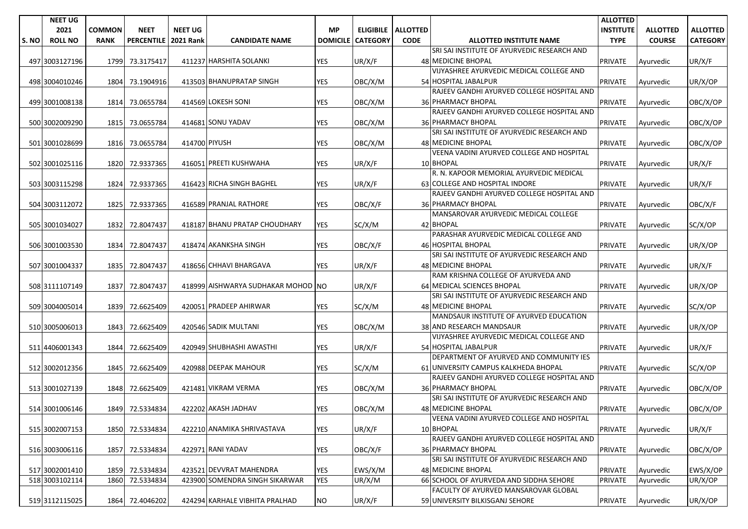| S. NO | NEET UG 2021 ROLL NO | COMMON RANK | NEET PERCENTILE | NEET UG 2021 Rank | CANDIDATE NAME | MP DOMICILE | ELIGIBILE CATEGORY | ALLOTTED CODE | ALLOTTED INSTITUTE NAME | ALLOTTED INSTITUTE TYPE | ALLOTTED COURSE | ALLOTTED CATEGORY |
|---|---|---|---|---|---|---|---|---|---|---|---|---|
| 497 | 3003127196 | 1799 | 73.3175417 | 411237 | HARSHITA SOLANKI | YES | UR/X/F | 48 | SRI SAI INSTITUTE OF AYURVEDIC RESEARCH AND MEDICINE BHOPAL | PRIVATE | Ayurvedic | UR/X/F |
| 498 | 3004010246 | 1804 | 73.1904916 | 413503 | BHANUPRATAP SINGH | YES | OBC/X/M | 54 | VIJYASHREE AYURVEDIC MEDICAL COLLEGE AND HOSPITAL JABALPUR | PRIVATE | Ayurvedic | UR/X/OP |
| 499 | 3001008138 | 1814 | 73.0655784 | 414569 | LOKESH SONI | YES | OBC/X/M | 36 | RAJEEV GANDHI AYURVED COLLEGE HOSPITAL AND PHARMACY BHOPAL | PRIVATE | Ayurvedic | OBC/X/OP |
| 500 | 3002009290 | 1815 | 73.0655784 | 414681 | SONU YADAV | YES | OBC/X/M | 36 | RAJEEV GANDHI AYURVED COLLEGE HOSPITAL AND PHARMACY BHOPAL | PRIVATE | Ayurvedic | OBC/X/OP |
| 501 | 3001028699 | 1816 | 73.0655784 | 414700 | PIYUSH | YES | OBC/X/M | 48 | SRI SAI INSTITUTE OF AYURVEDIC RESEARCH AND MEDICINE BHOPAL | PRIVATE | Ayurvedic | OBC/X/OP |
| 502 | 3001025116 | 1820 | 72.9337365 | 416051 | PREETI KUSHWAHA | YES | UR/X/F | 10 | VEENA VADINI AYURVED COLLEGE AND HOSPITAL BHOPAL | PRIVATE | Ayurvedic | UR/X/F |
| 503 | 3003115298 | 1824 | 72.9337365 | 416423 | RICHA SINGH BAGHEL | YES | UR/X/F | 63 | R. N. KAPOOR MEMORIAL AYURVEDIC MEDICAL COLLEGE AND HOSPITAL INDORE | PRIVATE | Ayurvedic | UR/X/F |
| 504 | 3003112072 | 1825 | 72.9337365 | 416589 | PRANJAL RATHORE | YES | OBC/X/F | 36 | RAJEEV GANDHI AYURVED COLLEGE HOSPITAL AND PHARMACY BHOPAL | PRIVATE | Ayurvedic | OBC/X/F |
| 505 | 3001034027 | 1832 | 72.8047437 | 418187 | BHANU PRATAP CHOUDHARY | YES | SC/X/M | 42 | MANSAROVAR AYURVEDIC MEDICAL COLLEGE BHOPAL | PRIVATE | Ayurvedic | SC/X/OP |
| 506 | 3001003530 | 1834 | 72.8047437 | 418474 | AKANKSHA SINGH | YES | OBC/X/F | 46 | PARASHAR AYURVEDIC MEDICAL COLLEGE AND HOSPITAL BHOPAL | PRIVATE | Ayurvedic | UR/X/OP |
| 507 | 3001004337 | 1835 | 72.8047437 | 418656 | CHHAVI BHARGAVA | YES | UR/X/F | 48 | SRI SAI INSTITUTE OF AYURVEDIC RESEARCH AND MEDICINE BHOPAL | PRIVATE | Ayurvedic | UR/X/F |
| 508 | 3111107149 | 1837 | 72.8047437 | 418999 | AISHWARYA SUDHAKAR MOHOD | NO | UR/X/F | 64 | RAM KRISHNA COLLEGE OF AYURVEDA AND MEDICAL SCIENCES BHOPAL | PRIVATE | Ayurvedic | UR/X/OP |
| 509 | 3004005014 | 1839 | 72.6625409 | 420051 | PRADEEP AHIRWAR | YES | SC/X/M | 48 | SRI SAI INSTITUTE OF AYURVEDIC RESEARCH AND MEDICINE BHOPAL | PRIVATE | Ayurvedic | SC/X/OP |
| 510 | 3005006013 | 1843 | 72.6625409 | 420546 | SADIK MULTANI | YES | OBC/X/M | 38 | MANDSAUR INSTITUTE OF AYURVED EDUCATION AND RESEARCH MANDSAUR | PRIVATE | Ayurvedic | UR/X/OP |
| 511 | 4406001343 | 1844 | 72.6625409 | 420949 | SHUBHASHI AWASTHI | YES | UR/X/F | 54 | VIJYASHREE AYURVEDIC MEDICAL COLLEGE AND HOSPITAL JABALPUR | PRIVATE | Ayurvedic | UR/X/F |
| 512 | 3002012356 | 1845 | 72.6625409 | 420988 | DEEPAK MAHOUR | YES | SC/X/M | 61 | DEPARTMENT OF AYURVED AND COMMUNITY IES UNIVERSITY CAMPUS KALKHEDA BHOPAL | PRIVATE | Ayurvedic | SC/X/OP |
| 513 | 3001027139 | 1848 | 72.6625409 | 421481 | VIKRAM VERMA | YES | OBC/X/M | 36 | RAJEEV GANDHI AYURVED COLLEGE HOSPITAL AND PHARMACY BHOPAL | PRIVATE | Ayurvedic | OBC/X/OP |
| 514 | 3001006146 | 1849 | 72.5334834 | 422202 | AKASH JADHAV | YES | OBC/X/M | 48 | SRI SAI INSTITUTE OF AYURVEDIC RESEARCH AND MEDICINE BHOPAL | PRIVATE | Ayurvedic | OBC/X/OP |
| 515 | 3002007153 | 1850 | 72.5334834 | 422210 | ANAMIKA SHRIVASTAVA | YES | UR/X/F | 10 | VEENA VADINI AYURVED COLLEGE AND HOSPITAL BHOPAL | PRIVATE | Ayurvedic | UR/X/F |
| 516 | 3003006116 | 1857 | 72.5334834 | 422971 | RANI YADAV | YES | OBC/X/F | 36 | RAJEEV GANDHI AYURVED COLLEGE HOSPITAL AND PHARMACY BHOPAL | PRIVATE | Ayurvedic | OBC/X/OP |
| 517 | 3002001410 | 1859 | 72.5334834 | 423521 | DEVVRAT MAHENDRA | YES | EWS/X/M | 48 | SRI SAI INSTITUTE OF AYURVEDIC RESEARCH AND MEDICINE BHOPAL | PRIVATE | Ayurvedic | EWS/X/OP |
| 518 | 3003102114 | 1860 | 72.5334834 | 423900 | SOMENDRA SINGH SIKARWAR | YES | UR/X/M | 66 | SCHOOL OF AYURVEDA AND SIDDHA SEHORE | PRIVATE | Ayurvedic | UR/X/OP |
| 519 | 3112115025 | 1864 | 72.4046202 | 424294 | KARHALE VIBHITA PRALHAD | NO | UR/X/F | 59 | FACULTY OF AYURVED MANSAROVAR GLOBAL UNIVERSITY BILKISGANJ SEHORE | PRIVATE | Ayurvedic | UR/X/OP |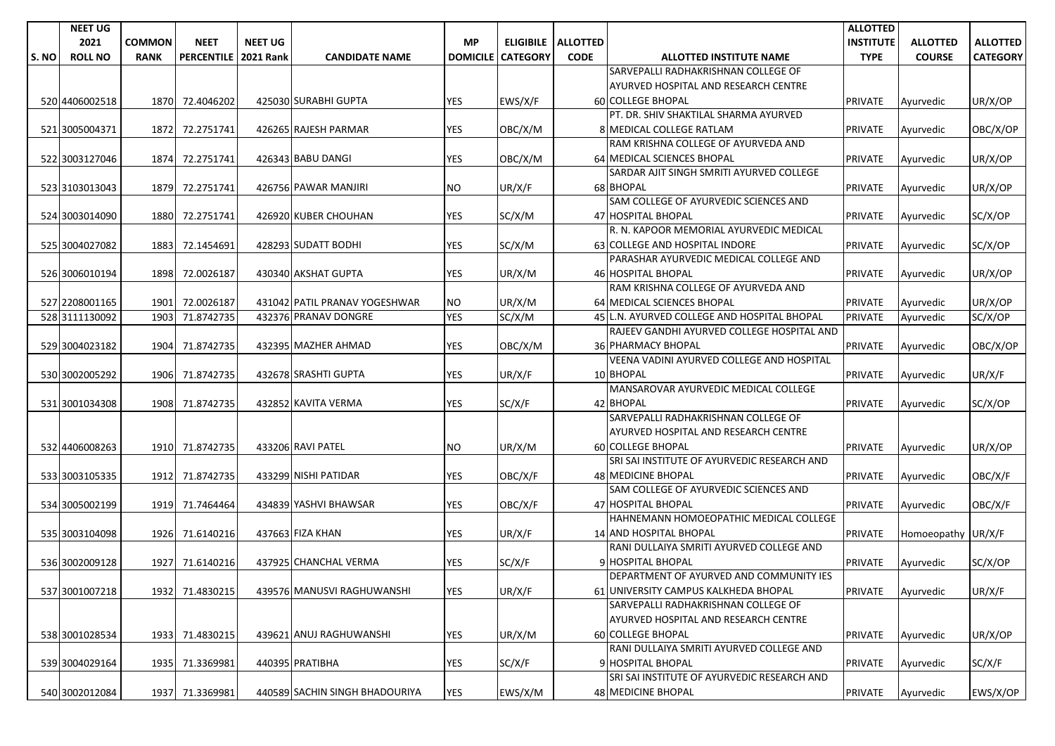| S. NO | NEET UG 2021 ROLL NO | COMMON RANK | NEET PERCENTILE | NEET UG 2021 Rank | CANDIDATE NAME | MP DOMICILE | ELIGIBILE CATEGORY | ALLOTTED CODE | ALLOTTED INSTITUTE NAME | ALLOTTED INSTITUTE TYPE | ALLOTTED COURSE | ALLOTTED CATEGORY |
|---|---|---|---|---|---|---|---|---|---|---|---|---|
| 520 | 4406002518 | 1870 | 72.4046202 | 425030 | SURABHI GUPTA | YES | EWS/X/F | 60 | SARVEPALLI RADHAKRISHNAN COLLEGE OF AYURVED HOSPITAL AND RESEARCH CENTRE COLLEGE BHOPAL | PRIVATE | Ayurvedic | UR/X/OP |
| 521 | 3005004371 | 1872 | 72.2751741 | 426265 | RAJESH PARMAR | YES | OBC/X/M | 8 | PT. DR. SHIV SHAKTILAL SHARMA AYURVED MEDICAL COLLEGE RATLAM | PRIVATE | Ayurvedic | OBC/X/OP |
| 522 | 3003127046 | 1874 | 72.2751741 | 426343 | BABU DANGI | YES | OBC/X/M | 64 | RAM KRISHNA COLLEGE OF AYURVEDA AND MEDICAL SCIENCES BHOPAL | PRIVATE | Ayurvedic | UR/X/OP |
| 523 | 3103013043 | 1879 | 72.2751741 | 426756 | PAWAR MANJIRI | NO | UR/X/F | 68 | SARDAR AJIT SINGH SMRITI AYURVED COLLEGE BHOPAL | PRIVATE | Ayurvedic | UR/X/OP |
| 524 | 3003014090 | 1880 | 72.2751741 | 426920 | KUBER CHOUHAN | YES | SC/X/M | 47 | SAM COLLEGE OF AYURVEDIC SCIENCES AND HOSPITAL BHOPAL | PRIVATE | Ayurvedic | SC/X/OP |
| 525 | 3004027082 | 1883 | 72.1454691 | 428293 | SUDATT BODHI | YES | SC/X/M | 63 | R. N. KAPOOR MEMORIAL AYURVEDIC MEDICAL COLLEGE AND HOSPITAL INDORE | PRIVATE | Ayurvedic | SC/X/OP |
| 526 | 3006010194 | 1898 | 72.0026187 | 430340 | AKSHAT GUPTA | YES | UR/X/M | 46 | PARASHAR AYURVEDIC MEDICAL COLLEGE AND HOSPITAL BHOPAL | PRIVATE | Ayurvedic | UR/X/OP |
| 527 | 2208001165 | 1901 | 72.0026187 | 431042 | PATIL PRANAV YOGESHWAR | NO | UR/X/M | 64 | RAM KRISHNA COLLEGE OF AYURVEDA AND MEDICAL SCIENCES BHOPAL | PRIVATE | Ayurvedic | UR/X/OP |
| 528 | 3111130092 | 1903 | 71.8742735 | 432376 | PRANAV DONGRE | YES | SC/X/M | 45 | L.N. AYURVED COLLEGE AND HOSPITAL BHOPAL | PRIVATE | Ayurvedic | SC/X/OP |
| 529 | 3004023182 | 1904 | 71.8742735 | 432395 | MAZHER AHMAD | YES | OBC/X/M | 36 | RAJEEV GANDHI AYURVED COLLEGE HOSPITAL AND PHARMACY BHOPAL | PRIVATE | Ayurvedic | OBC/X/OP |
| 530 | 3002005292 | 1906 | 71.8742735 | 432678 | SRASHTI GUPTA | YES | UR/X/F | 10 | VEENA VADINI AYURVED COLLEGE AND HOSPITAL BHOPAL | PRIVATE | Ayurvedic | UR/X/F |
| 531 | 3001034308 | 1908 | 71.8742735 | 432852 | KAVITA VERMA | YES | SC/X/F | 42 | MANSAROVAR AYURVEDIC MEDICAL COLLEGE BHOPAL | PRIVATE | Ayurvedic | SC/X/OP |
| 532 | 4406008263 | 1910 | 71.8742735 | 433206 | RAVI PATEL | NO | UR/X/M | 60 | SARVEPALLI RADHAKRISHNAN COLLEGE OF AYURVED HOSPITAL AND RESEARCH CENTRE COLLEGE BHOPAL | PRIVATE | Ayurvedic | UR/X/OP |
| 533 | 3003105335 | 1912 | 71.8742735 | 433299 | NISHI PATIDAR | YES | OBC/X/F | 48 | SRI SAI INSTITUTE OF AYURVEDIC RESEARCH AND MEDICINE BHOPAL | PRIVATE | Ayurvedic | OBC/X/F |
| 534 | 3005002199 | 1919 | 71.7464464 | 434839 | YASHVI BHAWSAR | YES | OBC/X/F | 47 | SAM COLLEGE OF AYURVEDIC SCIENCES AND HOSPITAL BHOPAL | PRIVATE | Ayurvedic | OBC/X/F |
| 535 | 3003104098 | 1926 | 71.6140216 | 437663 | FIZA KHAN | YES | UR/X/F | 14 | HAHNEMANN HOMOEOPATHIC MEDICAL COLLEGE AND HOSPITAL BHOPAL | PRIVATE | Homoeopathy | UR/X/F |
| 536 | 3002009128 | 1927 | 71.6140216 | 437925 | CHANCHAL VERMA | YES | SC/X/F | 9 | RANI DULLAIYA SMRITI AYURVED COLLEGE AND HOSPITAL BHOPAL | PRIVATE | Ayurvedic | SC/X/OP |
| 537 | 3001007218 | 1932 | 71.4830215 | 439576 | MANUSVI RAGHUWANSHI | YES | UR/X/F | 61 | DEPARTMENT OF AYURVED AND COMMUNITY IES UNIVERSITY CAMPUS KALKHEDA BHOPAL | PRIVATE | Ayurvedic | UR/X/F |
| 538 | 3001028534 | 1933 | 71.4830215 | 439621 | ANUJ RAGHUWANSHI | YES | UR/X/M | 60 | SARVEPALLI RADHAKRISHNAN COLLEGE OF AYURVED HOSPITAL AND RESEARCH CENTRE COLLEGE BHOPAL | PRIVATE | Ayurvedic | UR/X/OP |
| 539 | 3004029164 | 1935 | 71.3369981 | 440395 | PRATIBHA | YES | SC/X/F | 9 | RANI DULLAIYA SMRITI AYURVED COLLEGE AND HOSPITAL BHOPAL | PRIVATE | Ayurvedic | SC/X/F |
| 540 | 3002012084 | 1937 | 71.3369981 | 440589 | SACHIN SINGH BHADOURIYA | YES | EWS/X/M | 48 | SRI SAI INSTITUTE OF AYURVEDIC RESEARCH AND MEDICINE BHOPAL | PRIVATE | Ayurvedic | EWS/X/OP |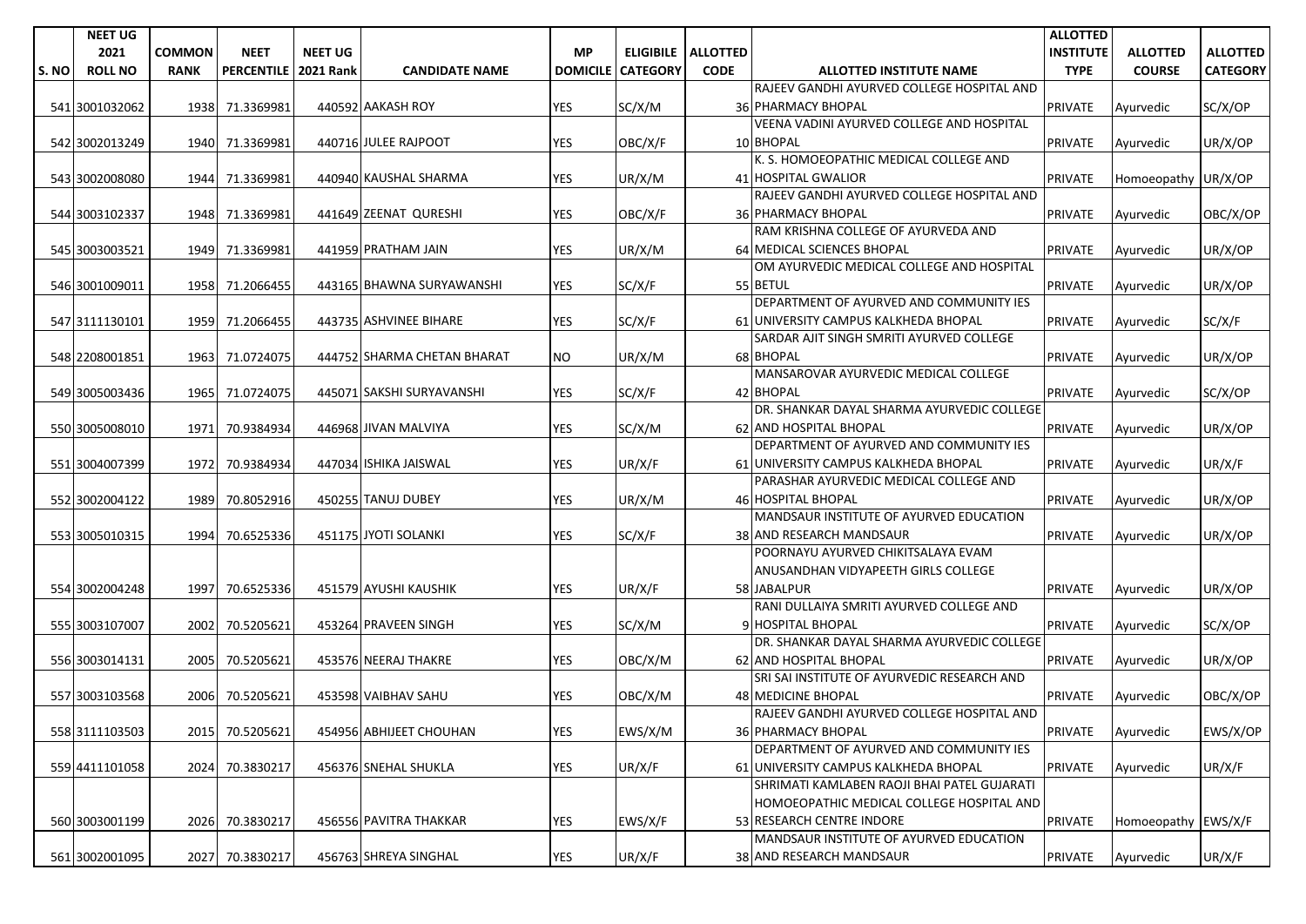| S. NO | NEET UG 2021 ROLL NO | COMMON RANK | NEET PERCENTILE | NEET UG 2021 Rank | CANDIDATE NAME | MP DOMICILE | ELIGIBILE CATEGORY | ALLOTTED CODE | ALLOTTED INSTITUTE NAME | ALLOTTED INSTITUTE TYPE | ALLOTTED COURSE | ALLOTTED CATEGORY |
|---|---|---|---|---|---|---|---|---|---|---|---|---|
| 541 | 3001032062 | 1938 | 71.3369981 | 440592 | AAKASH ROY | YES | SC/X/M | 36 | RAJEEV GANDHI AYURVED COLLEGE HOSPITAL AND PHARMACY BHOPAL | PRIVATE | Ayurvedic | SC/X/OP |
| 542 | 3002013249 | 1940 | 71.3369981 | 440716 | JULEE RAJPOOT | YES | OBC/X/F | 10 | VEENA VADINI AYURVED COLLEGE AND HOSPITAL BHOPAL | PRIVATE | Ayurvedic | UR/X/OP |
| 543 | 3002008080 | 1944 | 71.3369981 | 440940 | KAUSHAL SHARMA | YES | UR/X/M | 41 | K. S. HOMOEOPATHIC MEDICAL COLLEGE AND HOSPITAL GWALIOR | PRIVATE | Homoeopathy | UR/X/OP |
| 544 | 3003102337 | 1948 | 71.3369981 | 441649 | ZEENAT QURESHI | YES | OBC/X/F | 36 | RAJEEV GANDHI AYURVED COLLEGE HOSPITAL AND PHARMACY BHOPAL | PRIVATE | Ayurvedic | OBC/X/OP |
| 545 | 3003003521 | 1949 | 71.3369981 | 441959 | PRATHAM JAIN | YES | UR/X/M | 64 | RAM KRISHNA COLLEGE OF AYURVEDA AND MEDICAL SCIENCES BHOPAL | PRIVATE | Ayurvedic | UR/X/OP |
| 546 | 3001009011 | 1958 | 71.2066455 | 443165 | BHAWNA SURYAWANSHI | YES | SC/X/F | 55 | OM AYURVEDIC MEDICAL COLLEGE AND HOSPITAL BETUL | PRIVATE | Ayurvedic | UR/X/OP |
| 547 | 3111130101 | 1959 | 71.2066455 | 443735 | ASHVINEE BIHARE | YES | SC/X/F | 61 | DEPARTMENT OF AYURVED AND COMMUNITY IES UNIVERSITY CAMPUS KALKHEDA BHOPAL | PRIVATE | Ayurvedic | SC/X/F |
| 548 | 2208001851 | 1963 | 71.0724075 | 444752 | SHARMA CHETAN BHARAT | NO | UR/X/M | 68 | SARDAR AJIT SINGH SMRITI AYURVED COLLEGE BHOPAL | PRIVATE | Ayurvedic | UR/X/OP |
| 549 | 3005003436 | 1965 | 71.0724075 | 445071 | SAKSHI SURYAVANSHI | YES | SC/X/F | 42 | MANSAROVAR AYURVEDIC MEDICAL COLLEGE BHOPAL | PRIVATE | Ayurvedic | SC/X/OP |
| 550 | 3005008010 | 1971 | 70.9384934 | 446968 | JIVAN MALVIYA | YES | SC/X/M | 62 | DR. SHANKAR DAYAL SHARMA AYURVEDIC COLLEGE AND HOSPITAL BHOPAL | PRIVATE | Ayurvedic | UR/X/OP |
| 551 | 3004007399 | 1972 | 70.9384934 | 447034 | ISHIKA JAISWAL | YES | UR/X/F | 61 | DEPARTMENT OF AYURVED AND COMMUNITY IES UNIVERSITY CAMPUS KALKHEDA BHOPAL | PRIVATE | Ayurvedic | UR/X/F |
| 552 | 3002004122 | 1989 | 70.8052916 | 450255 | TANUJ DUBEY | YES | UR/X/M | 46 | PARASHAR AYURVEDIC MEDICAL COLLEGE AND HOSPITAL BHOPAL | PRIVATE | Ayurvedic | UR/X/OP |
| 553 | 3005010315 | 1994 | 70.6525336 | 451175 | JYOTI SOLANKI | YES | SC/X/F | 38 | MANDSAUR INSTITUTE OF AYURVED EDUCATION AND RESEARCH MANDSAUR | PRIVATE | Ayurvedic | UR/X/OP |
| 554 | 3002004248 | 1997 | 70.6525336 | 451579 | AYUSHI KAUSHIK | YES | UR/X/F | 58 | POORNAYU AYURVED CHIKITSALAYA EVAM ANUSANDHAN VIDYAPEETH GIRLS COLLEGE JABALPUR | PRIVATE | Ayurvedic | UR/X/OP |
| 555 | 3003107007 | 2002 | 70.5205621 | 453264 | PRAVEEN SINGH | YES | SC/X/M | 9 | RANI DULLAIYA SMRITI AYURVED COLLEGE AND HOSPITAL BHOPAL | PRIVATE | Ayurvedic | SC/X/OP |
| 556 | 3003014131 | 2005 | 70.5205621 | 453576 | NEERAJ THAKRE | YES | OBC/X/M | 62 | DR. SHANKAR DAYAL SHARMA AYURVEDIC COLLEGE AND HOSPITAL BHOPAL | PRIVATE | Ayurvedic | UR/X/OP |
| 557 | 3003103568 | 2006 | 70.5205621 | 453598 | VAIBHAV SAHU | YES | OBC/X/M | 48 | SRI SAI INSTITUTE OF AYURVEDIC RESEARCH AND MEDICINE BHOPAL | PRIVATE | Ayurvedic | OBC/X/OP |
| 558 | 3111103503 | 2015 | 70.5205621 | 454956 | ABHIJEET CHOUHAN | YES | EWS/X/M | 36 | RAJEEV GANDHI AYURVED COLLEGE HOSPITAL AND PHARMACY BHOPAL | PRIVATE | Ayurvedic | EWS/X/OP |
| 559 | 4411101058 | 2024 | 70.3830217 | 456376 | SNEHAL SHUKLA | YES | UR/X/F | 61 | DEPARTMENT OF AYURVED AND COMMUNITY IES UNIVERSITY CAMPUS KALKHEDA BHOPAL | PRIVATE | Ayurvedic | UR/X/F |
| 560 | 3003001199 | 2026 | 70.3830217 | 456556 | PAVITRA THAKKAR | YES | EWS/X/F | 53 | SHRIMATI KAMLABEN RAOJI BHAI PATEL GUJARATI HOMOEOPATHIC MEDICAL COLLEGE HOSPITAL AND RESEARCH CENTRE INDORE | PRIVATE | Homoeopathy | EWS/X/F |
| 561 | 3002001095 | 2027 | 70.3830217 | 456763 | SHREYA SINGHAL | YES | UR/X/F | 38 | MANDSAUR INSTITUTE OF AYURVED EDUCATION AND RESEARCH MANDSAUR | PRIVATE | Ayurvedic | UR/X/F |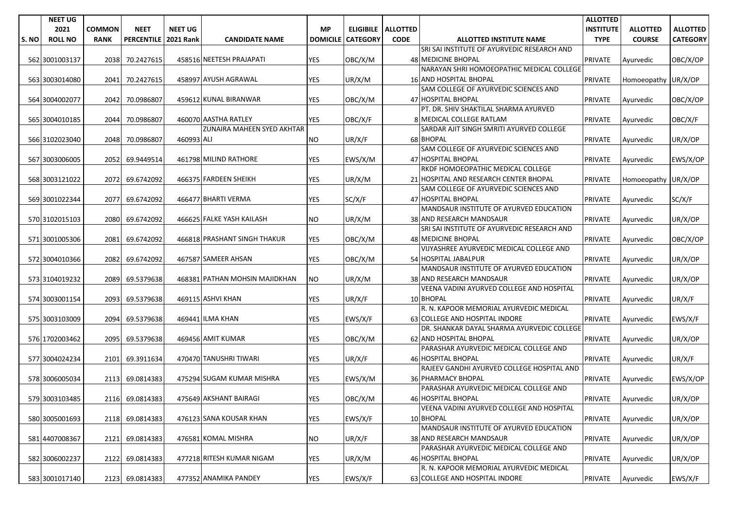| S. NO | NEET UG 2021 ROLL NO | COMMON RANK | NEET PERCENTILE | NEET UG 2021 Rank | CANDIDATE NAME | MP DOMICILE | ELIGIBILE CATEGORY | ALLOTTED CODE | ALLOTTED INSTITUTE NAME | ALLOTTED INSTITUTE TYPE | ALLOTTED COURSE | ALLOTTED CATEGORY |
|---|---|---|---|---|---|---|---|---|---|---|---|---|
| 562 | 3001003137 | 2038 | 70.2427615 | 458516 | NEETESH PRAJAPATI | YES | OBC/X/M | 48 | SRI SAI INSTITUTE OF AYURVEDIC RESEARCH AND MEDICINE BHOPAL | PRIVATE | Ayurvedic | OBC/X/OP |
| 563 | 3003014080 | 2041 | 70.2427615 | 458997 | AYUSH AGRAWAL | YES | UR/X/M | 16 | NARAYAN SHRI HOMOEOPATHIC MEDICAL COLLEGE AND HOSPITAL BHOPAL | PRIVATE | Homoeopathy | UR/X/OP |
| 564 | 3004002077 | 2042 | 70.0986807 | 459612 | KUNAL BIRANWAR | YES | OBC/X/M | 47 | SAM COLLEGE OF AYURVEDIC SCIENCES AND HOSPITAL BHOPAL | PRIVATE | Ayurvedic | OBC/X/OP |
| 565 | 3004010185 | 2044 | 70.0986807 | 460070 | AASTHA RATLEY | YES | OBC/X/F | 8 | PT. DR. SHIV SHAKTILAL SHARMA AYURVED MEDICAL COLLEGE RATLAM | PRIVATE | Ayurvedic | OBC/X/F |
| 566 | 3102023040 | 2048 | 70.0986807 | 460993 | ZUNAIRA MAHEEN SYED AKHTAR ALI | NO | UR/X/F | 68 | SARDAR AJIT SINGH SMRITI AYURVED COLLEGE BHOPAL | PRIVATE | Ayurvedic | UR/X/OP |
| 567 | 3003006005 | 2052 | 69.9449514 | 461798 | MILIND RATHORE | YES | EWS/X/M | 47 | SAM COLLEGE OF AYURVEDIC SCIENCES AND HOSPITAL BHOPAL | PRIVATE | Ayurvedic | EWS/X/OP |
| 568 | 3003121022 | 2072 | 69.6742092 | 466375 | FARDEEN SHEIKH | YES | UR/X/M | 21 | RKDF HOMOEOPATHIC MEDICAL COLLEGE HOSPITAL AND RESEARCH CENTER BHOPAL | PRIVATE | Homoeopathy | UR/X/OP |
| 569 | 3001022344 | 2077 | 69.6742092 | 466477 | BHARTI VERMA | YES | SC/X/F | 47 | SAM COLLEGE OF AYURVEDIC SCIENCES AND HOSPITAL BHOPAL | PRIVATE | Ayurvedic | SC/X/F |
| 570 | 3102015103 | 2080 | 69.6742092 | 466625 | FALKE YASH KAILASH | NO | UR/X/M | 38 | MANDSAUR INSTITUTE OF AYURVED EDUCATION AND RESEARCH MANDSAUR | PRIVATE | Ayurvedic | UR/X/OP |
| 571 | 3001005306 | 2081 | 69.6742092 | 466818 | PRASHANT SINGH THAKUR | YES | OBC/X/M | 48 | SRI SAI INSTITUTE OF AYURVEDIC RESEARCH AND MEDICINE BHOPAL | PRIVATE | Ayurvedic | OBC/X/OP |
| 572 | 3004010366 | 2082 | 69.6742092 | 467587 | SAMEER AHSAN | YES | OBC/X/M | 54 | VIJYASHREE AYURVEDIC MEDICAL COLLEGE AND HOSPITAL JABALPUR | PRIVATE | Ayurvedic | UR/X/OP |
| 573 | 3104019232 | 2089 | 69.5379638 | 468381 | PATHAN MOHSIN MAJIDKHAN | NO | UR/X/M | 38 | MANDSAUR INSTITUTE OF AYURVED EDUCATION AND RESEARCH MANDSAUR | PRIVATE | Ayurvedic | UR/X/OP |
| 574 | 3003001154 | 2093 | 69.5379638 | 469115 | ASHVI KHAN | YES | UR/X/F | 10 | VEENA VADINI AYURVED COLLEGE AND HOSPITAL BHOPAL | PRIVATE | Ayurvedic | UR/X/F |
| 575 | 3003103009 | 2094 | 69.5379638 | 469441 | ILMA KHAN | YES | EWS/X/F | 63 | R. N. KAPOOR MEMORIAL AYURVEDIC MEDICAL COLLEGE AND HOSPITAL INDORE | PRIVATE | Ayurvedic | EWS/X/F |
| 576 | 1702003462 | 2095 | 69.5379638 | 469456 | AMIT KUMAR | YES | OBC/X/M | 62 | DR. SHANKAR DAYAL SHARMA AYURVEDIC COLLEGE AND HOSPITAL BHOPAL | PRIVATE | Ayurvedic | UR/X/OP |
| 577 | 3004024234 | 2101 | 69.3911634 | 470470 | TANUSHRI TIWARI | YES | UR/X/F | 46 | PARASHAR AYURVEDIC MEDICAL COLLEGE AND HOSPITAL BHOPAL | PRIVATE | Ayurvedic | UR/X/F |
| 578 | 3006005034 | 2113 | 69.0814383 | 475294 | SUGAM KUMAR MISHRA | YES | EWS/X/M | 36 | RAJEEV GANDHI AYURVED COLLEGE HOSPITAL AND PHARMACY BHOPAL | PRIVATE | Ayurvedic | EWS/X/OP |
| 579 | 3003103485 | 2116 | 69.0814383 | 475649 | AKSHANT BAIRAGI | YES | OBC/X/M | 46 | PARASHAR AYURVEDIC MEDICAL COLLEGE AND HOSPITAL BHOPAL | PRIVATE | Ayurvedic | UR/X/OP |
| 580 | 3005001693 | 2118 | 69.0814383 | 476123 | SANA KOUSAR KHAN | YES | EWS/X/F | 10 | VEENA VADINI AYURVED COLLEGE AND HOSPITAL BHOPAL | PRIVATE | Ayurvedic | UR/X/OP |
| 581 | 4407008367 | 2121 | 69.0814383 | 476581 | KOMAL MISHRA | NO | UR/X/F | 38 | MANDSAUR INSTITUTE OF AYURVED EDUCATION AND RESEARCH MANDSAUR | PRIVATE | Ayurvedic | UR/X/OP |
| 582 | 3006002237 | 2122 | 69.0814383 | 477218 | RITESH KUMAR NIGAM | YES | UR/X/M | 46 | PARASHAR AYURVEDIC MEDICAL COLLEGE AND HOSPITAL BHOPAL | PRIVATE | Ayurvedic | UR/X/OP |
| 583 | 3001017140 | 2123 | 69.0814383 | 477352 | ANAMIKA PANDEY | YES | EWS/X/F | 63 | R. N. KAPOOR MEMORIAL AYURVEDIC MEDICAL COLLEGE AND HOSPITAL INDORE | PRIVATE | Ayurvedic | EWS/X/F |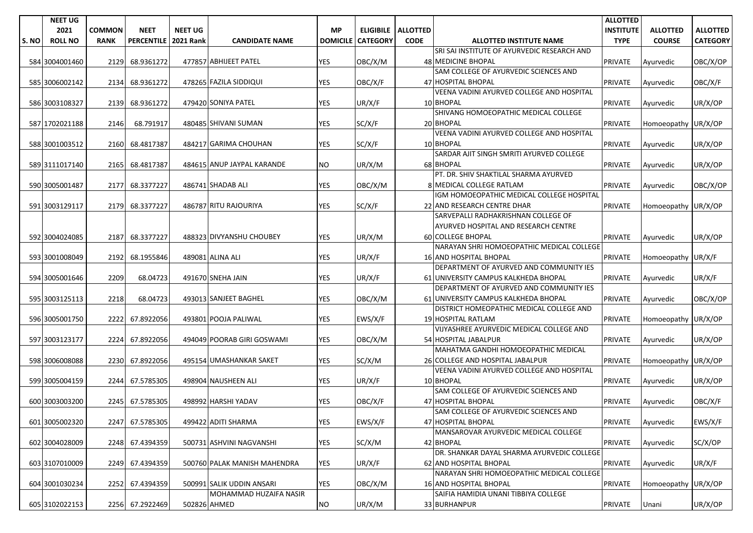| S. NO | NEET UG 2021 ROLL NO | COMMON RANK | NEET PERCENTILE | NEET UG 2021 Rank | CANDIDATE NAME | MP DOMICILE | ELIGIBILE CATEGORY | ALLOTTED CODE | ALLOTTED INSTITUTE NAME | ALLOTTED INSTITUTE TYPE | ALLOTTED COURSE | ALLOTTED CATEGORY |
|---|---|---|---|---|---|---|---|---|---|---|---|---|
| 584 | 3004001460 | 2129 | 68.9361272 | 477857 | ABHIJEET PATEL | YES | OBC/X/M | 48 | SRI SAI INSTITUTE OF AYURVEDIC RESEARCH AND MEDICINE BHOPAL | PRIVATE | Ayurvedic | OBC/X/OP |
| 585 | 3006002142 | 2134 | 68.9361272 | 478265 | FAZILA SIDDIQUI | YES | OBC/X/F | 47 | SAM COLLEGE OF AYURVEDIC SCIENCES AND HOSPITAL BHOPAL | PRIVATE | Ayurvedic | OBC/X/F |
| 586 | 3003108327 | 2139 | 68.9361272 | 479420 | SONIYA PATEL | YES | UR/X/F | 10 | VEENA VADINI AYURVED COLLEGE AND HOSPITAL BHOPAL | PRIVATE | Ayurvedic | UR/X/OP |
| 587 | 1702021188 | 2146 | 68.791917 | 480485 | SHIVANI SUMAN | YES | SC/X/F | 20 | SHIVANG HOMOEOPATHIC MEDICAL COLLEGE BHOPAL | PRIVATE | Homoeopathy | UR/X/OP |
| 588 | 3001003512 | 2160 | 68.4817387 | 484217 | GARIMA CHOUHAN | YES | SC/X/F | 10 | VEENA VADINI AYURVED COLLEGE AND HOSPITAL BHOPAL | PRIVATE | Ayurvedic | UR/X/OP |
| 589 | 3111017140 | 2165 | 68.4817387 | 484615 | ANUP JAYPAL KARANDE | NO | UR/X/M | 68 | SARDAR AJIT SINGH SMRITI AYURVED COLLEGE BHOPAL | PRIVATE | Ayurvedic | UR/X/OP |
| 590 | 3005001487 | 2177 | 68.3377227 | 486741 | SHADAB ALI | YES | OBC/X/M | 8 | PT. DR. SHIV SHAKTILAL SHARMA AYURVED MEDICAL COLLEGE RATLAM | PRIVATE | Ayurvedic | OBC/X/OP |
| 591 | 3003129117 | 2179 | 68.3377227 | 486787 | RITU RAJOURIYA | YES | SC/X/F | 22 | IGM HOMOEOPATHIC MEDICAL COLLEGE HOSPITAL AND RESEARCH CENTRE DHAR | PRIVATE | Homoeopathy | UR/X/OP |
| 592 | 3004024085 | 2187 | 68.3377227 | 488323 | DIVYANSHU CHOUBEY | YES | UR/X/M | 60 | SARVEPALLI RADHAKRISHNAN COLLEGE OF AYURVED HOSPITAL AND RESEARCH CENTRE COLLEGE BHOPAL | PRIVATE | Ayurvedic | UR/X/OP |
| 593 | 3001008049 | 2192 | 68.1955846 | 489081 | ALINA ALI | YES | UR/X/F | 16 | NARAYAN SHRI HOMOEOPATHIC MEDICAL COLLEGE AND HOSPITAL BHOPAL | PRIVATE | Homoeopathy | UR/X/F |
| 594 | 3005001646 | 2209 | 68.04723 | 491670 | SNEHA JAIN | YES | UR/X/F | 61 | DEPARTMENT OF AYURVED AND COMMUNITY IES UNIVERSITY CAMPUS KALKHEDA BHOPAL | PRIVATE | Ayurvedic | UR/X/F |
| 595 | 3003125113 | 2218 | 68.04723 | 493013 | SANJEET BAGHEL | YES | OBC/X/M | 61 | DEPARTMENT OF AYURVED AND COMMUNITY IES UNIVERSITY CAMPUS KALKHEDA BHOPAL | PRIVATE | Ayurvedic | OBC/X/OP |
| 596 | 3005001750 | 2222 | 67.8922056 | 493801 | POOJA PALIWAL | YES | EWS/X/F | 19 | DISTRICT HOMEOPATHIC MEDICAL COLLEGE AND HOSPITAL RATLAM | PRIVATE | Homoeopathy | UR/X/OP |
| 597 | 3003123177 | 2224 | 67.8922056 | 494049 | POORAB GIRI GOSWAMI | YES | OBC/X/M | 54 | VIJYASHREE AYURVEDIC MEDICAL COLLEGE AND HOSPITAL JABALPUR | PRIVATE | Ayurvedic | UR/X/OP |
| 598 | 3006008088 | 2230 | 67.8922056 | 495154 | UMASHANKAR SAKET | YES | SC/X/M | 26 | MAHATMA GANDHI HOMOEOPATHIC MEDICAL COLLEGE AND HOSPITAL JABALPUR | PRIVATE | Homoeopathy | UR/X/OP |
| 599 | 3005004159 | 2244 | 67.5785305 | 498904 | NAUSHEEN ALI | YES | UR/X/F | 10 | VEENA VADINI AYURVED COLLEGE AND HOSPITAL BHOPAL | PRIVATE | Ayurvedic | UR/X/OP |
| 600 | 3003003200 | 2245 | 67.5785305 | 498992 | HARSHI YADAV | YES | OBC/X/F | 47 | SAM COLLEGE OF AYURVEDIC SCIENCES AND HOSPITAL BHOPAL | PRIVATE | Ayurvedic | OBC/X/F |
| 601 | 3005002320 | 2247 | 67.5785305 | 499422 | ADITI SHARMA | YES | EWS/X/F | 47 | SAM COLLEGE OF AYURVEDIC SCIENCES AND HOSPITAL BHOPAL | PRIVATE | Ayurvedic | EWS/X/F |
| 602 | 3004028009 | 2248 | 67.4394359 | 500731 | ASHVINI NAGVANSHI | YES | SC/X/M | 42 | MANSAROVAR AYURVEDIC MEDICAL COLLEGE BHOPAL | PRIVATE | Ayurvedic | SC/X/OP |
| 603 | 3107010009 | 2249 | 67.4394359 | 500760 | PALAK MANISH MAHENDRA | YES | UR/X/F | 62 | DR. SHANKAR DAYAL SHARMA AYURVEDIC COLLEGE AND HOSPITAL BHOPAL | PRIVATE | Ayurvedic | UR/X/F |
| 604 | 3001030234 | 2252 | 67.4394359 | 500991 | SALIK UDDIN ANSARI | YES | OBC/X/M | 16 | NARAYAN SHRI HOMOEOPATHIC MEDICAL COLLEGE AND HOSPITAL BHOPAL | PRIVATE | Homoeopathy | UR/X/OP |
| 605 | 3102022153 | 2256 | 67.2922469 | 502826 | MOHAMMAD HUZAIFA NASIR AHMED | NO | UR/X/M | 33 | SAIFIA HAMIDIA UNANI TIBBIYA COLLEGE BURHANPUR | PRIVATE | Unani | UR/X/OP |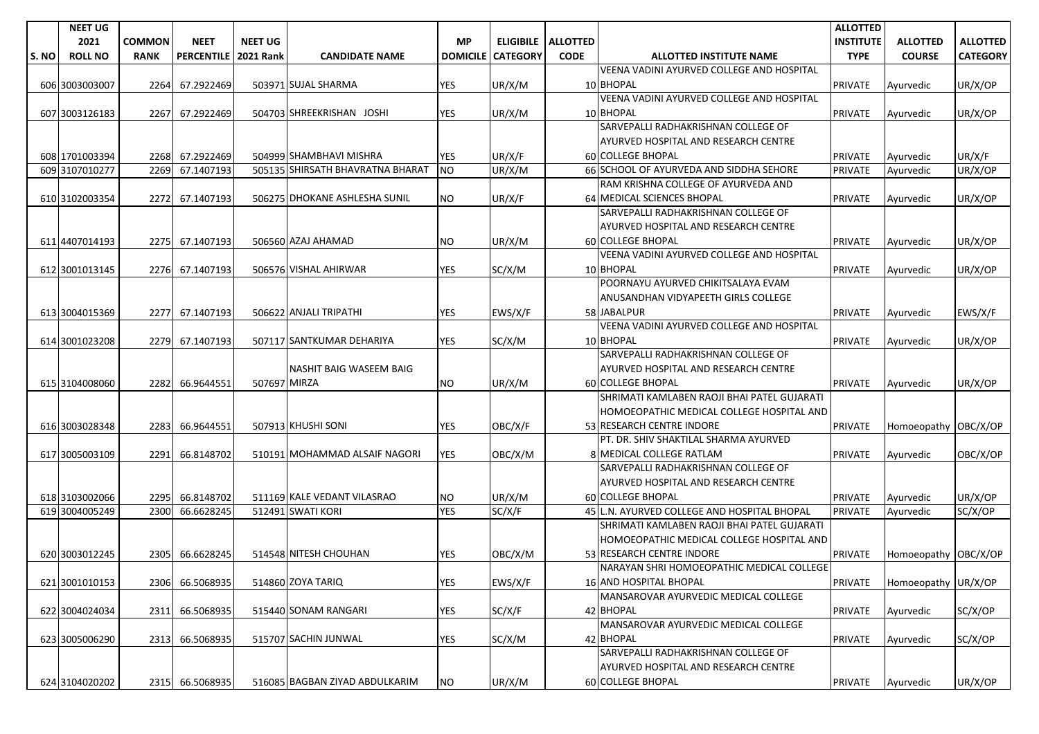| S. NO | NEET UG 2021 ROLL NO | COMMON RANK | NEET PERCENTILE | NEET UG 2021 Rank | CANDIDATE NAME | MP DOMICILE | ELIGIBILE CATEGORY | ALLOTTED CODE | ALLOTTED INSTITUTE NAME | ALLOTTED INSTITUTE TYPE | ALLOTTED COURSE | ALLOTTED CATEGORY |
|---|---|---|---|---|---|---|---|---|---|---|---|---|
| 606 | 3003003007 | 2264 | 67.2922469 | 503971 | SUJAL SHARMA | YES | UR/X/M | 10 | VEENA VADINI AYURVED COLLEGE AND HOSPITAL BHOPAL | PRIVATE | Ayurvedic | UR/X/OP |
| 607 | 3003126183 | 2267 | 67.2922469 | 504703 | SHREEKRISHAN JOSHI | YES | UR/X/M | 10 | VEENA VADINI AYURVED COLLEGE AND HOSPITAL BHOPAL | PRIVATE | Ayurvedic | UR/X/OP |
| 608 | 1701003394 | 2268 | 67.2922469 | 504999 | SHAMBHAVI MISHRA | YES | UR/X/F | 60 | SARVEPALLI RADHAKRISHNAN COLLEGE OF AYURVED HOSPITAL AND RESEARCH CENTRE COLLEGE BHOPAL | PRIVATE | Ayurvedic | UR/X/F |
| 609 | 3107010277 | 2269 | 67.1407193 | 505135 | SHIRSATH BHAVRATNA BHARAT | NO | UR/X/M | 66 | SCHOOL OF AYURVEDA AND SIDDHA SEHORE | PRIVATE | Ayurvedic | UR/X/OP |
| 610 | 3102003354 | 2272 | 67.1407193 | 506275 | DHOKANE ASHLESHA SUNIL | NO | UR/X/F | 64 | RAM KRISHNA COLLEGE OF AYURVEDA AND MEDICAL SCIENCES BHOPAL | PRIVATE | Ayurvedic | UR/X/OP |
| 611 | 4407014193 | 2275 | 67.1407193 | 506560 | AZAJ AHAMAD | NO | UR/X/M | 60 | SARVEPALLI RADHAKRISHNAN COLLEGE OF AYURVED HOSPITAL AND RESEARCH CENTRE COLLEGE BHOPAL | PRIVATE | Ayurvedic | UR/X/OP |
| 612 | 3001013145 | 2276 | 67.1407193 | 506576 | VISHAL AHIRWAR | YES | SC/X/M | 10 | VEENA VADINI AYURVED COLLEGE AND HOSPITAL BHOPAL | PRIVATE | Ayurvedic | UR/X/OP |
| 613 | 3004015369 | 2277 | 67.1407193 | 506622 | ANJALI TRIPATHI | YES | EWS/X/F | 58 | POORNAYU AYURVED CHIKITSALAYA EVAM ANUSANDHAN VIDYAPEETH GIRLS COLLEGE JABALPUR | PRIVATE | Ayurvedic | EWS/X/F |
| 614 | 3001023208 | 2279 | 67.1407193 | 507117 | SANTKUMAR DEHARIYA | YES | SC/X/M | 10 | VEENA VADINI AYURVED COLLEGE AND HOSPITAL BHOPAL | PRIVATE | Ayurvedic | UR/X/OP |
| 615 | 3104008060 | 2282 | 66.9644551 | 507697 | NASHIT BAIG WASEEM BAIG MIRZA | NO | UR/X/M | 60 | SARVEPALLI RADHAKRISHNAN COLLEGE OF AYURVED HOSPITAL AND RESEARCH CENTRE COLLEGE BHOPAL | PRIVATE | Ayurvedic | UR/X/OP |
| 616 | 3003028348 | 2283 | 66.9644551 | 507913 | KHUSHI SONI | YES | OBC/X/F | 53 | SHRIMATI KAMLABEN RAOJI BHAI PATEL GUJARATI HOMOEOPATHIC MEDICAL COLLEGE HOSPITAL AND RESEARCH CENTRE INDORE | PRIVATE | Homoeopathy | OBC/X/OP |
| 617 | 3005003109 | 2291 | 66.8148702 | 510191 | MOHAMMAD ALSAIF NAGORI | YES | OBC/X/M | 8 | PT. DR. SHIV SHAKTILAL SHARMA AYURVED MEDICAL COLLEGE RATLAM | PRIVATE | Ayurvedic | OBC/X/OP |
| 618 | 3103002066 | 2295 | 66.8148702 | 511169 | KALE VEDANT VILASRAO | NO | UR/X/M | 60 | SARVEPALLI RADHAKRISHNAN COLLEGE OF AYURVED HOSPITAL AND RESEARCH CENTRE COLLEGE BHOPAL | PRIVATE | Ayurvedic | UR/X/OP |
| 619 | 3004005249 | 2300 | 66.6628245 | 512491 | SWATI KORI | YES | SC/X/F | 45 | L.N. AYURVED COLLEGE AND HOSPITAL BHOPAL | PRIVATE | Ayurvedic | SC/X/OP |
| 620 | 3003012245 | 2305 | 66.6628245 | 514548 | NITESH CHOUHAN | YES | OBC/X/M | 53 | SHRIMATI KAMLABEN RAOJI BHAI PATEL GUJARATI HOMOEOPATHIC MEDICAL COLLEGE HOSPITAL AND RESEARCH CENTRE INDORE | PRIVATE | Homoeopathy | OBC/X/OP |
| 621 | 3001010153 | 2306 | 66.5068935 | 514860 | ZOYA TARIQ | YES | EWS/X/F | 16 | NARAYAN SHRI HOMOEOPATHIC MEDICAL COLLEGE AND HOSPITAL BHOPAL | PRIVATE | Homoeopathy | UR/X/OP |
| 622 | 3004024034 | 2311 | 66.5068935 | 515440 | SONAM RANGARI | YES | SC/X/F | 42 | MANSAROVAR AYURVEDIC MEDICAL COLLEGE BHOPAL | PRIVATE | Ayurvedic | SC/X/OP |
| 623 | 3005006290 | 2313 | 66.5068935 | 515707 | SACHIN JUNWAL | YES | SC/X/M | 42 | MANSAROVAR AYURVEDIC MEDICAL COLLEGE BHOPAL | PRIVATE | Ayurvedic | SC/X/OP |
| 624 | 3104020202 | 2315 | 66.5068935 | 516085 | BAGBAN ZIYAD ABDULKARIM | NO | UR/X/M | 60 | SARVEPALLI RADHAKRISHNAN COLLEGE OF AYURVED HOSPITAL AND RESEARCH CENTRE COLLEGE BHOPAL | PRIVATE | Ayurvedic | UR/X/OP |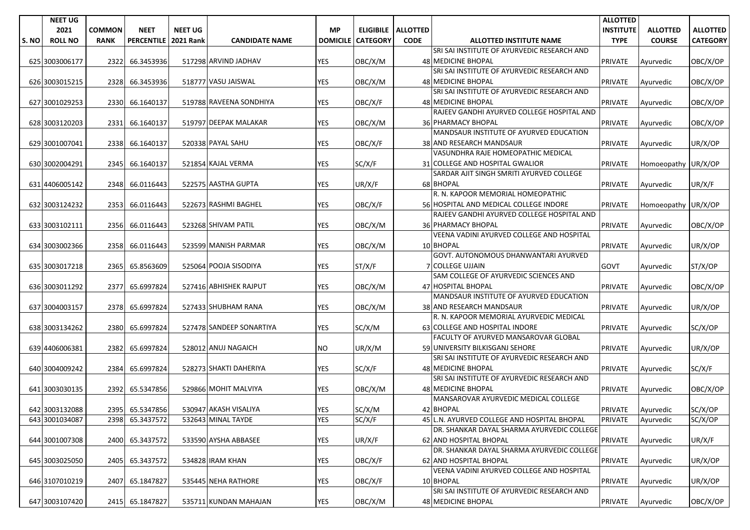| S. NO | NEET UG 2021 ROLL NO | COMMON RANK | NEET PERCENTILE | NEET UG 2021 Rank | CANDIDATE NAME | MP DOMICILE | ELIGIBILE CATEGORY | ALLOTTED CODE | ALLOTTED INSTITUTE NAME | ALLOTTED INSTITUTE TYPE | ALLOTTED COURSE | ALLOTTED CATEGORY |
|---|---|---|---|---|---|---|---|---|---|---|---|---|
| 625 | 3003006177 | 2322 | 66.3453936 | 517298 | ARVIND JADHAV | YES | OBC/X/M | 48 | SRI SAI INSTITUTE OF AYURVEDIC RESEARCH AND MEDICINE BHOPAL | PRIVATE | Ayurvedic | OBC/X/OP |
| 626 | 3003015215 | 2328 | 66.3453936 | 518777 | VASU JAISWAL | YES | OBC/X/M | 48 | SRI SAI INSTITUTE OF AYURVEDIC RESEARCH AND MEDICINE BHOPAL | PRIVATE | Ayurvedic | OBC/X/OP |
| 627 | 3001029253 | 2330 | 66.1640137 | 519788 | RAVEENA SONDHIYA | YES | OBC/X/F | 48 | SRI SAI INSTITUTE OF AYURVEDIC RESEARCH AND MEDICINE BHOPAL | PRIVATE | Ayurvedic | OBC/X/OP |
| 628 | 3003120203 | 2331 | 66.1640137 | 519797 | DEEPAK MALAKAR | YES | OBC/X/M | 36 | RAJEEV GANDHI AYURVED COLLEGE HOSPITAL AND PHARMACY BHOPAL | PRIVATE | Ayurvedic | OBC/X/OP |
| 629 | 3001007041 | 2338 | 66.1640137 | 520338 | PAYAL SAHU | YES | OBC/X/F | 38 | MANDSAUR INSTITUTE OF AYURVED EDUCATION AND RESEARCH MANDSAUR | PRIVATE | Ayurvedic | UR/X/OP |
| 630 | 3002004291 | 2345 | 66.1640137 | 521854 | KAJAL VERMA | YES | SC/X/F | 31 | VASUNDHRA RAJE HOMEOPATHIC MEDICAL COLLEGE AND HOSPITAL GWALIOR | PRIVATE | Homoeopathy | UR/X/OP |
| 631 | 4406005142 | 2348 | 66.0116443 | 522575 | AASTHA GUPTA | YES | UR/X/F | 68 | SARDAR AJIT SINGH SMRITI AYURVED COLLEGE BHOPAL | PRIVATE | Ayurvedic | UR/X/F |
| 632 | 3003124232 | 2353 | 66.0116443 | 522673 | RASHMI BAGHEL | YES | OBC/X/F | 56 | R. N. KAPOOR MEMORIAL HOMEOPATHIC HOSPITAL AND MEDICAL COLLEGE INDORE | PRIVATE | Homoeopathy | UR/X/OP |
| 633 | 3003102111 | 2356 | 66.0116443 | 523268 | SHIVAM PATIL | YES | OBC/X/M | 36 | RAJEEV GANDHI AYURVED COLLEGE HOSPITAL AND PHARMACY BHOPAL | PRIVATE | Ayurvedic | OBC/X/OP |
| 634 | 3003002366 | 2358 | 66.0116443 | 523599 | MANISH PARMAR | YES | OBC/X/M | 10 | VEENA VADINI AYURVED COLLEGE AND HOSPITAL BHOPAL | PRIVATE | Ayurvedic | UR/X/OP |
| 635 | 3003017218 | 2365 | 65.8563609 | 525064 | POOJA SISODIYA | YES | ST/X/F | 7 | GOVT. AUTONOMOUS DHANWANTARI AYURVED COLLEGE UJJAIN | GOVT | Ayurvedic | ST/X/OP |
| 636 | 3003011292 | 2377 | 65.6997824 | 527416 | ABHISHEK RAJPUT | YES | OBC/X/M | 47 | SAM COLLEGE OF AYURVEDIC SCIENCES AND HOSPITAL BHOPAL | PRIVATE | Ayurvedic | OBC/X/OP |
| 637 | 3004003157 | 2378 | 65.6997824 | 527433 | SHUBHAM RANA | YES | OBC/X/M | 38 | MANDSAUR INSTITUTE OF AYURVED EDUCATION AND RESEARCH MANDSAUR | PRIVATE | Ayurvedic | UR/X/OP |
| 638 | 3003134262 | 2380 | 65.6997824 | 527478 | SANDEEP SONARTIYA | YES | SC/X/M | 63 | R. N. KAPOOR MEMORIAL AYURVEDIC MEDICAL COLLEGE AND HOSPITAL INDORE | PRIVATE | Ayurvedic | SC/X/OP |
| 639 | 4406006381 | 2382 | 65.6997824 | 528012 | ANUJ NAGAICH | NO | UR/X/M | 59 | FACULTY OF AYURVED MANSAROVAR GLOBAL UNIVERSITY BILKISGANJ SEHORE | PRIVATE | Ayurvedic | UR/X/OP |
| 640 | 3004009242 | 2384 | 65.6997824 | 528273 | SHAKTI DAHERIYA | YES | SC/X/F | 48 | SRI SAI INSTITUTE OF AYURVEDIC RESEARCH AND MEDICINE BHOPAL | PRIVATE | Ayurvedic | SC/X/F |
| 641 | 3003030135 | 2392 | 65.5347856 | 529866 | MOHIT MALVIYA | YES | OBC/X/M | 48 | SRI SAI INSTITUTE OF AYURVEDIC RESEARCH AND MEDICINE BHOPAL | PRIVATE | Ayurvedic | OBC/X/OP |
| 642 | 3003132088 | 2395 | 65.5347856 | 530947 | AKASH VISALIYA | YES | SC/X/M | 42 | MANSAROVAR AYURVEDIC MEDICAL COLLEGE BHOPAL | PRIVATE | Ayurvedic | SC/X/OP |
| 643 | 3001034087 | 2398 | 65.3437572 | 532643 | MINAL TAYDE | YES | SC/X/F | 45 | L.N. AYURVED COLLEGE AND HOSPITAL BHOPAL | PRIVATE | Ayurvedic | SC/X/OP |
| 644 | 3001007308 | 2400 | 65.3437572 | 533590 | AYSHA ABBASEE | YES | UR/X/F | 62 | DR. SHANKAR DAYAL SHARMA AYURVEDIC COLLEGE AND HOSPITAL BHOPAL | PRIVATE | Ayurvedic | UR/X/F |
| 645 | 3003025050 | 2405 | 65.3437572 | 534828 | IRAM KHAN | YES | OBC/X/F | 62 | DR. SHANKAR DAYAL SHARMA AYURVEDIC COLLEGE AND HOSPITAL BHOPAL | PRIVATE | Ayurvedic | UR/X/OP |
| 646 | 3107010219 | 2407 | 65.1847827 | 535445 | NEHA RATHORE | YES | OBC/X/F | 10 | VEENA VADINI AYURVED COLLEGE AND HOSPITAL BHOPAL | PRIVATE | Ayurvedic | UR/X/OP |
| 647 | 3003107420 | 2415 | 65.1847827 | 535711 | KUNDAN MAHAJAN | YES | OBC/X/M | 48 | SRI SAI INSTITUTE OF AYURVEDIC RESEARCH AND MEDICINE BHOPAL | PRIVATE | Ayurvedic | OBC/X/OP |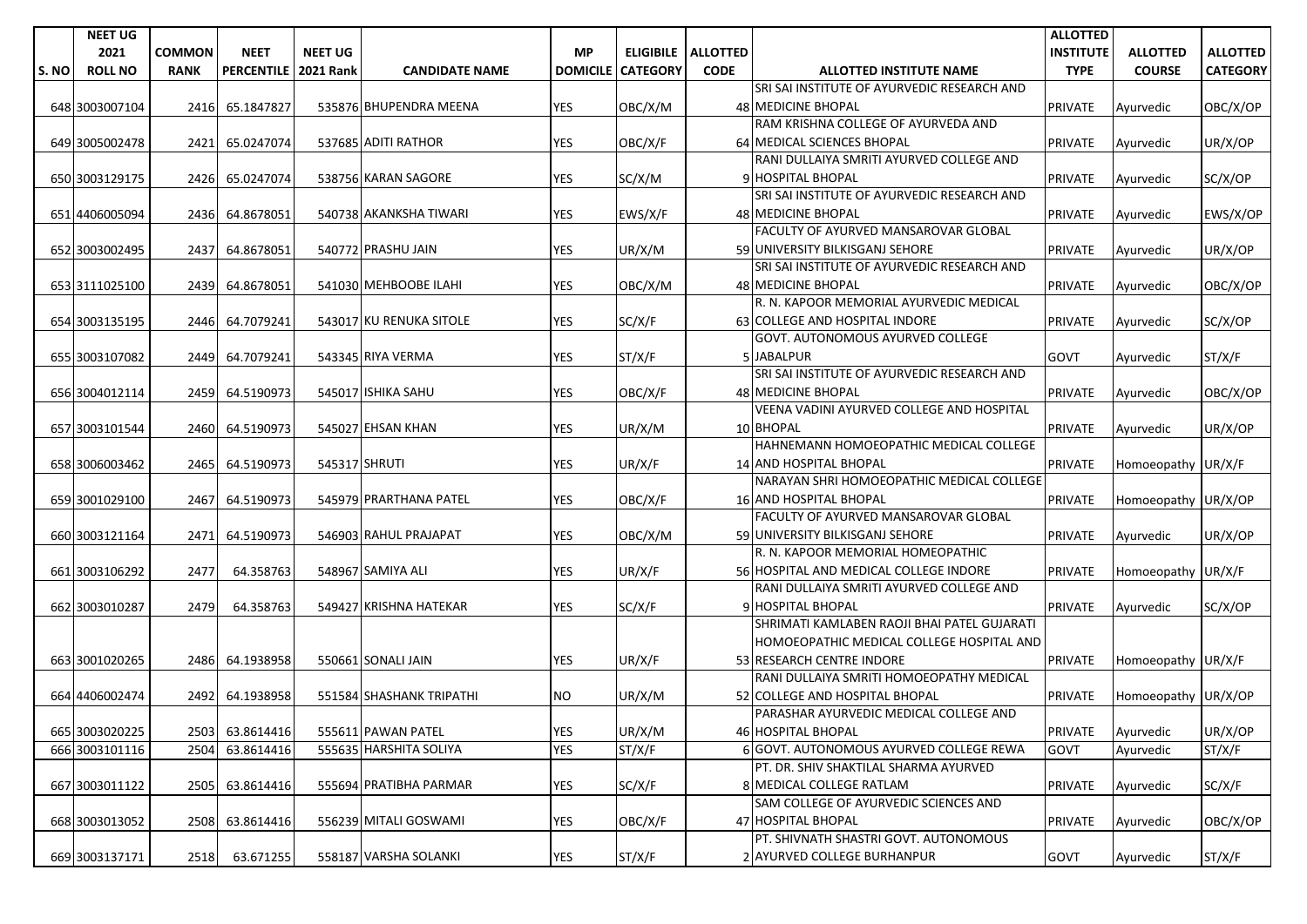| S. NO | NEET UG 2021 ROLL NO | COMMON RANK | NEET PERCENTILE | NEET UG 2021 Rank | CANDIDATE NAME | MP DOMICILE | ELIGIBILE CATEGORY | ALLOTTED CODE | ALLOTTED INSTITUTE NAME | ALLOTTED INSTITUTE TYPE | ALLOTTED COURSE | ALLOTTED CATEGORY |
|---|---|---|---|---|---|---|---|---|---|---|---|---|
| 648 | 3003007104 | 2416 | 65.1847827 | 535876 | BHUPENDRA MEENA | YES | OBC/X/M | 48 | SRI SAI INSTITUTE OF AYURVEDIC RESEARCH AND MEDICINE BHOPAL | PRIVATE | Ayurvedic | OBC/X/OP |
| 649 | 3005002478 | 2421 | 65.0247074 | 537685 | ADITI RATHOR | YES | OBC/X/F | 64 | RAM KRISHNA COLLEGE OF AYURVEDA AND MEDICAL SCIENCES BHOPAL | PRIVATE | Ayurvedic | UR/X/OP |
| 650 | 3003129175 | 2426 | 65.0247074 | 538756 | KARAN SAGORE | YES | SC/X/M | 9 | RANI DULLAIYA SMRITI AYURVED COLLEGE AND HOSPITAL BHOPAL | PRIVATE | Ayurvedic | SC/X/OP |
| 651 | 4406005094 | 2436 | 64.8678051 | 540738 | AKANKSHA TIWARI | YES | EWS/X/F | 48 | SRI SAI INSTITUTE OF AYURVEDIC RESEARCH AND MEDICINE BHOPAL | PRIVATE | Ayurvedic | EWS/X/OP |
| 652 | 3003002495 | 2437 | 64.8678051 | 540772 | PRASHU JAIN | YES | UR/X/M | 59 | FACULTY OF AYURVED MANSAROVAR GLOBAL UNIVERSITY BILKISGANJ SEHORE | PRIVATE | Ayurvedic | UR/X/OP |
| 653 | 3111025100 | 2439 | 64.8678051 | 541030 | MEHBOOBE ILAHI | YES | OBC/X/M | 48 | SRI SAI INSTITUTE OF AYURVEDIC RESEARCH AND MEDICINE BHOPAL | PRIVATE | Ayurvedic | OBC/X/OP |
| 654 | 3003135195 | 2446 | 64.7079241 | 543017 | KU RENUKA SITOLE | YES | SC/X/F | 63 | R. N. KAPOOR MEMORIAL AYURVEDIC MEDICAL COLLEGE AND HOSPITAL INDORE | PRIVATE | Ayurvedic | SC/X/OP |
| 655 | 3003107082 | 2449 | 64.7079241 | 543345 | RIYA VERMA | YES | ST/X/F | 5 | GOVT. AUTONOMOUS AYURVED COLLEGE JABALPUR | GOVT | Ayurvedic | ST/X/F |
| 656 | 3004012114 | 2459 | 64.5190973 | 545017 | ISHIKA SAHU | YES | OBC/X/F | 48 | SRI SAI INSTITUTE OF AYURVEDIC RESEARCH AND MEDICINE BHOPAL | PRIVATE | Ayurvedic | OBC/X/OP |
| 657 | 3003101544 | 2460 | 64.5190973 | 545027 | EHSAN KHAN | YES | UR/X/M | 10 | VEENA VADINI AYURVED COLLEGE AND HOSPITAL BHOPAL | PRIVATE | Ayurvedic | UR/X/OP |
| 658 | 3006003462 | 2465 | 64.5190973 | 545317 | SHRUTI | YES | UR/X/F | 14 | HAHNEMANN HOMOEOPATHIC MEDICAL COLLEGE AND HOSPITAL BHOPAL | PRIVATE | Homoeopathy | UR/X/F |
| 659 | 3001029100 | 2467 | 64.5190973 | 545979 | PRARTHANA PATEL | YES | OBC/X/F | 16 | NARAYAN SHRI HOMOEOPATHIC MEDICAL COLLEGE AND HOSPITAL BHOPAL | PRIVATE | Homoeopathy | UR/X/OP |
| 660 | 3003121164 | 2471 | 64.5190973 | 546903 | RAHUL PRAJAPAT | YES | OBC/X/M | 59 | FACULTY OF AYURVED MANSAROVAR GLOBAL UNIVERSITY BILKISGANJ SEHORE | PRIVATE | Ayurvedic | UR/X/OP |
| 661 | 3003106292 | 2477 | 64.358763 | 548967 | SAMIYA ALI | YES | UR/X/F | 56 | R. N. KAPOOR MEMORIAL HOMEOPATHIC HOSPITAL AND MEDICAL COLLEGE INDORE | PRIVATE | Homoeopathy | UR/X/F |
| 662 | 3003010287 | 2479 | 64.358763 | 549427 | KRISHNA HATEKAR | YES | SC/X/F | 9 | RANI DULLAIYA SMRITI AYURVED COLLEGE AND HOSPITAL BHOPAL | PRIVATE | Ayurvedic | SC/X/OP |
| 663 | 3001020265 | 2486 | 64.1938958 | 550661 | SONALI JAIN | YES | UR/X/F | 53 | SHRIMATI KAMLABEN RAOJI BHAI PATEL GUJARATI HOMOEOPATHIC MEDICAL COLLEGE HOSPITAL AND RESEARCH CENTRE INDORE | PRIVATE | Homoeopathy | UR/X/F |
| 664 | 4406002474 | 2492 | 64.1938958 | 551584 | SHASHANK TRIPATHI | NO | UR/X/M | 52 | RANI DULLAIYA SMRITI HOMOEOPATHY MEDICAL COLLEGE AND HOSPITAL BHOPAL | PRIVATE | Homoeopathy | UR/X/OP |
| 665 | 3003020225 | 2503 | 63.8614416 | 555611 | PAWAN PATEL | YES | UR/X/M | 46 | PARASHAR AYURVEDIC MEDICAL COLLEGE AND HOSPITAL BHOPAL | PRIVATE | Ayurvedic | UR/X/OP |
| 666 | 3003101116 | 2504 | 63.8614416 | 555635 | HARSHITA SOLIYA | YES | ST/X/F | 6 | GOVT. AUTONOMOUS AYURVED COLLEGE REWA | GOVT | Ayurvedic | ST/X/F |
| 667 | 3003011122 | 2505 | 63.8614416 | 555694 | PRATIBHA PARMAR | YES | SC/X/F | 8 | PT. DR. SHIV SHAKTILAL SHARMA AYURVED MEDICAL COLLEGE RATLAM | PRIVATE | Ayurvedic | SC/X/F |
| 668 | 3003013052 | 2508 | 63.8614416 | 556239 | MITALI GOSWAMI | YES | OBC/X/F | 47 | SAM COLLEGE OF AYURVEDIC SCIENCES AND HOSPITAL BHOPAL | PRIVATE | Ayurvedic | OBC/X/OP |
| 669 | 3003137171 | 2518 | 63.671255 | 558187 | VARSHA SOLANKI | YES | ST/X/F | 2 | PT. SHIVNATH SHASTRI GOVT. AUTONOMOUS AYURVED COLLEGE BURHANPUR | GOVT | Ayurvedic | ST/X/F |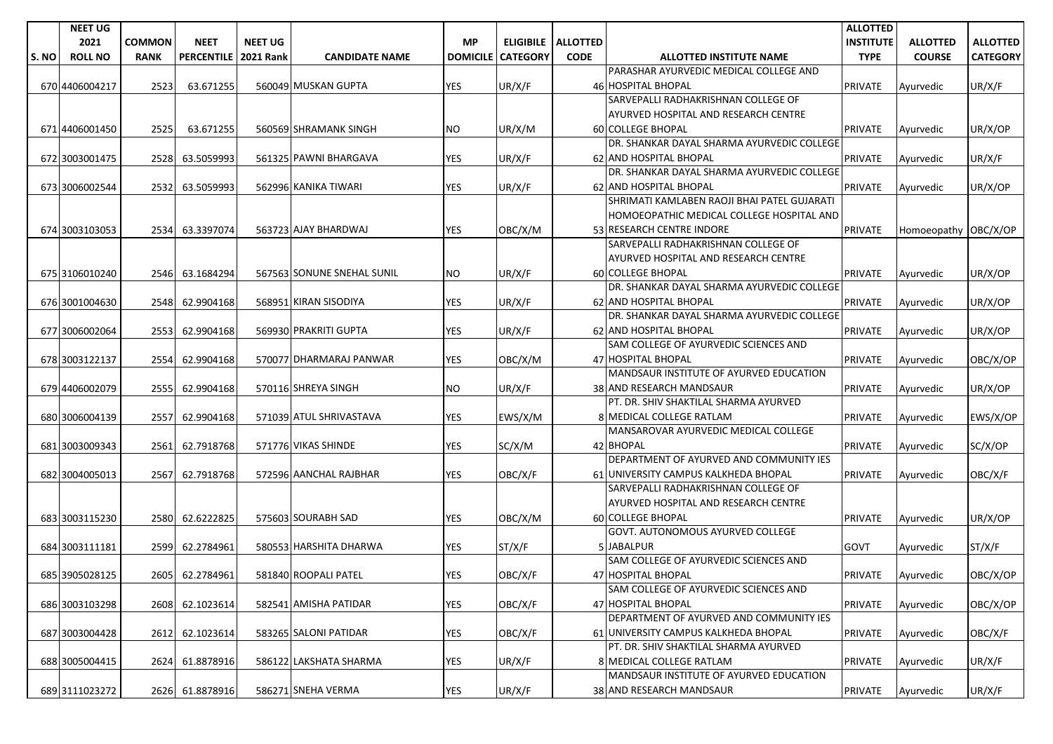| S. NO | NEET UG 2021 ROLL NO | COMMON RANK | NEET PERCENTILE | NEET UG 2021 Rank | CANDIDATE NAME | MP DOMICILE | ELIGIBILE CATEGORY | ALLOTTED CODE | ALLOTTED INSTITUTE NAME | ALLOTTED INSTITUTE TYPE | ALLOTTED COURSE | ALLOTTED CATEGORY |
|---|---|---|---|---|---|---|---|---|---|---|---|---|
| 670 | 4406004217 | 2523 | 63.671255 | 560049 | MUSKAN GUPTA | YES | UR/X/F | 46 | PARASHAR AYURVEDIC MEDICAL COLLEGE AND HOSPITAL BHOPAL | PRIVATE | Ayurvedic | UR/X/F |
| 671 | 4406001450 | 2525 | 63.671255 | 560569 | SHRAMANK SINGH | NO | UR/X/M | 60 | SARVEPALLI RADHAKRISHNAN COLLEGE OF AYURVED HOSPITAL AND RESEARCH CENTRE COLLEGE BHOPAL | PRIVATE | Ayurvedic | UR/X/OP |
| 672 | 3003001475 | 2528 | 63.5059993 | 561325 | PAWNI BHARGAVA | YES | UR/X/F | 62 | DR. SHANKAR DAYAL SHARMA AYURVEDIC COLLEGE AND HOSPITAL BHOPAL | PRIVATE | Ayurvedic | UR/X/F |
| 673 | 3006002544 | 2532 | 63.5059993 | 562996 | KANIKA TIWARI | YES | UR/X/F | 62 | DR. SHANKAR DAYAL SHARMA AYURVEDIC COLLEGE AND HOSPITAL BHOPAL | PRIVATE | Ayurvedic | UR/X/OP |
| 674 | 3003103053 | 2534 | 63.3397074 | 563723 | AJAY BHARDWAJ | YES | OBC/X/M | 53 | SHRIMATI KAMLABEN RAOJI BHAI PATEL GUJARATI HOMOEOPATHIC MEDICAL COLLEGE HOSPITAL AND RESEARCH CENTRE INDORE | PRIVATE | Homoeopathy | OBC/X/OP |
| 675 | 3106010240 | 2546 | 63.1684294 | 567563 | SONUNE SNEHAL SUNIL | NO | UR/X/F | 60 | SARVEPALLI RADHAKRISHNAN COLLEGE OF AYURVED HOSPITAL AND RESEARCH CENTRE COLLEGE BHOPAL | PRIVATE | Ayurvedic | UR/X/OP |
| 676 | 3001004630 | 2548 | 62.9904168 | 568951 | KIRAN SISODIYA | YES | UR/X/F | 62 | DR. SHANKAR DAYAL SHARMA AYURVEDIC COLLEGE AND HOSPITAL BHOPAL | PRIVATE | Ayurvedic | UR/X/OP |
| 677 | 3006002064 | 2553 | 62.9904168 | 569930 | PRAKRITI GUPTA | YES | UR/X/F | 62 | DR. SHANKAR DAYAL SHARMA AYURVEDIC COLLEGE AND HOSPITAL BHOPAL | PRIVATE | Ayurvedic | UR/X/OP |
| 678 | 3003122137 | 2554 | 62.9904168 | 570077 | DHARMARAJ PANWAR | YES | OBC/X/M | 47 | SAM COLLEGE OF AYURVEDIC SCIENCES AND HOSPITAL BHOPAL | PRIVATE | Ayurvedic | OBC/X/OP |
| 679 | 4406002079 | 2555 | 62.9904168 | 570116 | SHREYA SINGH | NO | UR/X/F | 38 | MANDSAUR INSTITUTE OF AYURVED EDUCATION AND RESEARCH MANDSAUR | PRIVATE | Ayurvedic | UR/X/OP |
| 680 | 3006004139 | 2557 | 62.9904168 | 571039 | ATUL SHRIVASTAVA | YES | EWS/X/M | 8 | PT. DR. SHIV SHAKTILAL SHARMA AYURVED MEDICAL COLLEGE RATLAM | PRIVATE | Ayurvedic | EWS/X/OP |
| 681 | 3003009343 | 2561 | 62.7918768 | 571776 | VIKAS SHINDE | YES | SC/X/M | 42 | MANSAROVAR AYURVEDIC MEDICAL COLLEGE BHOPAL | PRIVATE | Ayurvedic | SC/X/OP |
| 682 | 3004005013 | 2567 | 62.7918768 | 572596 | AANCHAL RAJBHAR | YES | OBC/X/F | 61 | DEPARTMENT OF AYURVED AND COMMUNITY IES UNIVERSITY CAMPUS KALKHEDA BHOPAL | PRIVATE | Ayurvedic | OBC/X/F |
| 683 | 3003115230 | 2580 | 62.6222825 | 575603 | SOURABH SAD | YES | OBC/X/M | 60 | SARVEPALLI RADHAKRISHNAN COLLEGE OF AYURVED HOSPITAL AND RESEARCH CENTRE COLLEGE BHOPAL | PRIVATE | Ayurvedic | UR/X/OP |
| 684 | 3003111181 | 2599 | 62.2784961 | 580553 | HARSHITA DHARWA | YES | ST/X/F | 5 | GOVT. AUTONOMOUS AYURVED COLLEGE JABALPUR | GOVT | Ayurvedic | ST/X/F |
| 685 | 3905028125 | 2605 | 62.2784961 | 581840 | ROOPALI PATEL | YES | OBC/X/F | 47 | SAM COLLEGE OF AYURVEDIC SCIENCES AND HOSPITAL BHOPAL | PRIVATE | Ayurvedic | OBC/X/OP |
| 686 | 3003103298 | 2608 | 62.1023614 | 582541 | AMISHA PATIDAR | YES | OBC/X/F | 47 | SAM COLLEGE OF AYURVEDIC SCIENCES AND HOSPITAL BHOPAL | PRIVATE | Ayurvedic | OBC/X/OP |
| 687 | 3003004428 | 2612 | 62.1023614 | 583265 | SALONI PATIDAR | YES | OBC/X/F | 61 | DEPARTMENT OF AYURVED AND COMMUNITY IES UNIVERSITY CAMPUS KALKHEDA BHOPAL | PRIVATE | Ayurvedic | OBC/X/F |
| 688 | 3005004415 | 2624 | 61.8878916 | 586122 | LAKSHATA SHARMA | YES | UR/X/F | 8 | PT. DR. SHIV SHAKTILAL SHARMA AYURVED MEDICAL COLLEGE RATLAM | PRIVATE | Ayurvedic | UR/X/F |
| 689 | 3111023272 | 2626 | 61.8878916 | 586271 | SNEHA VERMA | YES | UR/X/F | 38 | MANDSAUR INSTITUTE OF AYURVED EDUCATION AND RESEARCH MANDSAUR | PRIVATE | Ayurvedic | UR/X/F |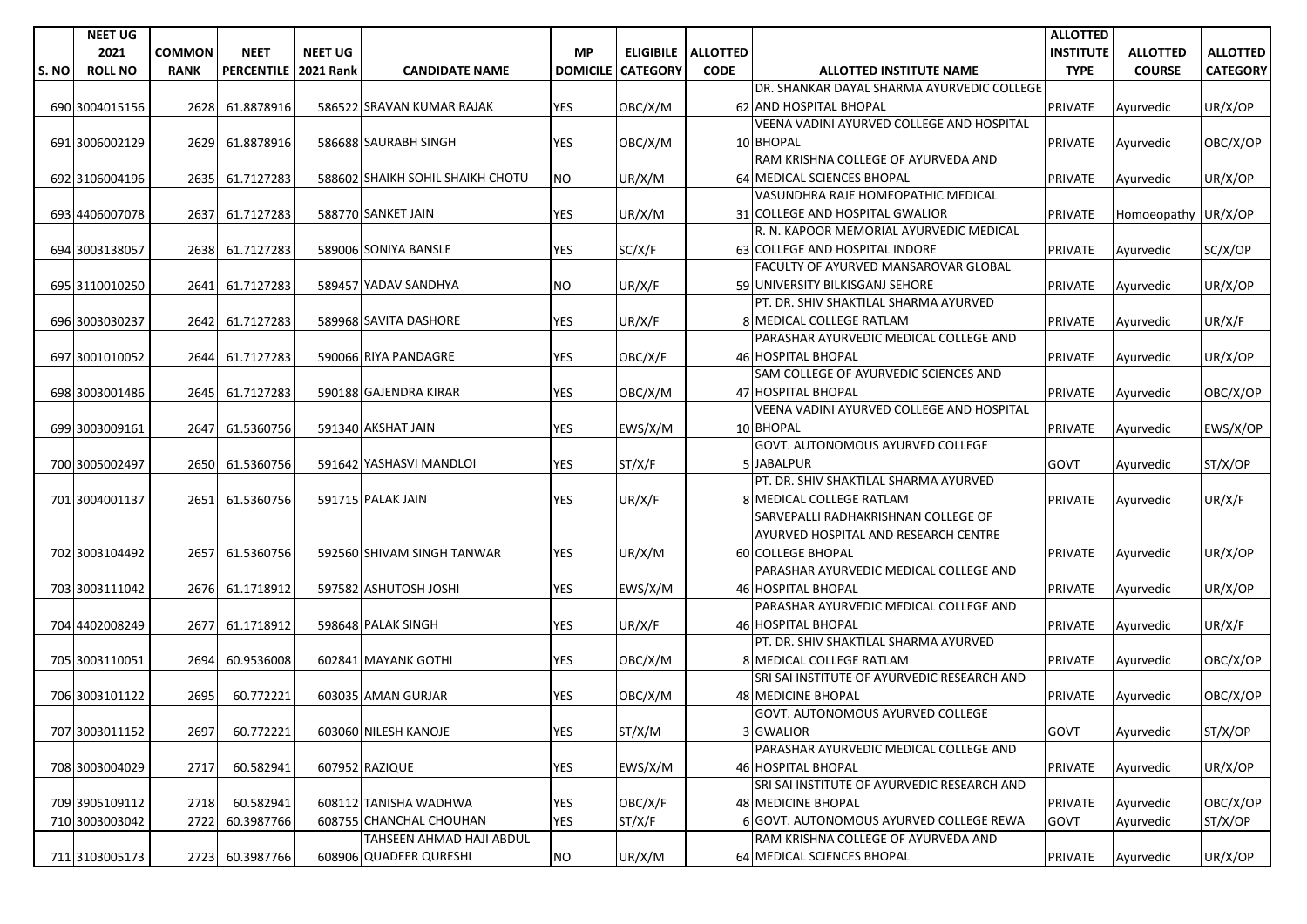| S. NO | NEET UG 2021 ROLL NO | COMMON RANK | NEET PERCENTILE | NEET UG 2021 Rank | CANDIDATE NAME | MP DOMICILE | ELIGIBILE CATEGORY | ALLOTTED CODE | ALLOTTED INSTITUTE NAME | ALLOTTED INSTITUTE TYPE | ALLOTTED COURSE | ALLOTTED CATEGORY |
|---|---|---|---|---|---|---|---|---|---|---|---|---|
| 690 | 3004015156 | 2628 | 61.8878916 | 586522 | SRAVAN KUMAR RAJAK | YES | OBC/X/M | 62 | DR. SHANKAR DAYAL SHARMA AYURVEDIC COLLEGE AND HOSPITAL BHOPAL | PRIVATE | Ayurvedic | UR/X/OP |
| 691 | 3006002129 | 2629 | 61.8878916 | 586688 | SAURABH SINGH | YES | OBC/X/M | 10 | VEENA VADINI AYURVED COLLEGE AND HOSPITAL BHOPAL | PRIVATE | Ayurvedic | OBC/X/OP |
| 692 | 3106004196 | 2635 | 61.7127283 | 588602 | SHAIKH SOHIL SHAIKH CHOTU | NO | UR/X/M | 64 | RAM KRISHNA COLLEGE OF AYURVEDA AND MEDICAL SCIENCES BHOPAL | PRIVATE | Ayurvedic | UR/X/OP |
| 693 | 4406007078 | 2637 | 61.7127283 | 588770 | SANKET JAIN | YES | UR/X/M | 31 | VASUNDHRA RAJE HOMEOPATHIC MEDICAL COLLEGE AND HOSPITAL GWALIOR | PRIVATE | Homoeopathy | UR/X/OP |
| 694 | 3003138057 | 2638 | 61.7127283 | 589006 | SONIYA BANSLE | YES | SC/X/F | 63 | R. N. KAPOOR MEMORIAL AYURVEDIC MEDICAL COLLEGE AND HOSPITAL INDORE | PRIVATE | Ayurvedic | SC/X/OP |
| 695 | 3110010250 | 2641 | 61.7127283 | 589457 | YADAV SANDHYA | NO | UR/X/F | 59 | FACULTY OF AYURVED MANSAROVAR GLOBAL UNIVERSITY BILKISGANJ SEHORE | PRIVATE | Ayurvedic | UR/X/OP |
| 696 | 3003030237 | 2642 | 61.7127283 | 589968 | SAVITA DASHORE | YES | UR/X/F | 8 | PT. DR. SHIV SHAKTILAL SHARMA AYURVED MEDICAL COLLEGE RATLAM | PRIVATE | Ayurvedic | UR/X/F |
| 697 | 3001010052 | 2644 | 61.7127283 | 590066 | RIYA PANDAGRE | YES | OBC/X/F | 46 | PARASHAR AYURVEDIC MEDICAL COLLEGE AND HOSPITAL BHOPAL | PRIVATE | Ayurvedic | UR/X/OP |
| 698 | 3003001486 | 2645 | 61.7127283 | 590188 | GAJENDRA KIRAR | YES | OBC/X/M | 47 | SAM COLLEGE OF AYURVEDIC SCIENCES AND HOSPITAL BHOPAL | PRIVATE | Ayurvedic | OBC/X/OP |
| 699 | 3003009161 | 2647 | 61.5360756 | 591340 | AKSHAT JAIN | YES | EWS/X/M | 10 | VEENA VADINI AYURVED COLLEGE AND HOSPITAL BHOPAL | PRIVATE | Ayurvedic | EWS/X/OP |
| 700 | 3005002497 | 2650 | 61.5360756 | 591642 | YASHASVI MANDLOI | YES | ST/X/F | 5 | GOVT. AUTONOMOUS AYURVED COLLEGE JABALPUR | GOVT | Ayurvedic | ST/X/OP |
| 701 | 3004001137 | 2651 | 61.5360756 | 591715 | PALAK JAIN | YES | UR/X/F | 8 | PT. DR. SHIV SHAKTILAL SHARMA AYURVED MEDICAL COLLEGE RATLAM | PRIVATE | Ayurvedic | UR/X/F |
| 702 | 3003104492 | 2657 | 61.5360756 | 592560 | SHIVAM SINGH TANWAR | YES | UR/X/M | 60 | SARVEPALLI RADHAKRISHNAN COLLEGE OF AYURVED HOSPITAL AND RESEARCH CENTRE COLLEGE BHOPAL | PRIVATE | Ayurvedic | UR/X/OP |
| 703 | 3003111042 | 2676 | 61.1718912 | 597582 | ASHUTOSH JOSHI | YES | EWS/X/M | 46 | PARASHAR AYURVEDIC MEDICAL COLLEGE AND HOSPITAL BHOPAL | PRIVATE | Ayurvedic | UR/X/OP |
| 704 | 4402008249 | 2677 | 61.1718912 | 598648 | PALAK SINGH | YES | UR/X/F | 46 | PARASHAR AYURVEDIC MEDICAL COLLEGE AND HOSPITAL BHOPAL | PRIVATE | Ayurvedic | UR/X/F |
| 705 | 3003110051 | 2694 | 60.9536008 | 602841 | MAYANK GOTHI | YES | OBC/X/M | 8 | PT. DR. SHIV SHAKTILAL SHARMA AYURVED MEDICAL COLLEGE RATLAM | PRIVATE | Ayurvedic | OBC/X/OP |
| 706 | 3003101122 | 2695 | 60.772221 | 603035 | AMAN GURJAR | YES | OBC/X/M | 48 | SRI SAI INSTITUTE OF AYURVEDIC RESEARCH AND MEDICINE BHOPAL | PRIVATE | Ayurvedic | OBC/X/OP |
| 707 | 3003011152 | 2697 | 60.772221 | 603060 | NILESH KANOJE | YES | ST/X/M | 3 | GOVT. AUTONOMOUS AYURVED COLLEGE GWALIOR | GOVT | Ayurvedic | ST/X/OP |
| 708 | 3003004029 | 2717 | 60.582941 | 607952 | RAZIQUE | YES | EWS/X/M | 46 | PARASHAR AYURVEDIC MEDICAL COLLEGE AND HOSPITAL BHOPAL | PRIVATE | Ayurvedic | UR/X/OP |
| 709 | 3905109112 | 2718 | 60.582941 | 608112 | TANISHA WADHWA | YES | OBC/X/F | 48 | SRI SAI INSTITUTE OF AYURVEDIC RESEARCH AND MEDICINE BHOPAL | PRIVATE | Ayurvedic | OBC/X/OP |
| 710 | 3003003042 | 2722 | 60.3987766 | 608755 | CHANCHAL CHOUHAN | YES | ST/X/F | 6 | GOVT. AUTONOMOUS AYURVED COLLEGE REWA | GOVT | Ayurvedic | ST/X/OP |
| 711 | 3103005173 | 2723 | 60.3987766 | 608906 | TAHSEEN AHMAD HAJI ABDUL QUADEER QURESHI | NO | UR/X/M | 64 | RAM KRISHNA COLLEGE OF AYURVEDA AND MEDICAL SCIENCES BHOPAL | PRIVATE | Ayurvedic | UR/X/OP |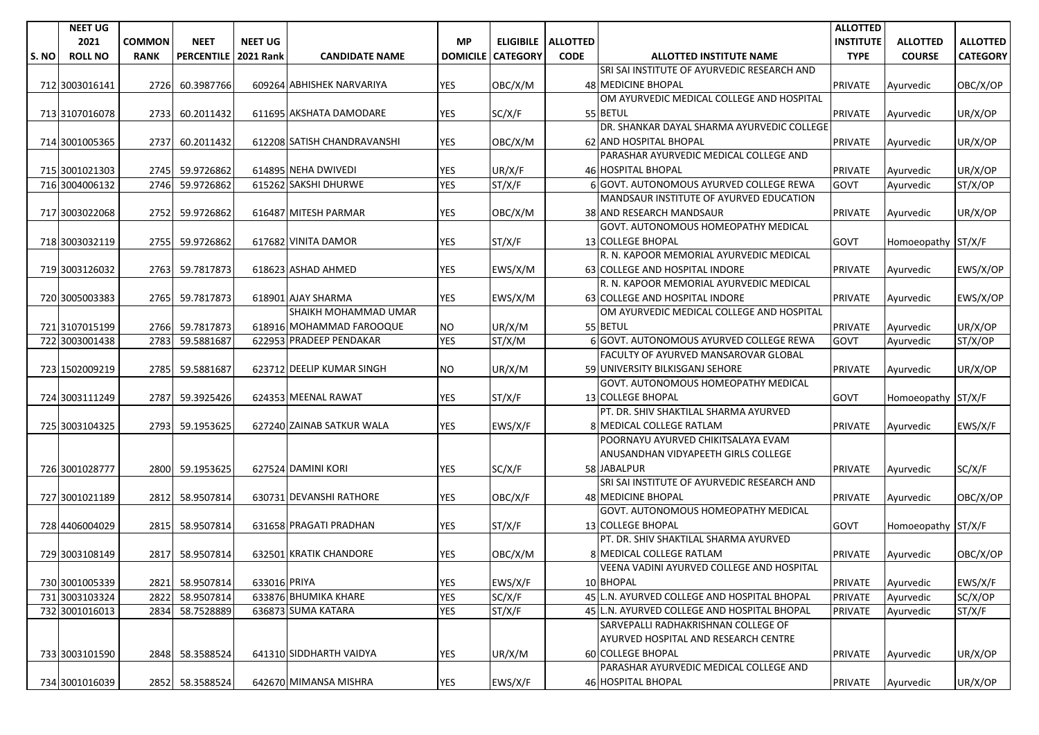| S. NO | NEET UG 2021 ROLL NO | COMMON RANK | NEET PERCENTILE | NEET UG 2021 Rank | CANDIDATE NAME | MP DOMICILE | ELIGIBILE CATEGORY | ALLOTTED CODE | ALLOTTED INSTITUTE NAME | ALLOTTED INSTITUTE TYPE | ALLOTTED COURSE | ALLOTTED CATEGORY |
|---|---|---|---|---|---|---|---|---|---|---|---|---|
| 712 | 3003016141 | 2726 | 60.3987766 | 609264 | ABHISHEK NARVARIYA | YES | OBC/X/M | 48 | SRI SAI INSTITUTE OF AYURVEDIC RESEARCH AND MEDICINE BHOPAL | PRIVATE | Ayurvedic | OBC/X/OP |
| 713 | 3107016078 | 2733 | 60.2011432 | 611695 | AKSHATA DAMODARE | YES | SC/X/F | 55 | OM AYURVEDIC MEDICAL COLLEGE AND HOSPITAL BETUL | PRIVATE | Ayurvedic | UR/X/OP |
| 714 | 3001005365 | 2737 | 60.2011432 | 612208 | SATISH CHANDRAVANSHI | YES | OBC/X/M | 62 | DR. SHANKAR DAYAL SHARMA AYURVEDIC COLLEGE AND HOSPITAL BHOPAL | PRIVATE | Ayurvedic | UR/X/OP |
| 715 | 3001021303 | 2745 | 59.9726862 | 614895 | NEHA DWIVEDI | YES | UR/X/F | 46 | PARASHAR AYURVEDIC MEDICAL COLLEGE AND HOSPITAL BHOPAL | PRIVATE | Ayurvedic | UR/X/OP |
| 716 | 3004006132 | 2746 | 59.9726862 | 615262 | SAKSHI DHURWE | YES | ST/X/F | 6 | GOVT. AUTONOMOUS AYURVED COLLEGE REWA | GOVT | Ayurvedic | ST/X/OP |
| 717 | 3003022068 | 2752 | 59.9726862 | 616487 | MITESH PARMAR | YES | OBC/X/M | 38 | MANDSAUR INSTITUTE OF AYURVED EDUCATION AND RESEARCH MANDSAUR | PRIVATE | Ayurvedic | UR/X/OP |
| 718 | 3003032119 | 2755 | 59.9726862 | 617682 | VINITA DAMOR | YES | ST/X/F | 13 | GOVT. AUTONOMOUS HOMEOPATHY MEDICAL COLLEGE BHOPAL | GOVT | Homoeopathy | ST/X/F |
| 719 | 3003126032 | 2763 | 59.7817873 | 618623 | ASHAD AHMED | YES | EWS/X/M | 63 | R. N. KAPOOR MEMORIAL AYURVEDIC MEDICAL COLLEGE AND HOSPITAL INDORE | PRIVATE | Ayurvedic | EWS/X/OP |
| 720 | 3005003383 | 2765 | 59.7817873 | 618901 | AJAY SHARMA | YES | EWS/X/M | 63 | R. N. KAPOOR MEMORIAL AYURVEDIC MEDICAL COLLEGE AND HOSPITAL INDORE | PRIVATE | Ayurvedic | EWS/X/OP |
| 721 | 3107015199 | 2766 | 59.7817873 | 618916 | SHAIKH MOHAMMAD UMAR MOHAMMAD FAROOQUE | NO | UR/X/M | 55 | OM AYURVEDIC MEDICAL COLLEGE AND HOSPITAL BETUL | PRIVATE | Ayurvedic | UR/X/OP |
| 722 | 3003001438 | 2783 | 59.5881687 | 622953 | PRADEEP PENDAKAR | YES | ST/X/M | 6 | GOVT. AUTONOMOUS AYURVED COLLEGE REWA | GOVT | Ayurvedic | ST/X/OP |
| 723 | 1502009219 | 2785 | 59.5881687 | 623712 | DEELIP KUMAR SINGH | NO | UR/X/M | 59 | FACULTY OF AYURVED MANSAROVAR GLOBAL UNIVERSITY BILKISGANJ SEHORE | PRIVATE | Ayurvedic | UR/X/OP |
| 724 | 3003111249 | 2787 | 59.3925426 | 624353 | MEENAL RAWAT | YES | ST/X/F | 13 | GOVT. AUTONOMOUS HOMEOPATHY MEDICAL COLLEGE BHOPAL | GOVT | Homoeopathy | ST/X/F |
| 725 | 3003104325 | 2793 | 59.1953625 | 627240 | ZAINAB SATKUR WALA | YES | EWS/X/F | 8 | PT. DR. SHIV SHAKTILAL SHARMA AYURVED MEDICAL COLLEGE RATLAM | PRIVATE | Ayurvedic | EWS/X/F |
| 726 | 3001028777 | 2800 | 59.1953625 | 627524 | DAMINI KORI | YES | SC/X/F | 58 | POORNAYU AYURVED CHIKITSALAYA EVAM ANUSANDHAN VIDYAPEETH GIRLS COLLEGE JABALPUR | PRIVATE | Ayurvedic | SC/X/F |
| 727 | 3001021189 | 2812 | 58.9507814 | 630731 | DEVANSHI RATHORE | YES | OBC/X/F | 48 | SRI SAI INSTITUTE OF AYURVEDIC RESEARCH AND MEDICINE BHOPAL | PRIVATE | Ayurvedic | OBC/X/OP |
| 728 | 4406004029 | 2815 | 58.9507814 | 631658 | PRAGATI PRADHAN | YES | ST/X/F | 13 | GOVT. AUTONOMOUS HOMEOPATHY MEDICAL COLLEGE BHOPAL | GOVT | Homoeopathy | ST/X/F |
| 729 | 3003108149 | 2817 | 58.9507814 | 632501 | KRATIK CHANDORE | YES | OBC/X/M | 8 | PT. DR. SHIV SHAKTILAL SHARMA AYURVED MEDICAL COLLEGE RATLAM | PRIVATE | Ayurvedic | OBC/X/OP |
| 730 | 3001005339 | 2821 | 58.9507814 | 633016 | PRIYA | YES | EWS/X/F | 10 | VEENA VADINI AYURVED COLLEGE AND HOSPITAL BHOPAL | PRIVATE | Ayurvedic | EWS/X/F |
| 731 | 3003103324 | 2822 | 58.9507814 | 633876 | BHUMIKA KHARE | YES | SC/X/F | 45 | L.N. AYURVED COLLEGE AND HOSPITAL BHOPAL | PRIVATE | Ayurvedic | SC/X/OP |
| 732 | 3001016013 | 2834 | 58.7528889 | 636873 | SUMA KATARA | YES | ST/X/F | 45 | L.N. AYURVED COLLEGE AND HOSPITAL BHOPAL | PRIVATE | Ayurvedic | ST/X/F |
| 733 | 3003101590 | 2848 | 58.3588524 | 641310 | SIDDHARTH VAIDYA | YES | UR/X/M | 60 | SARVEPALLI RADHAKRISHNAN COLLEGE OF AYURVED HOSPITAL AND RESEARCH CENTRE COLLEGE BHOPAL | PRIVATE | Ayurvedic | UR/X/OP |
| 734 | 3001016039 | 2852 | 58.3588524 | 642670 | MIMANSA MISHRA | YES | EWS/X/F | 46 | PARASHAR AYURVEDIC MEDICAL COLLEGE AND HOSPITAL BHOPAL | PRIVATE | Ayurvedic | UR/X/OP |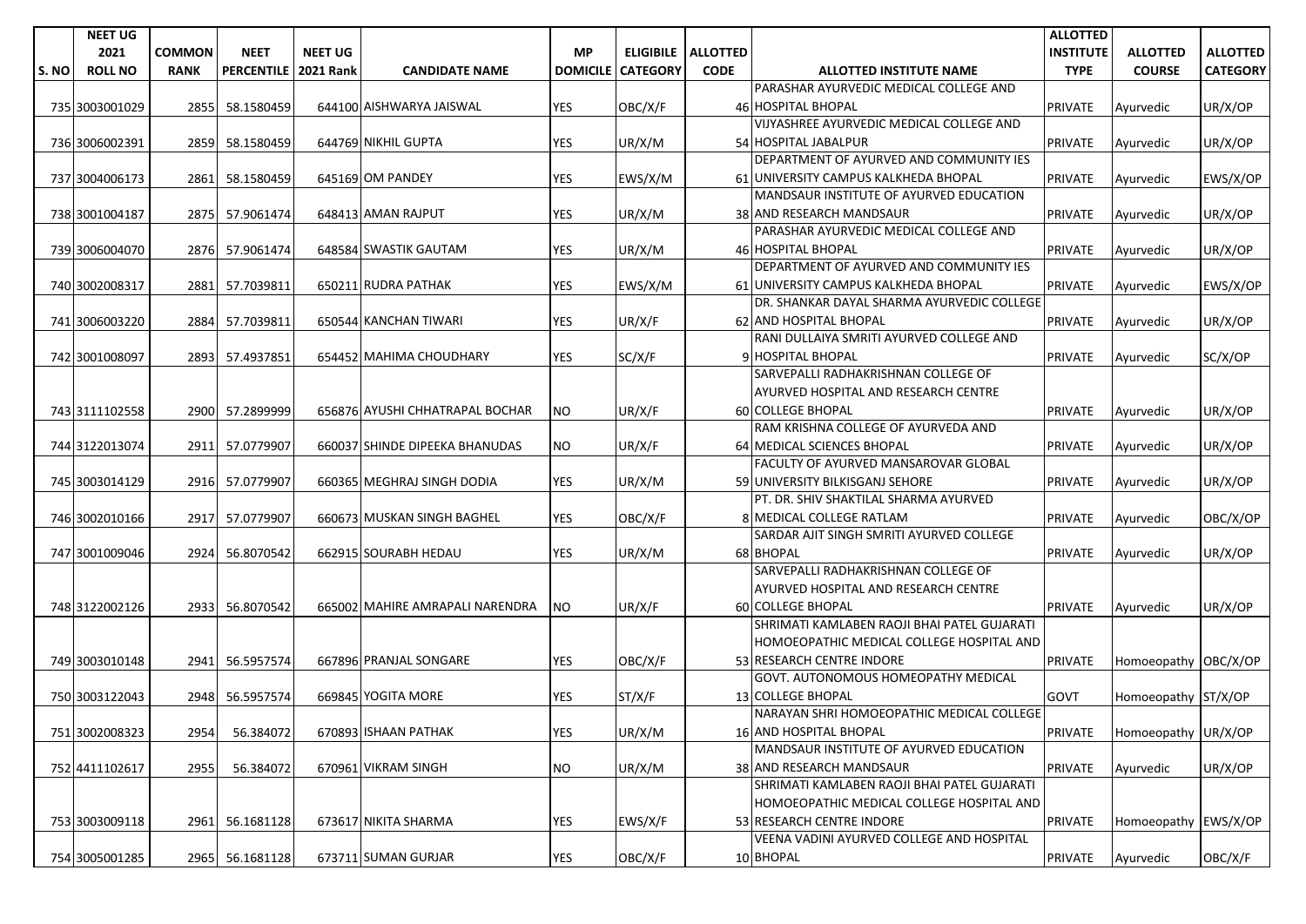| S. NO | NEET UG 2021 ROLL NO | COMMON RANK | NEET PERCENTILE | NEET UG 2021 Rank | CANDIDATE NAME | MP DOMICILE | ELIGIBILE CATEGORY | ALLOTTED CODE | ALLOTTED INSTITUTE NAME | ALLOTTED INSTITUTE TYPE | ALLOTTED COURSE | ALLOTTED CATEGORY |
|---|---|---|---|---|---|---|---|---|---|---|---|---|
| 735 | 3003001029 | 2855 | 58.1580459 | 644100 | AISHWARYA JAISWAL | YES | OBC/X/F | 46 | PARASHAR AYURVEDIC MEDICAL COLLEGE AND HOSPITAL BHOPAL | PRIVATE | Ayurvedic | UR/X/OP |
| 736 | 3006002391 | 2859 | 58.1580459 | 644769 | NIKHIL GUPTA | YES | UR/X/M | 54 | VIJYASHREE AYURVEDIC MEDICAL COLLEGE AND HOSPITAL JABALPUR | PRIVATE | Ayurvedic | UR/X/OP |
| 737 | 3004006173 | 2861 | 58.1580459 | 645169 | OM PANDEY | YES | EWS/X/M | 61 | DEPARTMENT OF AYURVED AND COMMUNITY IES UNIVERSITY CAMPUS KALKHEDA BHOPAL | PRIVATE | Ayurvedic | EWS/X/OP |
| 738 | 3001004187 | 2875 | 57.9061474 | 648413 | AMAN RAJPUT | YES | UR/X/M | 38 | MANDSAUR INSTITUTE OF AYURVED EDUCATION AND RESEARCH MANDSAUR | PRIVATE | Ayurvedic | UR/X/OP |
| 739 | 3006004070 | 2876 | 57.9061474 | 648584 | SWASTIK GAUTAM | YES | UR/X/M | 46 | PARASHAR AYURVEDIC MEDICAL COLLEGE AND HOSPITAL BHOPAL | PRIVATE | Ayurvedic | UR/X/OP |
| 740 | 3002008317 | 2881 | 57.7039811 | 650211 | RUDRA PATHAK | YES | EWS/X/M | 61 | DEPARTMENT OF AYURVED AND COMMUNITY IES UNIVERSITY CAMPUS KALKHEDA BHOPAL | PRIVATE | Ayurvedic | EWS/X/OP |
| 741 | 3006003220 | 2884 | 57.7039811 | 650544 | KANCHAN TIWARI | YES | UR/X/F | 62 | DR. SHANKAR DAYAL SHARMA AYURVEDIC COLLEGE AND HOSPITAL BHOPAL | PRIVATE | Ayurvedic | UR/X/OP |
| 742 | 3001008097 | 2893 | 57.4937851 | 654452 | MAHIMA CHOUDHARY | YES | SC/X/F | 9 | RANI DULLAIYA SMRITI AYURVED COLLEGE AND HOSPITAL BHOPAL | PRIVATE | Ayurvedic | SC/X/OP |
| 743 | 3111102558 | 2900 | 57.2899999 | 656876 | AYUSHI CHHATRAPAL BOCHAR | NO | UR/X/F | 60 | SARVEPALLI RADHAKRISHNAN COLLEGE OF AYURVED HOSPITAL AND RESEARCH CENTRE COLLEGE BHOPAL | PRIVATE | Ayurvedic | UR/X/OP |
| 744 | 3122013074 | 2911 | 57.0779907 | 660037 | SHINDE DIPEEKA BHANUDAS | NO | UR/X/F | 64 | RAM KRISHNA COLLEGE OF AYURVEDA AND MEDICAL SCIENCES BHOPAL | PRIVATE | Ayurvedic | UR/X/OP |
| 745 | 3003014129 | 2916 | 57.0779907 | 660365 | MEGHRAJ SINGH DODIA | YES | UR/X/M | 59 | FACULTY OF AYURVED MANSAROVAR GLOBAL UNIVERSITY BILKISGANJ SEHORE | PRIVATE | Ayurvedic | UR/X/OP |
| 746 | 3002010166 | 2917 | 57.0779907 | 660673 | MUSKAN SINGH BAGHEL | YES | OBC/X/F | 8 | PT. DR. SHIV SHAKTILAL SHARMA AYURVED MEDICAL COLLEGE RATLAM | PRIVATE | Ayurvedic | OBC/X/OP |
| 747 | 3001009046 | 2924 | 56.8070542 | 662915 | SOURABH HEDAU | YES | UR/X/M | 68 | SARDAR AJIT SINGH SMRITI AYURVED COLLEGE BHOPAL | PRIVATE | Ayurvedic | UR/X/OP |
| 748 | 3122002126 | 2933 | 56.8070542 | 665002 | MAHIRE AMRAPALI NARENDRA | NO | UR/X/F | 60 | SARVEPALLI RADHAKRISHNAN COLLEGE OF AYURVED HOSPITAL AND RESEARCH CENTRE COLLEGE BHOPAL | PRIVATE | Ayurvedic | UR/X/OP |
| 749 | 3003010148 | 2941 | 56.5957574 | 667896 | PRANJAL SONGARE | YES | OBC/X/F | 53 | SHRIMATI KAMLABEN RAOJI BHAI PATEL GUJARATI HOMOEOPATHIC MEDICAL COLLEGE HOSPITAL AND RESEARCH CENTRE INDORE | PRIVATE | Homoeopathy | OBC/X/OP |
| 750 | 3003122043 | 2948 | 56.5957574 | 669845 | YOGITA MORE | YES | ST/X/F | 13 | GOVT. AUTONOMOUS HOMEOPATHY MEDICAL COLLEGE BHOPAL | GOVT | Homoeopathy | ST/X/OP |
| 751 | 3002008323 | 2954 | 56.384072 | 670893 | ISHAAN PATHAK | YES | UR/X/M | 16 | NARAYAN SHRI HOMOEOPATHIC MEDICAL COLLEGE AND HOSPITAL BHOPAL | PRIVATE | Homoeopathy | UR/X/OP |
| 752 | 4411102617 | 2955 | 56.384072 | 670961 | VIKRAM SINGH | NO | UR/X/M | 38 | MANDSAUR INSTITUTE OF AYURVED EDUCATION AND RESEARCH MANDSAUR | PRIVATE | Ayurvedic | UR/X/OP |
| 753 | 3003009118 | 2961 | 56.1681128 | 673617 | NIKITA SHARMA | YES | EWS/X/F | 53 | SHRIMATI KAMLABEN RAOJI BHAI PATEL GUJARATI HOMOEOPATHIC MEDICAL COLLEGE HOSPITAL AND RESEARCH CENTRE INDORE | PRIVATE | Homoeopathy | EWS/X/OP |
| 754 | 3005001285 | 2965 | 56.1681128 | 673711 | SUMAN GURJAR | YES | OBC/X/F | 10 | VEENA VADINI AYURVED COLLEGE AND HOSPITAL BHOPAL | PRIVATE | Ayurvedic | OBC/X/F |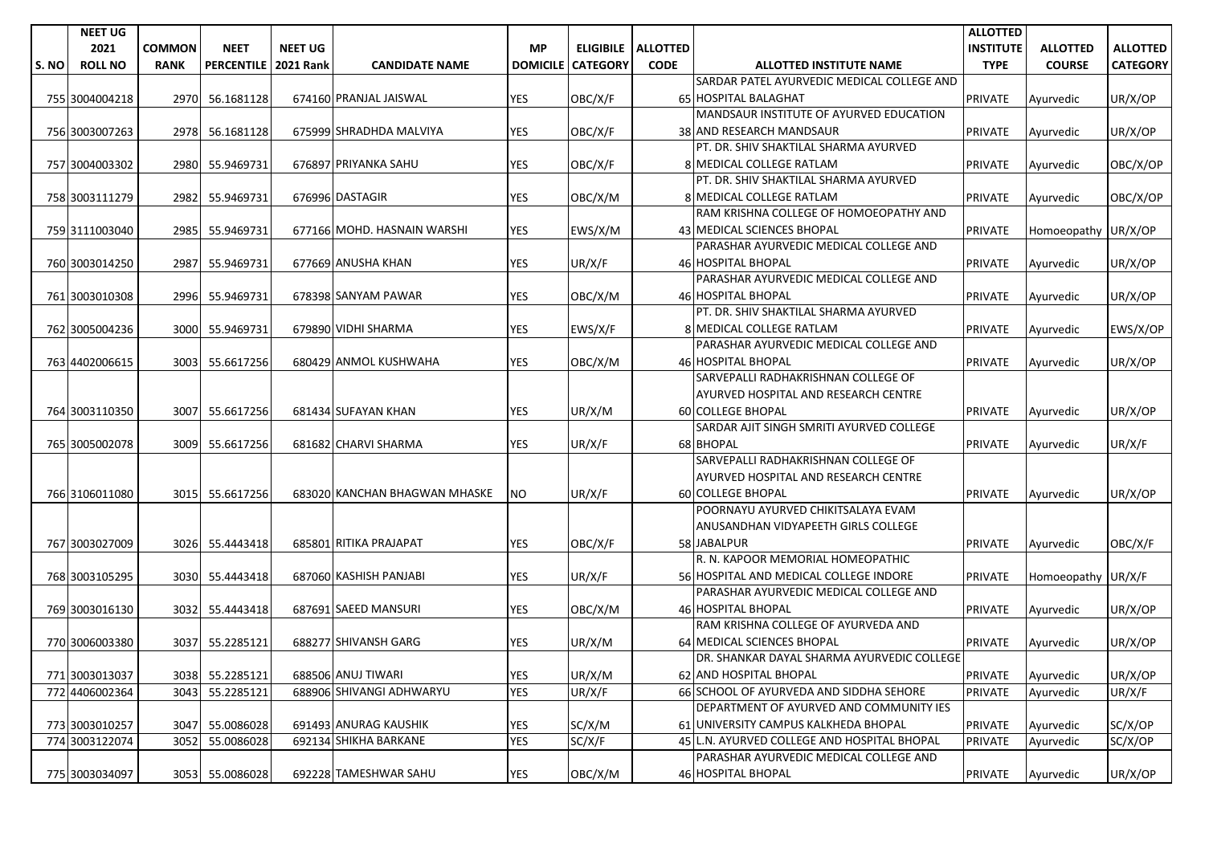| S. NO | NEET UG 2021 ROLL NO | COMMON RANK | NEET PERCENTILE | NEET UG 2021 Rank | CANDIDATE NAME | MP DOMICILE | ELIGIBILE CATEGORY | ALLOTTED CODE | ALLOTTED INSTITUTE NAME | ALLOTTED INSTITUTE TYPE | ALLOTTED COURSE | ALLOTTED CATEGORY |
|---|---|---|---|---|---|---|---|---|---|---|---|---|
| 755 | 3004004218 | 2970 | 56.1681128 | 674160 | PRANJAL JAISWAL | YES | OBC/X/F | 65 | SARDAR PATEL AYURVEDIC MEDICAL COLLEGE AND HOSPITAL BALAGHAT | PRIVATE | Ayurvedic | UR/X/OP |
| 756 | 3003007263 | 2978 | 56.1681128 | 675999 | SHRADHDA MALVIYA | YES | OBC/X/F | 38 | MANDSAUR INSTITUTE OF AYURVED EDUCATION AND RESEARCH MANDSAUR | PRIVATE | Ayurvedic | UR/X/OP |
| 757 | 3004003302 | 2980 | 55.9469731 | 676897 | PRIYANKA SAHU | YES | OBC/X/F | 8 | PT. DR. SHIV SHAKTILAL SHARMA AYURVED MEDICAL COLLEGE RATLAM | PRIVATE | Ayurvedic | OBC/X/OP |
| 758 | 3003111279 | 2982 | 55.9469731 | 676996 | DASTAGIR | YES | OBC/X/M | 8 | PT. DR. SHIV SHAKTILAL SHARMA AYURVED MEDICAL COLLEGE RATLAM | PRIVATE | Ayurvedic | OBC/X/OP |
| 759 | 3111003040 | 2985 | 55.9469731 | 677166 | MOHD. HASNAIN WARSHI | YES | EWS/X/M | 43 | RAM KRISHNA COLLEGE OF HOMOEOPATHY AND MEDICAL SCIENCES BHOPAL | PRIVATE | Homoeopathy | UR/X/OP |
| 760 | 3003014250 | 2987 | 55.9469731 | 677669 | ANUSHA KHAN | YES | UR/X/F | 46 | PARASHAR AYURVEDIC MEDICAL COLLEGE AND HOSPITAL BHOPAL | PRIVATE | Ayurvedic | UR/X/OP |
| 761 | 3003010308 | 2996 | 55.9469731 | 678398 | SANYAM PAWAR | YES | OBC/X/M | 46 | PARASHAR AYURVEDIC MEDICAL COLLEGE AND HOSPITAL BHOPAL | PRIVATE | Ayurvedic | UR/X/OP |
| 762 | 3005004236 | 3000 | 55.9469731 | 679890 | VIDHI SHARMA | YES | EWS/X/F | 8 | PT. DR. SHIV SHAKTILAL SHARMA AYURVED MEDICAL COLLEGE RATLAM | PRIVATE | Ayurvedic | EWS/X/OP |
| 763 | 4402006615 | 3003 | 55.6617256 | 680429 | ANMOL KUSHWAHA | YES | OBC/X/M | 46 | PARASHAR AYURVEDIC MEDICAL COLLEGE AND HOSPITAL BHOPAL | PRIVATE | Ayurvedic | UR/X/OP |
| 764 | 3003110350 | 3007 | 55.6617256 | 681434 | SUFAYAN KHAN | YES | UR/X/M | 60 | SARVEPALLI RADHAKRISHNAN COLLEGE OF AYURVED HOSPITAL AND RESEARCH CENTRE COLLEGE BHOPAL | PRIVATE | Ayurvedic | UR/X/OP |
| 765 | 3005002078 | 3009 | 55.6617256 | 681682 | CHARVI SHARMA | YES | UR/X/F | 68 | SARDAR AJIT SINGH SMRITI AYURVED COLLEGE BHOPAL | PRIVATE | Ayurvedic | UR/X/F |
| 766 | 3106011080 | 3015 | 55.6617256 | 683020 | KANCHAN BHAGWAN MHASKE | NO | UR/X/F | 60 | SARVEPALLI RADHAKRISHNAN COLLEGE OF AYURVED HOSPITAL AND RESEARCH CENTRE COLLEGE BHOPAL | PRIVATE | Ayurvedic | UR/X/OP |
| 767 | 3003027009 | 3026 | 55.4443418 | 685801 | RITIKA PRAJAPAT | YES | OBC/X/F | 58 | POORNAYU AYURVED CHIKITSALAYA EVAM ANUSANDHAN VIDYAPEETH GIRLS COLLEGE JABALPUR | PRIVATE | Ayurvedic | OBC/X/F |
| 768 | 3003105295 | 3030 | 55.4443418 | 687060 | KASHISH PANJABI | YES | UR/X/F | 56 | R. N. KAPOOR MEMORIAL HOMEOPATHIC HOSPITAL AND MEDICAL COLLEGE INDORE | PRIVATE | Homoeopathy | UR/X/F |
| 769 | 3003016130 | 3032 | 55.4443418 | 687691 | SAEED MANSURI | YES | OBC/X/M | 46 | PARASHAR AYURVEDIC MEDICAL COLLEGE AND HOSPITAL BHOPAL | PRIVATE | Ayurvedic | UR/X/OP |
| 770 | 3006003380 | 3037 | 55.2285121 | 688277 | SHIVANSH GARG | YES | UR/X/M | 64 | RAM KRISHNA COLLEGE OF AYURVEDA AND MEDICAL SCIENCES BHOPAL | PRIVATE | Ayurvedic | UR/X/OP |
| 771 | 3003013037 | 3038 | 55.2285121 | 688506 | ANUJ TIWARI | YES | UR/X/M | 62 | DR. SHANKAR DAYAL SHARMA AYURVEDIC COLLEGE AND HOSPITAL BHOPAL | PRIVATE | Ayurvedic | UR/X/OP |
| 772 | 4406002364 | 3043 | 55.2285121 | 688906 | SHIVANGI ADHWARYU | YES | UR/X/F | 66 | SCHOOL OF AYURVEDA AND SIDDHA SEHORE | PRIVATE | Ayurvedic | UR/X/F |
| 773 | 3003010257 | 3047 | 55.0086028 | 691493 | ANURAG KAUSHIK | YES | SC/X/M | 61 | DEPARTMENT OF AYURVED AND COMMUNITY IES UNIVERSITY CAMPUS KALKHEDA BHOPAL | PRIVATE | Ayurvedic | SC/X/OP |
| 774 | 3003122074 | 3052 | 55.0086028 | 692134 | SHIKHA BARKANE | YES | SC/X/F | 45 | L.N. AYURVED COLLEGE AND HOSPITAL BHOPAL | PRIVATE | Ayurvedic | SC/X/OP |
| 775 | 3003034097 | 3053 | 55.0086028 | 692228 | TAMESHWAR SAHU | YES | OBC/X/M | 46 | PARASHAR AYURVEDIC MEDICAL COLLEGE AND HOSPITAL BHOPAL | PRIVATE | Ayurvedic | UR/X/OP |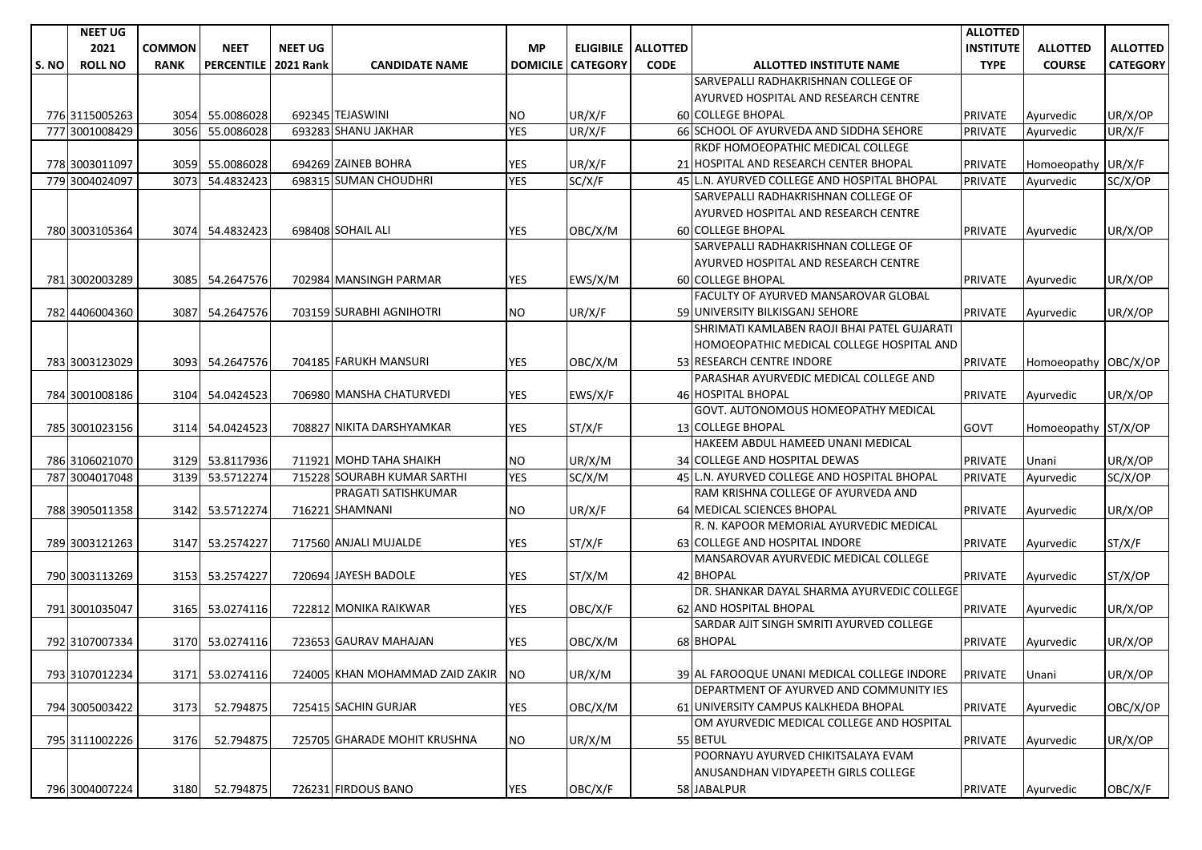| S. NO | NEET UG 2021 ROLL NO | COMMON RANK | NEET PERCENTILE | NEET UG 2021 Rank | CANDIDATE NAME | MP DOMICILE | ELIGIBILE CATEGORY | ALLOTTED CODE | ALLOTTED INSTITUTE NAME | ALLOTTED INSTITUTE TYPE | ALLOTTED COURSE | ALLOTTED CATEGORY |
|---|---|---|---|---|---|---|---|---|---|---|---|---|
| 776 | 3115005263 | 3054 | 55.0086028 | 692345 | TEJASWINI | NO | UR/X/F | 60 | SARVEPALLI RADHAKRISHNAN COLLEGE OF AYURVED HOSPITAL AND RESEARCH CENTRE COLLEGE BHOPAL | PRIVATE | Ayurvedic | UR/X/OP |
| 777 | 3001008429 | 3056 | 55.0086028 | 693283 | SHANU JAKHAR | YES | UR/X/F | 66 | SCHOOL OF AYURVEDA AND SIDDHA SEHORE | PRIVATE | Ayurvedic | UR/X/F |
| 778 | 3003011097 | 3059 | 55.0086028 | 694269 | ZAINEB BOHRA | YES | UR/X/F | 21 | RKDF HOMOEOPATHIC MEDICAL COLLEGE HOSPITAL AND RESEARCH CENTER BHOPAL | PRIVATE | Homoeopathy | UR/X/F |
| 779 | 3004024097 | 3073 | 54.4832423 | 698315 | SUMAN CHOUDHRI | YES | SC/X/F | 45 | L.N. AYURVED COLLEGE AND HOSPITAL BHOPAL | PRIVATE | Ayurvedic | SC/X/OP |
| 780 | 3003105364 | 3074 | 54.4832423 | 698408 | SOHAIL ALI | YES | OBC/X/M | 60 | SARVEPALLI RADHAKRISHNAN COLLEGE OF AYURVED HOSPITAL AND RESEARCH CENTRE COLLEGE BHOPAL | PRIVATE | Ayurvedic | UR/X/OP |
| 781 | 3002003289 | 3085 | 54.2647576 | 702984 | MANSINGH PARMAR | YES | EWS/X/M | 60 | SARVEPALLI RADHAKRISHNAN COLLEGE OF AYURVED HOSPITAL AND RESEARCH CENTRE COLLEGE BHOPAL | PRIVATE | Ayurvedic | UR/X/OP |
| 782 | 4406004360 | 3087 | 54.2647576 | 703159 | SURABHI AGNIHOTRI | NO | UR/X/F | 59 | FACULTY OF AYURVED MANSAROVAR GLOBAL UNIVERSITY BILKISGANJ SEHORE | PRIVATE | Ayurvedic | UR/X/OP |
| 783 | 3003123029 | 3093 | 54.2647576 | 704185 | FARUKH MANSURI | YES | OBC/X/M | 53 | SHRIMATI KAMLABEN RAOJI BHAI PATEL GUJARATI HOMOEOPATHIC MEDICAL COLLEGE HOSPITAL AND RESEARCH CENTRE INDORE | PRIVATE | Homoeopathy | OBC/X/OP |
| 784 | 3001008186 | 3104 | 54.0424523 | 706980 | MANSHA CHATURVEDI | YES | EWS/X/F | 46 | PARASHAR AYURVEDIC MEDICAL COLLEGE AND HOSPITAL BHOPAL | PRIVATE | Ayurvedic | UR/X/OP |
| 785 | 3001023156 | 3114 | 54.0424523 | 708827 | NIKITA DARSHYAMKAR | YES | ST/X/F | 13 | GOVT. AUTONOMOUS HOMEOPATHY MEDICAL COLLEGE BHOPAL | GOVT | Homoeopathy | ST/X/OP |
| 786 | 3106021070 | 3129 | 53.8117936 | 711921 | MOHD TAHA SHAIKH | NO | UR/X/M | 34 | HAKEEM ABDUL HAMEED UNANI MEDICAL COLLEGE AND HOSPITAL DEWAS | PRIVATE | Unani | UR/X/OP |
| 787 | 3004017048 | 3139 | 53.5712274 | 715228 | SOURABH KUMAR SARTHI | YES | SC/X/M | 45 | L.N. AYURVED COLLEGE AND HOSPITAL BHOPAL | PRIVATE | Ayurvedic | SC/X/OP |
| 788 | 3905011358 | 3142 | 53.5712274 | 716221 | PRAGATI SATISHKUMAR SHAMNANI | NO | UR/X/F | 64 | RAM KRISHNA COLLEGE OF AYURVEDA AND MEDICAL SCIENCES BHOPAL | PRIVATE | Ayurvedic | UR/X/OP |
| 789 | 3003121263 | 3147 | 53.2574227 | 717560 | ANJALI MUJALDE | YES | ST/X/F | 63 | R. N. KAPOOR MEMORIAL AYURVEDIC MEDICAL COLLEGE AND HOSPITAL INDORE | PRIVATE | Ayurvedic | ST/X/F |
| 790 | 3003113269 | 3153 | 53.2574227 | 720694 | JAYESH BADOLE | YES | ST/X/M | 42 | MANSAROVAR AYURVEDIC MEDICAL COLLEGE BHOPAL | PRIVATE | Ayurvedic | ST/X/OP |
| 791 | 3001035047 | 3165 | 53.0274116 | 722812 | MONIKA RAIKWAR | YES | OBC/X/F | 62 | DR. SHANKAR DAYAL SHARMA AYURVEDIC COLLEGE AND HOSPITAL BHOPAL | PRIVATE | Ayurvedic | UR/X/OP |
| 792 | 3107007334 | 3170 | 53.0274116 | 723653 | GAURAV MAHAJAN | YES | OBC/X/M | 68 | SARDAR AJIT SINGH SMRITI AYURVED COLLEGE BHOPAL | PRIVATE | Ayurvedic | UR/X/OP |
| 793 | 3107012234 | 3171 | 53.0274116 | 724005 | KHAN MOHAMMAD ZAID ZAKIR | NO | UR/X/M | 39 | AL FAROOQUE UNANI MEDICAL COLLEGE INDORE | PRIVATE | Unani | UR/X/OP |
| 794 | 3005003422 | 3173 | 52.794875 | 725415 | SACHIN GURJAR | YES | OBC/X/M | 61 | DEPARTMENT OF AYURVED AND COMMUNITY IES UNIVERSITY CAMPUS KALKHEDA BHOPAL | PRIVATE | Ayurvedic | OBC/X/OP |
| 795 | 3111002226 | 3176 | 52.794875 | 725705 | GHARADE MOHIT KRUSHNA | NO | UR/X/M | 55 | OM AYURVEDIC MEDICAL COLLEGE AND HOSPITAL BETUL | PRIVATE | Ayurvedic | UR/X/OP |
| 796 | 3004007224 | 3180 | 52.794875 | 726231 | FIRDOUS BANO | YES | OBC/X/F | 58 | POORNAYU AYURVED CHIKITSALAYA EVAM ANUSANDHAN VIDYAPEETH GIRLS COLLEGE JABALPUR | PRIVATE | Ayurvedic | OBC/X/F |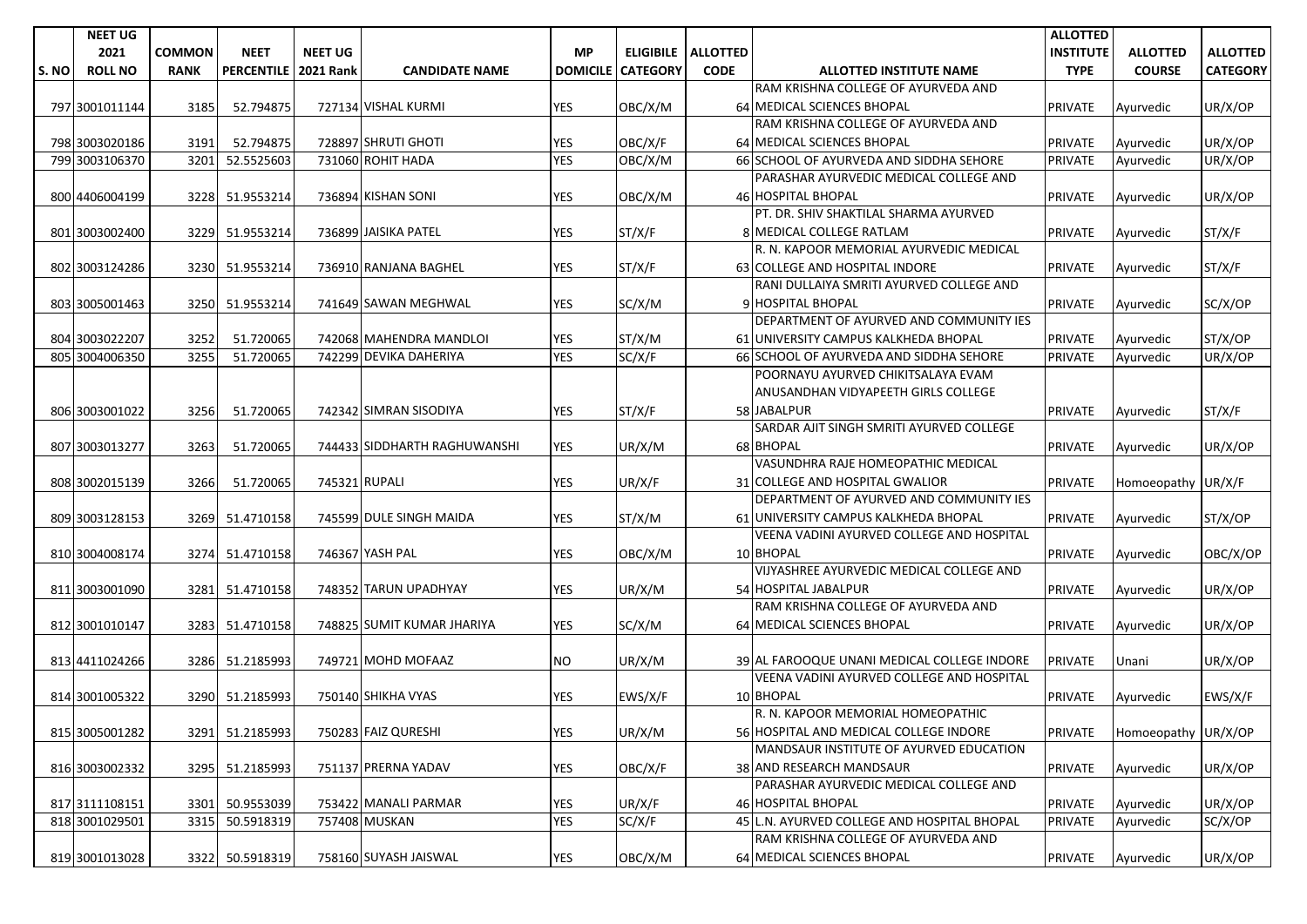| S. NO | NEET UG 2021 ROLL NO | COMMON RANK | NEET PERCENTILE | NEET UG 2021 Rank | CANDIDATE NAME | MP DOMICILE | ELIGIBILE CATEGORY | ALLOTTED CODE | ALLOTTED INSTITUTE NAME | ALLOTTED INSTITUTE TYPE | ALLOTTED COURSE | ALLOTTED CATEGORY |
|---|---|---|---|---|---|---|---|---|---|---|---|---|
| 797 | 3001011144 | 3185 | 52.794875 | 727134 | VISHAL KURMI | YES | OBC/X/M | 64 | RAM KRISHNA COLLEGE OF AYURVEDA AND MEDICAL SCIENCES BHOPAL | PRIVATE | Ayurvedic | UR/X/OP |
| 798 | 3003020186 | 3191 | 52.794875 | 728897 | SHRUTI GHOTI | YES | OBC/X/F | 64 | RAM KRISHNA COLLEGE OF AYURVEDA AND MEDICAL SCIENCES BHOPAL | PRIVATE | Ayurvedic | UR/X/OP |
| 799 | 3003106370 | 3201 | 52.5525603 | 731060 | ROHIT HADA | YES | OBC/X/M | 66 | SCHOOL OF AYURVEDA AND SIDDHA SEHORE | PRIVATE | Ayurvedic | UR/X/OP |
| 800 | 4406004199 | 3228 | 51.9553214 | 736894 | KISHAN SONI | YES | OBC/X/M | 46 | PARASHAR AYURVEDIC MEDICAL COLLEGE AND HOSPITAL BHOPAL | PRIVATE | Ayurvedic | UR/X/OP |
| 801 | 3003002400 | 3229 | 51.9553214 | 736899 | JAISIKA PATEL | YES | ST/X/F | 8 | PT. DR. SHIV SHAKTILAL SHARMA AYURVED MEDICAL COLLEGE RATLAM | PRIVATE | Ayurvedic | ST/X/F |
| 802 | 3003124286 | 3230 | 51.9553214 | 736910 | RANJANA BAGHEL | YES | ST/X/F | 63 | R. N. KAPOOR MEMORIAL AYURVEDIC MEDICAL COLLEGE AND HOSPITAL INDORE | PRIVATE | Ayurvedic | ST/X/F |
| 803 | 3005001463 | 3250 | 51.9553214 | 741649 | SAWAN MEGHWAL | YES | SC/X/M | 9 | RANI DULLAIYA SMRITI AYURVED COLLEGE AND HOSPITAL BHOPAL | PRIVATE | Ayurvedic | SC/X/OP |
| 804 | 3003022207 | 3252 | 51.720065 | 742068 | MAHENDRA MANDLOI | YES | ST/X/M | 61 | DEPARTMENT OF AYURVED AND COMMUNITY IES UNIVERSITY CAMPUS KALKHEDA BHOPAL | PRIVATE | Ayurvedic | ST/X/OP |
| 805 | 3004006350 | 3255 | 51.720065 | 742299 | DEVIKA DAHERIYA | YES | SC/X/F | 66 | SCHOOL OF AYURVEDA AND SIDDHA SEHORE | PRIVATE | Ayurvedic | UR/X/OP |
| 806 | 3003001022 | 3256 | 51.720065 | 742342 | SIMRAN SISODIYA | YES | ST/X/F | 58 | POORNAYU AYURVED CHIKITSALAYA EVAM ANUSANDHAN VIDYAPEETH GIRLS COLLEGE JABALPUR | PRIVATE | Ayurvedic | ST/X/F |
| 807 | 3003013277 | 3263 | 51.720065 | 744433 | SIDDHARTH RAGHUWANSHI | YES | UR/X/M | 68 | SARDAR AJIT SINGH SMRITI AYURVED COLLEGE BHOPAL | PRIVATE | Ayurvedic | UR/X/OP |
| 808 | 3002015139 | 3266 | 51.720065 | 745321 | RUPALI | YES | UR/X/F | 31 | VASUNDHRA RAJE HOMEOPATHIC MEDICAL COLLEGE AND HOSPITAL GWALIOR | PRIVATE | Homoeopathy | UR/X/F |
| 809 | 3003128153 | 3269 | 51.4710158 | 745599 | DULE SINGH MAIDA | YES | ST/X/M | 61 | DEPARTMENT OF AYURVED AND COMMUNITY IES UNIVERSITY CAMPUS KALKHEDA BHOPAL | PRIVATE | Ayurvedic | ST/X/OP |
| 810 | 3004008174 | 3274 | 51.4710158 | 746367 | YASH PAL | YES | OBC/X/M | 10 | VEENA VADINI AYURVED COLLEGE AND HOSPITAL BHOPAL | PRIVATE | Ayurvedic | OBC/X/OP |
| 811 | 3003001090 | 3281 | 51.4710158 | 748352 | TARUN UPADHYAY | YES | UR/X/M | 54 | VIJYASHREE AYURVEDIC MEDICAL COLLEGE AND HOSPITAL JABALPUR | PRIVATE | Ayurvedic | UR/X/OP |
| 812 | 3001010147 | 3283 | 51.4710158 | 748825 | SUMIT KUMAR JHARIYA | YES | SC/X/M | 64 | RAM KRISHNA COLLEGE OF AYURVEDA AND MEDICAL SCIENCES BHOPAL | PRIVATE | Ayurvedic | UR/X/OP |
| 813 | 4411024266 | 3286 | 51.2185993 | 749721 | MOHD MOFAAZ | NO | UR/X/M | 39 | AL FAROOQUE UNANI MEDICAL COLLEGE INDORE | PRIVATE | Unani | UR/X/OP |
| 814 | 3001005322 | 3290 | 51.2185993 | 750140 | SHIKHA VYAS | YES | EWS/X/F | 10 | VEENA VADINI AYURVED COLLEGE AND HOSPITAL BHOPAL | PRIVATE | Ayurvedic | EWS/X/F |
| 815 | 3005001282 | 3291 | 51.2185993 | 750283 | FAIZ QURESHI | YES | UR/X/M | 56 | R. N. KAPOOR MEMORIAL HOMEOPATHIC HOSPITAL AND MEDICAL COLLEGE INDORE | PRIVATE | Homoeopathy | UR/X/OP |
| 816 | 3003002332 | 3295 | 51.2185993 | 751137 | PRERNA YADAV | YES | OBC/X/F | 38 | MANDSAUR INSTITUTE OF AYURVED EDUCATION AND RESEARCH MANDSAUR | PRIVATE | Ayurvedic | UR/X/OP |
| 817 | 3111108151 | 3301 | 50.9553039 | 753422 | MANALI PARMAR | YES | UR/X/F | 46 | PARASHAR AYURVEDIC MEDICAL COLLEGE AND HOSPITAL BHOPAL | PRIVATE | Ayurvedic | UR/X/OP |
| 818 | 3001029501 | 3315 | 50.5918319 | 757408 | MUSKAN | YES | SC/X/F | 45 | L.N. AYURVED COLLEGE AND HOSPITAL BHOPAL | PRIVATE | Ayurvedic | SC/X/OP |
| 819 | 3001013028 | 3322 | 50.5918319 | 758160 | SUYASH JAISWAL | YES | OBC/X/M | 64 | RAM KRISHNA COLLEGE OF AYURVEDA AND MEDICAL SCIENCES BHOPAL | PRIVATE | Ayurvedic | UR/X/OP |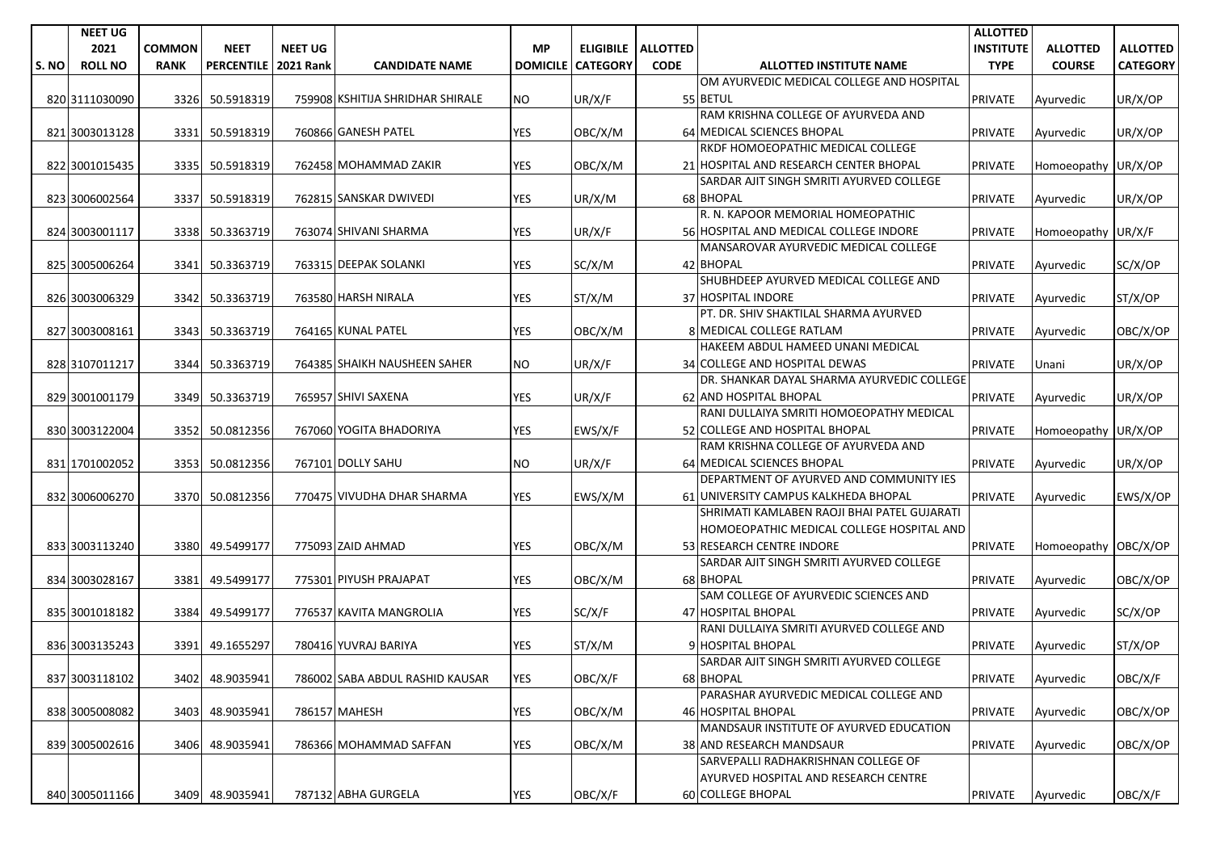| S. NO | NEET UG 2021 ROLL NO | COMMON RANK | NEET PERCENTILE | NEET UG 2021 Rank | CANDIDATE NAME | MP DOMICILE | ELIGIBILE CATEGORY | ALLOTTED CODE | ALLOTTED INSTITUTE NAME | ALLOTTED INSTITUTE TYPE | ALLOTTED COURSE | ALLOTTED CATEGORY |
|---|---|---|---|---|---|---|---|---|---|---|---|---|
| 820 | 3111030090 | 3326 | 50.5918319 | 759908 | KSHITIJA SHRIDHAR SHIRALE | NO | UR/X/F | 55 | OM AYURVEDIC MEDICAL COLLEGE AND HOSPITAL BETUL | PRIVATE | Ayurvedic | UR/X/OP |
| 821 | 3003013128 | 3331 | 50.5918319 | 760866 | GANESH PATEL | YES | OBC/X/M | 64 | RAM KRISHNA COLLEGE OF AYURVEDA AND MEDICAL SCIENCES BHOPAL | PRIVATE | Ayurvedic | UR/X/OP |
| 822 | 3001015435 | 3335 | 50.5918319 | 762458 | MOHAMMAD ZAKIR | YES | OBC/X/M | 21 | RKDF HOMOEOPATHIC MEDICAL COLLEGE HOSPITAL AND RESEARCH CENTER BHOPAL | PRIVATE | Homoeopathy | UR/X/OP |
| 823 | 3006002564 | 3337 | 50.5918319 | 762815 | SANSKAR DWIVEDI | YES | UR/X/M | 68 | SARDAR AJIT SINGH SMRITI AYURVED COLLEGE BHOPAL | PRIVATE | Ayurvedic | UR/X/OP |
| 824 | 3003001117 | 3338 | 50.3363719 | 763074 | SHIVANI SHARMA | YES | UR/X/F | 56 | R. N. KAPOOR MEMORIAL HOMEOPATHIC HOSPITAL AND MEDICAL COLLEGE INDORE | PRIVATE | Homoeopathy | UR/X/F |
| 825 | 3005006264 | 3341 | 50.3363719 | 763315 | DEEPAK SOLANKI | YES | SC/X/M | 42 | MANSAROVAR AYURVEDIC MEDICAL COLLEGE BHOPAL | PRIVATE | Ayurvedic | SC/X/OP |
| 826 | 3003006329 | 3342 | 50.3363719 | 763580 | HARSH NIRALA | YES | ST/X/M | 37 | SHUBHDEEP AYURVED MEDICAL COLLEGE AND HOSPITAL INDORE | PRIVATE | Ayurvedic | ST/X/OP |
| 827 | 3003008161 | 3343 | 50.3363719 | 764165 | KUNAL PATEL | YES | OBC/X/M | 8 | PT. DR. SHIV SHAKTILAL SHARMA AYURVED MEDICAL COLLEGE RATLAM | PRIVATE | Ayurvedic | OBC/X/OP |
| 828 | 3107011217 | 3344 | 50.3363719 | 764385 | SHAIKH NAUSHEEN SAHER | NO | UR/X/F | 34 | HAKEEM ABDUL HAMEED UNANI MEDICAL COLLEGE AND HOSPITAL DEWAS | PRIVATE | Unani | UR/X/OP |
| 829 | 3001001179 | 3349 | 50.3363719 | 765957 | SHIVI SAXENA | YES | UR/X/F | 62 | DR. SHANKAR DAYAL SHARMA AYURVEDIC COLLEGE AND HOSPITAL BHOPAL | PRIVATE | Ayurvedic | UR/X/OP |
| 830 | 3003122004 | 3352 | 50.0812356 | 767060 | YOGITA BHADORIYA | YES | EWS/X/F | 52 | RANI DULLAIYA SMRITI HOMOEOPATHY MEDICAL COLLEGE AND HOSPITAL BHOPAL | PRIVATE | Homoeopathy | UR/X/OP |
| 831 | 1701002052 | 3353 | 50.0812356 | 767101 | DOLLY SAHU | NO | UR/X/F | 64 | RAM KRISHNA COLLEGE OF AYURVEDA AND MEDICAL SCIENCES BHOPAL | PRIVATE | Ayurvedic | UR/X/OP |
| 832 | 3006006270 | 3370 | 50.0812356 | 770475 | VIVUDHA DHAR SHARMA | YES | EWS/X/M | 61 | DEPARTMENT OF AYURVED AND COMMUNITY IES UNIVERSITY CAMPUS KALKHEDA BHOPAL | PRIVATE | Ayurvedic | EWS/X/OP |
| 833 | 3003113240 | 3380 | 49.5499177 | 775093 | ZAID AHMAD | YES | OBC/X/M | 53 | SHRIMATI KAMLABEN RAOJI BHAI PATEL GUJARATI HOMOEOPATHIC MEDICAL COLLEGE HOSPITAL AND RESEARCH CENTRE INDORE | PRIVATE | Homoeopathy | OBC/X/OP |
| 834 | 3003028167 | 3381 | 49.5499177 | 775301 | PIYUSH PRAJAPAT | YES | OBC/X/M | 68 | SARDAR AJIT SINGH SMRITI AYURVED COLLEGE BHOPAL | PRIVATE | Ayurvedic | OBC/X/OP |
| 835 | 3001018182 | 3384 | 49.5499177 | 776537 | KAVITA MANGROLIA | YES | SC/X/F | 47 | SAM COLLEGE OF AYURVEDIC SCIENCES AND HOSPITAL BHOPAL | PRIVATE | Ayurvedic | SC/X/OP |
| 836 | 3003135243 | 3391 | 49.1655297 | 780416 | YUVRAJ BARIYA | YES | ST/X/M | 9 | RANI DULLAIYA SMRITI AYURVED COLLEGE AND HOSPITAL BHOPAL | PRIVATE | Ayurvedic | ST/X/OP |
| 837 | 3003118102 | 3402 | 48.9035941 | 786002 | SABA ABDUL RASHID KAUSAR | YES | OBC/X/F | 68 | SARDAR AJIT SINGH SMRITI AYURVED COLLEGE BHOPAL | PRIVATE | Ayurvedic | OBC/X/F |
| 838 | 3005008082 | 3403 | 48.9035941 | 786157 | MAHESH | YES | OBC/X/M | 46 | PARASHAR AYURVEDIC MEDICAL COLLEGE AND HOSPITAL BHOPAL | PRIVATE | Ayurvedic | OBC/X/OP |
| 839 | 3005002616 | 3406 | 48.9035941 | 786366 | MOHAMMAD SAFFAN | YES | OBC/X/M | 38 | MANDSAUR INSTITUTE OF AYURVED EDUCATION AND RESEARCH MANDSAUR | PRIVATE | Ayurvedic | OBC/X/OP |
| 840 | 3005011166 | 3409 | 48.9035941 | 787132 | ABHA GURGELA | YES | OBC/X/F | 60 | SARVEPALLI RADHAKRISHNAN COLLEGE OF AYURVED HOSPITAL AND RESEARCH CENTRE COLLEGE BHOPAL | PRIVATE | Ayurvedic | OBC/X/F |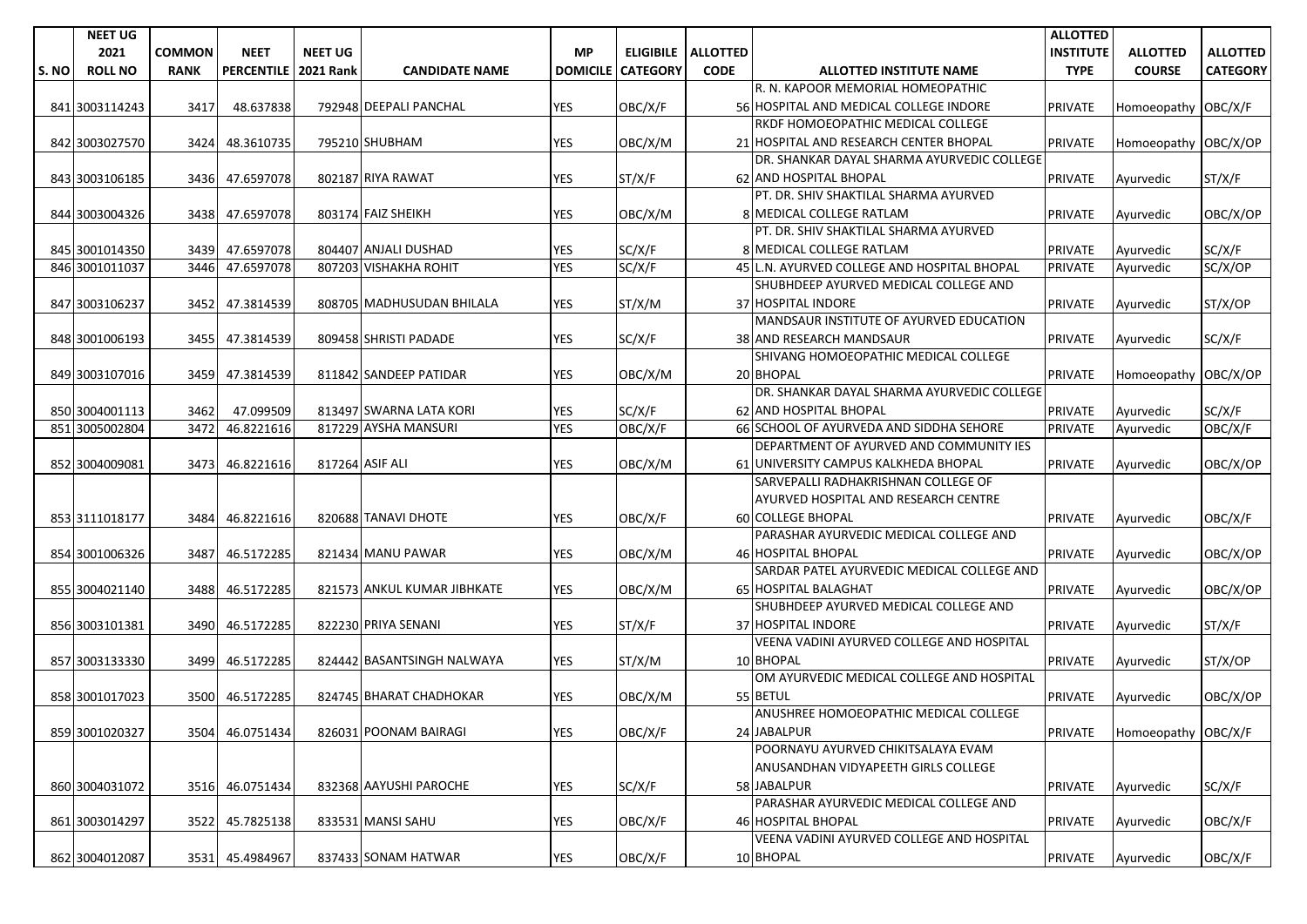| S. NO | NEET UG 2021 ROLL NO | COMMON RANK | NEET PERCENTILE | NEET UG 2021 Rank | CANDIDATE NAME | MP DOMICILE | ELIGIBILE CATEGORY | ALLOTTED CODE | ALLOTTED INSTITUTE NAME | ALLOTTED INSTITUTE TYPE | ALLOTTED COURSE | ALLOTTED CATEGORY |
|---|---|---|---|---|---|---|---|---|---|---|---|---|
| 841 | 3003114243 | 3417 | 48.637838 | 792948 | DEEPALI PANCHAL | YES | OBC/X/F | 56 | R. N. KAPOOR MEMORIAL HOMEOPATHIC HOSPITAL AND MEDICAL COLLEGE INDORE | PRIVATE | Homoeopathy | OBC/X/F |
| 842 | 3003027570 | 3424 | 48.3610735 | 795210 | SHUBHAM | YES | OBC/X/M | 21 | RKDF HOMOEOPATHIC MEDICAL COLLEGE HOSPITAL AND RESEARCH CENTER BHOPAL | PRIVATE | Homoeopathy | OBC/X/OP |
| 843 | 3003106185 | 3436 | 47.6597078 | 802187 | RIYA RAWAT | YES | ST/X/F | 62 | DR. SHANKAR DAYAL SHARMA AYURVEDIC COLLEGE AND HOSPITAL BHOPAL | PRIVATE | Ayurvedic | ST/X/F |
| 844 | 3003004326 | 3438 | 47.6597078 | 803174 | FAIZ SHEIKH | YES | OBC/X/M | 8 | PT. DR. SHIV SHAKTILAL SHARMA AYURVED MEDICAL COLLEGE RATLAM | PRIVATE | Ayurvedic | OBC/X/OP |
| 845 | 3001014350 | 3439 | 47.6597078 | 804407 | ANJALI DUSHAD | YES | SC/X/F | 8 | PT. DR. SHIV SHAKTILAL SHARMA AYURVED MEDICAL COLLEGE RATLAM | PRIVATE | Ayurvedic | SC/X/F |
| 846 | 3001011037 | 3446 | 47.6597078 | 807203 | VISHAKHA ROHIT | YES | SC/X/F | 45 | L.N. AYURVED COLLEGE AND HOSPITAL BHOPAL | PRIVATE | Ayurvedic | SC/X/OP |
| 847 | 3003106237 | 3452 | 47.3814539 | 808705 | MADHUSUDAN BHILALA | YES | ST/X/M | 37 | SHUBHDEEP AYURVED MEDICAL COLLEGE AND HOSPITAL INDORE | PRIVATE | Ayurvedic | ST/X/OP |
| 848 | 3001006193 | 3455 | 47.3814539 | 809458 | SHRISTI PADADE | YES | SC/X/F | 38 | MANDSAUR INSTITUTE OF AYURVED EDUCATION AND RESEARCH MANDSAUR | PRIVATE | Ayurvedic | SC/X/F |
| 849 | 3003107016 | 3459 | 47.3814539 | 811842 | SANDEEP PATIDAR | YES | OBC/X/M | 20 | SHIVANG HOMOEOPATHIC MEDICAL COLLEGE BHOPAL | PRIVATE | Homoeopathy | OBC/X/OP |
| 850 | 3004001113 | 3462 | 47.099509 | 813497 | SWARNA LATA KORI | YES | SC/X/F | 62 | DR. SHANKAR DAYAL SHARMA AYURVEDIC COLLEGE AND HOSPITAL BHOPAL | PRIVATE | Ayurvedic | SC/X/F |
| 851 | 3005002804 | 3472 | 46.8221616 | 817229 | AYSHA MANSURI | YES | OBC/X/F | 66 | SCHOOL OF AYURVEDA AND SIDDHA SEHORE | PRIVATE | Ayurvedic | OBC/X/F |
| 852 | 3004009081 | 3473 | 46.8221616 | 817264 | ASIF ALI | YES | OBC/X/M | 61 | DEPARTMENT OF AYURVED AND COMMUNITY IES UNIVERSITY CAMPUS KALKHEDA BHOPAL | PRIVATE | Ayurvedic | OBC/X/OP |
| 853 | 3111018177 | 3484 | 46.8221616 | 820688 | TANAVI DHOTE | YES | OBC/X/F | 60 | SARVEPALLI RADHAKRISHNAN COLLEGE OF AYURVED HOSPITAL AND RESEARCH CENTRE COLLEGE BHOPAL | PRIVATE | Ayurvedic | OBC/X/F |
| 854 | 3001006326 | 3487 | 46.5172285 | 821434 | MANU PAWAR | YES | OBC/X/M | 46 | PARASHAR AYURVEDIC MEDICAL COLLEGE AND HOSPITAL BHOPAL | PRIVATE | Ayurvedic | OBC/X/OP |
| 855 | 3004021140 | 3488 | 46.5172285 | 821573 | ANKUL KUMAR JIBHKATE | YES | OBC/X/M | 65 | SARDAR PATEL AYURVEDIC MEDICAL COLLEGE AND HOSPITAL BALAGHAT | PRIVATE | Ayurvedic | OBC/X/OP |
| 856 | 3003101381 | 3490 | 46.5172285 | 822230 | PRIYA SENANI | YES | ST/X/F | 37 | SHUBHDEEP AYURVED MEDICAL COLLEGE AND HOSPITAL INDORE | PRIVATE | Ayurvedic | ST/X/F |
| 857 | 3003133330 | 3499 | 46.5172285 | 824442 | BASANTSINGH NALWAYA | YES | ST/X/M | 10 | VEENA VADINI AYURVED COLLEGE AND HOSPITAL BHOPAL | PRIVATE | Ayurvedic | ST/X/OP |
| 858 | 3001017023 | 3500 | 46.5172285 | 824745 | BHARAT CHADHOKAR | YES | OBC/X/M | 55 | OM AYURVEDIC MEDICAL COLLEGE AND HOSPITAL BETUL | PRIVATE | Ayurvedic | OBC/X/OP |
| 859 | 3001020327 | 3504 | 46.0751434 | 826031 | POONAM BAIRAGI | YES | OBC/X/F | 24 | ANUSHREE HOMOEOPATHIC MEDICAL COLLEGE JABALPUR | PRIVATE | Homoeopathy | OBC/X/F |
| 860 | 3004031072 | 3516 | 46.0751434 | 832368 | AAYUSHI PAROCHE | YES | SC/X/F | 58 | POORNAYU AYURVED CHIKITSALAYA EVAM ANUSANDHAN VIDYAPEETH GIRLS COLLEGE JABALPUR | PRIVATE | Ayurvedic | SC/X/F |
| 861 | 3003014297 | 3522 | 45.7825138 | 833531 | MANSI SAHU | YES | OBC/X/F | 46 | PARASHAR AYURVEDIC MEDICAL COLLEGE AND HOSPITAL BHOPAL | PRIVATE | Ayurvedic | OBC/X/F |
| 862 | 3004012087 | 3531 | 45.4984967 | 837433 | SONAM HATWAR | YES | OBC/X/F | 10 | VEENA VADINI AYURVED COLLEGE AND HOSPITAL BHOPAL | PRIVATE | Ayurvedic | OBC/X/F |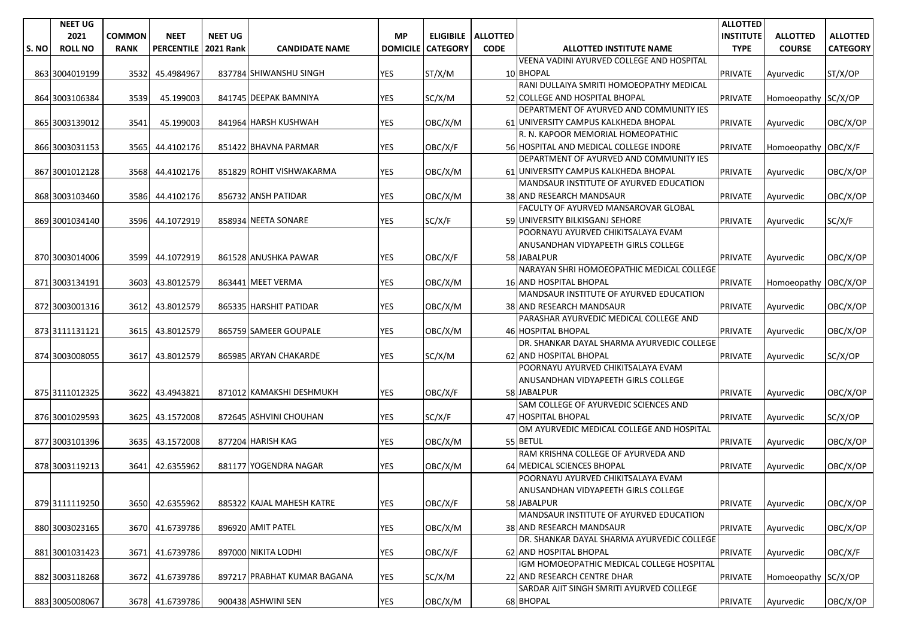| S. NO | NEET UG 2021 ROLL NO | COMMON RANK | NEET PERCENTILE | NEET UG 2021 Rank | CANDIDATE NAME | MP DOMICILE | ELIGIBILE CATEGORY | ALLOTTED CODE | ALLOTTED INSTITUTE NAME | ALLOTTED INSTITUTE TYPE | ALLOTTED COURSE | ALLOTTED CATEGORY |
|---|---|---|---|---|---|---|---|---|---|---|---|---|
| 863 | 3004019199 | 3532 | 45.4984967 | 837784 | SHIWANSHU SINGH | YES | ST/X/M | 10 | VEENA VADINI AYURVED COLLEGE AND HOSPITAL BHOPAL | PRIVATE | Ayurvedic | ST/X/OP |
| 864 | 3003106384 | 3539 | 45.199003 | 841745 | DEEPAK BAMNIYA | YES | SC/X/M | 52 | RANI DULLAIYA SMRITI HOMOEOPATHY MEDICAL COLLEGE AND HOSPITAL BHOPAL | PRIVATE | Homoeopathy | SC/X/OP |
| 865 | 3003139012 | 3541 | 45.199003 | 841964 | HARSH KUSHWAH | YES | OBC/X/M | 61 | DEPARTMENT OF AYURVED AND COMMUNITY IES UNIVERSITY CAMPUS KALKHEDA BHOPAL | PRIVATE | Ayurvedic | OBC/X/OP |
| 866 | 3003031153 | 3565 | 44.4102176 | 851422 | BHAVNA PARMAR | YES | OBC/X/F | 56 | R. N. KAPOOR MEMORIAL HOMEOPATHIC HOSPITAL AND MEDICAL COLLEGE INDORE | PRIVATE | Homoeopathy | OBC/X/F |
| 867 | 3001012128 | 3568 | 44.4102176 | 851829 | ROHIT VISHWAKARMA | YES | OBC/X/M | 61 | DEPARTMENT OF AYURVED AND COMMUNITY IES UNIVERSITY CAMPUS KALKHEDA BHOPAL | PRIVATE | Ayurvedic | OBC/X/OP |
| 868 | 3003103460 | 3586 | 44.4102176 | 856732 | ANSH PATIDAR | YES | OBC/X/M | 38 | MANDSAUR INSTITUTE OF AYURVED EDUCATION AND RESEARCH MANDSAUR | PRIVATE | Ayurvedic | OBC/X/OP |
| 869 | 3001034140 | 3596 | 44.1072919 | 858934 | NEETA SONARE | YES | SC/X/F | 59 | FACULTY OF AYURVED MANSAROVAR GLOBAL UNIVERSITY BILKISGANJ SEHORE | PRIVATE | Ayurvedic | SC/X/F |
| 870 | 3003014006 | 3599 | 44.1072919 | 861528 | ANUSHKA PAWAR | YES | OBC/X/F | 58 | POORNAYU AYURVED CHIKITSALAYA EVAM ANUSANDHAN VIDYAPEETH GIRLS COLLEGE JABALPUR | PRIVATE | Ayurvedic | OBC/X/OP |
| 871 | 3003134191 | 3603 | 43.8012579 | 863441 | MEET VERMA | YES | OBC/X/M | 16 | NARAYAN SHRI HOMOEOPATHIC MEDICAL COLLEGE AND HOSPITAL BHOPAL | PRIVATE | Homoeopathy | OBC/X/OP |
| 872 | 3003001316 | 3612 | 43.8012579 | 865335 | HARSHIT PATIDAR | YES | OBC/X/M | 38 | MANDSAUR INSTITUTE OF AYURVED EDUCATION AND RESEARCH MANDSAUR | PRIVATE | Ayurvedic | OBC/X/OP |
| 873 | 3111131121 | 3615 | 43.8012579 | 865759 | SAMEER GOUPALE | YES | OBC/X/M | 46 | PARASHAR AYURVEDIC MEDICAL COLLEGE AND HOSPITAL BHOPAL | PRIVATE | Ayurvedic | OBC/X/OP |
| 874 | 3003008055 | 3617 | 43.8012579 | 865985 | ARYAN CHAKARDE | YES | SC/X/M | 62 | DR. SHANKAR DAYAL SHARMA AYURVEDIC COLLEGE AND HOSPITAL BHOPAL | PRIVATE | Ayurvedic | SC/X/OP |
| 875 | 3111012325 | 3622 | 43.4943821 | 871012 | KAMAKSHI DESHMUKH | YES | OBC/X/F | 58 | POORNAYU AYURVED CHIKITSALAYA EVAM ANUSANDHAN VIDYAPEETH GIRLS COLLEGE JABALPUR | PRIVATE | Ayurvedic | OBC/X/OP |
| 876 | 3001029593 | 3625 | 43.1572008 | 872645 | ASHVINI CHOUHAN | YES | SC/X/F | 47 | SAM COLLEGE OF AYURVEDIC SCIENCES AND HOSPITAL BHOPAL | PRIVATE | Ayurvedic | SC/X/OP |
| 877 | 3003101396 | 3635 | 43.1572008 | 877204 | HARISH KAG | YES | OBC/X/M | 55 | OM AYURVEDIC MEDICAL COLLEGE AND HOSPITAL BETUL | PRIVATE | Ayurvedic | OBC/X/OP |
| 878 | 3003119213 | 3641 | 42.6355962 | 881177 | YOGENDRA NAGAR | YES | OBC/X/M | 64 | RAM KRISHNA COLLEGE OF AYURVEDA AND MEDICAL SCIENCES BHOPAL | PRIVATE | Ayurvedic | OBC/X/OP |
| 879 | 3111119250 | 3650 | 42.6355962 | 885322 | KAJAL MAHESH KATRE | YES | OBC/X/F | 58 | POORNAYU AYURVED CHIKITSALAYA EVAM ANUSANDHAN VIDYAPEETH GIRLS COLLEGE JABALPUR | PRIVATE | Ayurvedic | OBC/X/OP |
| 880 | 3003023165 | 3670 | 41.6739786 | 896920 | AMIT PATEL | YES | OBC/X/M | 38 | MANDSAUR INSTITUTE OF AYURVED EDUCATION AND RESEARCH MANDSAUR | PRIVATE | Ayurvedic | OBC/X/OP |
| 881 | 3001031423 | 3671 | 41.6739786 | 897000 | NIKITA LODHI | YES | OBC/X/F | 62 | DR. SHANKAR DAYAL SHARMA AYURVEDIC COLLEGE AND HOSPITAL BHOPAL | PRIVATE | Ayurvedic | OBC/X/F |
| 882 | 3003118268 | 3672 | 41.6739786 | 897217 | PRABHAT KUMAR BAGANA | YES | SC/X/M | 22 | IGM HOMOEOPATHIC MEDICAL COLLEGE HOSPITAL AND RESEARCH CENTRE DHAR | PRIVATE | Homoeopathy | SC/X/OP |
| 883 | 3005008067 | 3678 | 41.6739786 | 900438 | ASHWINI SEN | YES | OBC/X/M | 68 | SARDAR AJIT SINGH SMRITI AYURVED COLLEGE BHOPAL | PRIVATE | Ayurvedic | OBC/X/OP |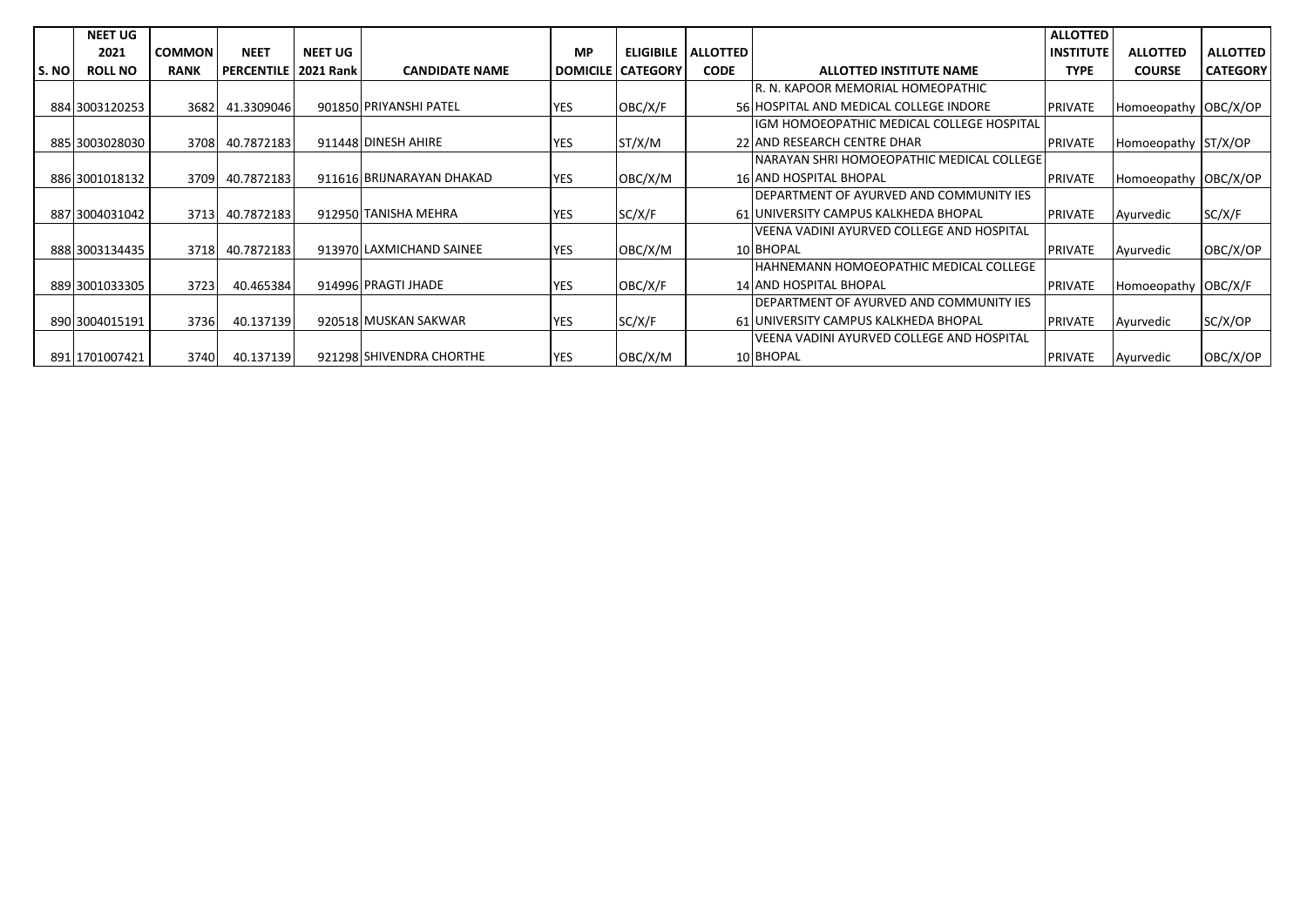| S. NO | NEET UG 2021 ROLL NO | COMMON RANK | NEET PERCENTILE | NEET UG 2021 Rank | CANDIDATE NAME | MP DOMICILE | ELIGIBILE CATEGORY | ALLOTTED CODE | ALLOTTED INSTITUTE NAME | ALLOTTED INSTITUTE TYPE | ALLOTTED COURSE | ALLOTTED CATEGORY |
|---|---|---|---|---|---|---|---|---|---|---|---|---|
| 884 | 3003120253 | 3682 | 41.3309046 | 901850 | PRIYANSHI PATEL | YES | OBC/X/F | 56 | R. N. KAPOOR MEMORIAL HOMEOPATHIC HOSPITAL AND MEDICAL COLLEGE INDORE | PRIVATE | Homoeopathy | OBC/X/OP |
| 885 | 3003028030 | 3708 | 40.7872183 | 911448 | DINESH AHIRE | YES | ST/X/M | 22 | IGM HOMOEOPATHIC MEDICAL COLLEGE HOSPITAL AND RESEARCH CENTRE DHAR | PRIVATE | Homoeopathy | ST/X/OP |
| 886 | 3001018132 | 3709 | 40.7872183 | 911616 | BRIJNARAYAN DHAKAD | YES | OBC/X/M | 16 | NARAYAN SHRI HOMOEOPATHIC MEDICAL COLLEGE AND HOSPITAL BHOPAL | PRIVATE | Homoeopathy | OBC/X/OP |
| 887 | 3004031042 | 3713 | 40.7872183 | 912950 | TANISHA MEHRA | YES | SC/X/F | 61 | DEPARTMENT OF AYURVED AND COMMUNITY IES UNIVERSITY CAMPUS KALKHEDA BHOPAL | PRIVATE | Ayurvedic | SC/X/F |
| 888 | 3003134435 | 3718 | 40.7872183 | 913970 | LAXMICHAND SAINEE | YES | OBC/X/M | 10 | VEENA VADINI AYURVED COLLEGE AND HOSPITAL BHOPAL | PRIVATE | Ayurvedic | OBC/X/OP |
| 889 | 3001033305 | 3723 | 40.465384 | 914996 | PRAGTI JHADE | YES | OBC/X/F | 14 | HAHNEMANN HOMOEOPATHIC MEDICAL COLLEGE AND HOSPITAL BHOPAL | PRIVATE | Homoeopathy | OBC/X/F |
| 890 | 3004015191 | 3736 | 40.137139 | 920518 | MUSKAN SAKWAR | YES | SC/X/F | 61 | DEPARTMENT OF AYURVED AND COMMUNITY IES UNIVERSITY CAMPUS KALKHEDA BHOPAL | PRIVATE | Ayurvedic | SC/X/OP |
| 891 | 1701007421 | 3740 | 40.137139 | 921298 | SHIVENDRA CHORTHE | YES | OBC/X/M | 10 | VEENA VADINI AYURVED COLLEGE AND HOSPITAL BHOPAL | PRIVATE | Ayurvedic | OBC/X/OP |